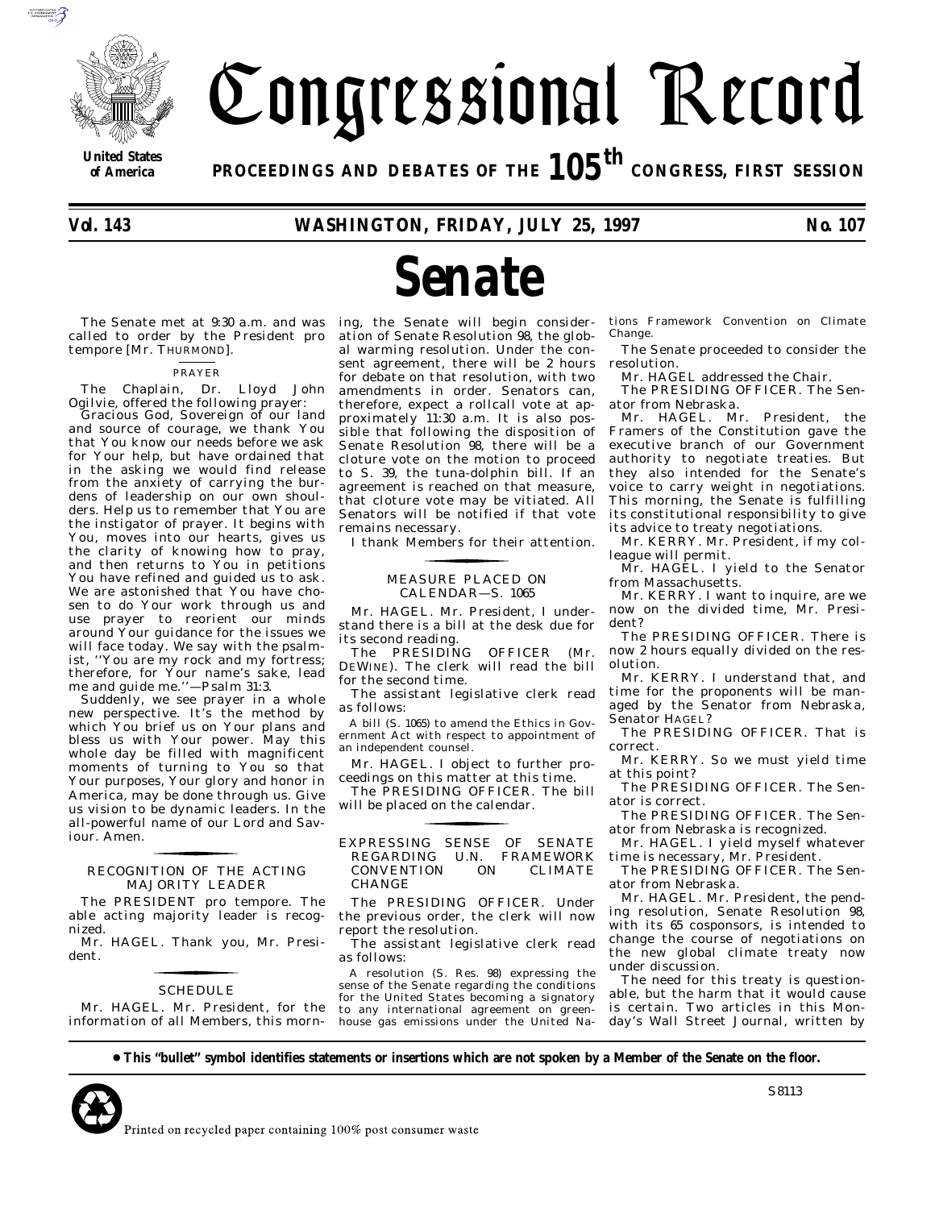# Congressional Record

**United States of America**

**PROCEEDINGS AND DEBATES OF THE 105th CONGRESS, FIRST SESSION**

**Vol. 143 WASHINGTON, FRIDAY, JULY 25, 1997 No. 107**

# Senate

The Senate met at 9:30 a.m. and was called to order by the President pro tempore [Mr. THURMOND].

## PRAYER

The Chaplain, Dr. Lloyd John Ogilvie, offered the following prayer:

Gracious God, Sovereign of our land and source of courage, we thank You that You know our needs before we ask for Your help, but have ordained that in the asking we would find release from the anxiety of carrying the burdens of leadership on our own shoulders. Help us to remember that You are the instigator of prayer. It begins with You, moves into our hearts, gives us the clarity of knowing how to pray, and then returns to You in petitions You have refined and guided us to ask. We are astonished that You have chosen to do Your work through us and use prayer to reorient our minds around Your guidance for the issues we will face today. We say with the psalmist, ''You are my rock and my fortress; therefore, for Your name's sake, lead me and guide me.''—Psalm 31:3.

Suddenly, we see prayer in a whole new perspective. It's the method by which You brief us on Your plans and bless us with Your power. May this whole day be filled with magnificent moments of turning to You so that Your purposes, Your glory and honor in America, may be done through us. Give us vision to be dynamic leaders. In the all-powerful name of our Lord and Saviour. Amen.

## RECOGNITION OF THE ACTING MAJORITY LEADER

The PRESIDENT pro tempore. The able acting majority leader is recognized.

Mr. HAGEL. Thank you, Mr. President.

## SCHEDULE

Mr. HAGEL. Mr. President, for the information of all Members, this morning, the Senate will begin consideration of Senate Resolution 98, the global warming resolution. Under the consent agreement, there will be 2 hours for debate on that resolution, with two amendments in order. Senators can, therefore, expect a rollcall vote at approximately 11:30 a.m. It is also possible that following the disposition of Senate Resolution 98, there will be a cloture vote on the motion to proceed to S. 39, the tuna-dolphin bill. If an agreement is reached on that measure, that cloture vote may be vitiated. All Senators will be notified if that vote remains necessary.

I thank Members for their attention.

## MEASURE PLACED ON CALENDAR—S. 1065

Mr. HAGEL. Mr. President, I understand there is a bill at the desk due for its second reading.

The PRESIDING OFFICER (Mr. DEWINE). The clerk will read the bill for the second time.

The assistant legislative clerk read as follows:

A bill (S. 1065) to amend the Ethics in Government Act with respect to appointment of an independent counsel.

Mr. HAGEL. I object to further proceedings on this matter at this time.

The PRESIDING OFFICER. The bill will be placed on the calendar.

## EXPRESSING SENSE OF SENATE REGARDING U.N. FRAMEWORK CONVENTION ON CLIMATE CHANGE

The PRESIDING OFFICER. Under the previous order, the clerk will now report the resolution.

The assistant legislative clerk read as follows:

A resolution (S. Res. 98) expressing the sense of the Senate regarding the conditions for the United States becoming a signatory to any international agreement on greenhouse gas emissions under the United Nations Framework Convention on Climate Change.

The Senate proceeded to consider the resolution.

Mr. HAGEL addressed the Chair.

The PRESIDING OFFICER. The Senator from Nebraska.

Mr. HAGEL. Mr. President, the Framers of the Constitution gave the executive branch of our Government authority to negotiate treaties. But they also intended for the Senate's voice to carry weight in negotiations. This morning, the Senate is fulfilling its constitutional responsibility to give its advice to treaty negotiations.

Mr. KERRY. Mr. President, if my colleague will permit.

Mr. HAGEL. I yield to the Senator from Massachusetts.

Mr. KERRY. I want to inquire, are we now on the divided time, Mr. President?

The PRESIDING OFFICER. There is now 2 hours equally divided on the resolution.

Mr. KERRY. I understand that, and time for the proponents will be managed by the Senator from Nebraska, Senator HAGEL?

The PRESIDING OFFICER. That is correct.

Mr. KERRY. So we must yield time at this point?

The PRESIDING OFFICER. The Senator is correct.

The PRESIDING OFFICER. The Senator from Nebraska is recognized.

Mr. HAGEL. I yield myself whatever time is necessary, Mr. President.

The PRESIDING OFFICER. The Senator from Nebraska.

Mr. HAGEL. Mr. President, the pending resolution, Senate Resolution 98, with its 65 cosponsors, is intended to change the course of negotiations on the new global climate treaty now under discussion.

The need for this treaty is questionable, but the harm that it would cause is certain. Two articles in this Monday's Wall Street Journal, written by

**● This "bullet" symbol identifies statements or insertions which are not spoken by a Member of the Senate on the floor.**

Printed on recycled paper containing 100% post consumer waste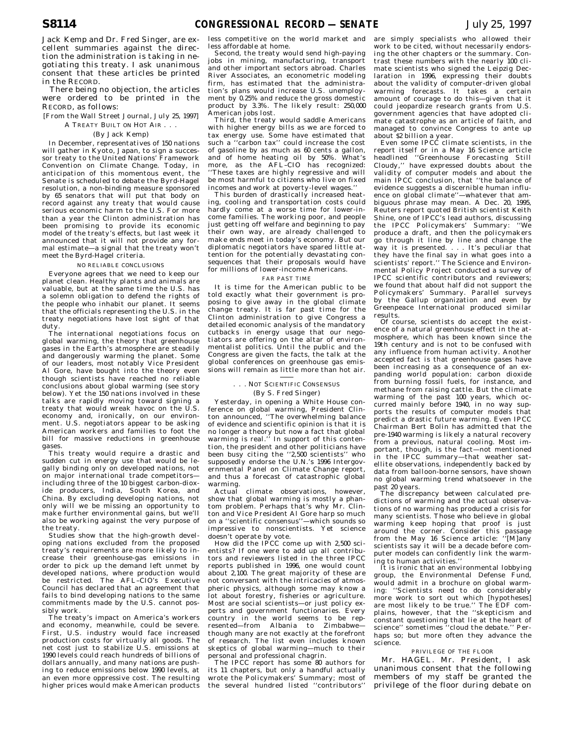Jack Kemp and Dr. Fred Singer, are excellent summaries against the direction the administration is taking in negotiating this treaty. I ask unanimous consent that these articles be printed in the RECORD.

There being no objection, the articles were ordered to be printed in the RECORD, as follows:

[From the Wall Street Journal, July 25, 1997]

A TREATY BUILT ON HOT AIR . . .

(By Jack Kemp)

In December, representatives of 150 nations will gather in Kyoto, Japan, to sign a successor treaty to the United Nations' Framework Convention on Climate Change. Today, in anticipation of this momentous event, the Senate is scheduled to debate the Byrd-Hagel resolution, a non-binding measure sponsored by 65 senators that will put that body on record against any treaty that would cause serious economic harm to the U.S. For more than a year the Clinton administration has been promising to provide its economic model of the treaty's effects, but last week it announced that it will not provide any formal estimate—a signal that the treaty won't meet the Byrd-Hagel criteria.

NO RELIABLE CONCLUSIONS

Everyone agrees that we need to keep our planet clean. Healthy plants and animals are valuable, but at the same time the U.S. has a solemn obligation to defend the rights of the people who inhabit our planet. It seems that the officials representing the U.S. in the treaty negotiations have lost sight of that duty.

The international negotiations focus on global warming, the theory that greenhouse gases in the Earth's atmosphere are steadily and dangerously warming the planet. Some of our leaders, most notably Vice President Al Gore, have bought into the theory even though scientists have reached no reliable conclusions about global warming (see story below). Yet the 150 nations involved in these talks are rapidly moving toward signing a treaty that would wreak havoc on the U.S. economy and, ironically, on our environment. U.S. negotiators appear to be asking American workers and families to foot the bill for massive reductions in greenhouse gases.

This treaty would require a drastic and sudden cut in energy use that would be legally binding only on developed nations, not on major international trade competitors—including three of the 10 biggest carbon-dioxide producers, India, South Korea, and China. By excluding developing nations, not only will we be missing an opportunity to make further environmental gains, but we'll also be working against the very purpose of the treaty.

Studies show that the high-growth developing nations excluded from the proposed treaty's requirements are more likely to increase their greenhouse-gas emissions in order to pick up the demand left unmet by developed nations, where production would be restricted. The AFL–CIO's Executive Council has declared that an agreement that fails to bind developing nations to the same commitments made by the U.S. cannot possibly work.

The treaty's impact on America's workers and economy, meanwhile, could be severe. First, U.S. industry would face increased production costs for virtually all goods. The net cost just to stabilize U.S. emissions at 1990 levels could reach hundreds of billions of dollars annually, and many nations are pushing to reduce emissions below 1990 levels, at an even more oppressive cost. The resulting higher prices would make American products less competitive on the world market and less affordable at home.

Second, the treaty would send high-paying jobs in mining, manufacturing, transport and other important sectors abroad. Charles River Associates, an econometric modeling firm, has estimated that the administration's plans would increase U.S. unemployment by 0.25% and reduce the gross domestic product by 3.3%. The likely result: 250,000 American jobs lost.

Third, the treaty would saddle Americans with higher energy bills as we are forced to tax energy use. Some have estimated that such a ''carbon tax'' could increase the cost of gasoline by as much as 60 cents a gallon, and of home heating oil by 50%. What's more, as the AFL–CIO has recognized: ''These taxes are highly regressive and will be most harmful to citizens who live on fixed incomes and work at poverty-level wages.''

This burden of drastically increased heating, cooling and transportation costs could hardly come at a worse time for lower-income families. The working poor, and people just getting off welfare and beginning to pay their own way, are already challenged to make ends meet in today's economy. But our diplomatic negotiators have spared little attention for the potentially devastating consequences that their proposals would have for millions of lower-income Americans.

FAR PAST TIME

It is time for the American public to be told exactly what their government is proposing to give away in the global climate change treaty. It is far past time for the Clinton administration to give Congress a detailed economic analysis of the mandatory cutbacks in energy usage that our negotiators are offering on the altar of environmentalist politics. Until the public and the Congress are given the facts, the talk at the global conferences on greenhouse gas emissions will remain as little more than hot air.

. . . NOT SCIENTIFIC CONSENSUS

(By S. Fred Singer)

Yesterday, in opening a White House conference on global warming, President Clinton announced, ''The overwhelming balance of evidence and scientific opinion is that it is no longer a theory but now a fact that global warming is real.'' In support of this contention, the president and other politicians have been busy citing the ''2,500 scientists'' who supposedly endorse the U.N.'s 1996 Intergovernmental Panel on Climate Change report, and thus a forecast of catastrophic global warming.

Actual climate observations, however, show that global warming is mostly a phantom problem. Perhaps that's why Mr. Clinton and Vice President Al Gore harp so much on a ''scientific consensus''—which sounds so impressive to nonscientists. Yet science doesn't operate by vote.

How did the IPCC come up with 2,500 scientists? If one were to add up all contributors and reviewers listed in the three IPCC reports published in 1996, one would count about 2,100. The great majority of these are not conversant with the intricacies of atmospheric physics, although some may know a lot about forestry, fisheries or agriculture. Most are social scientists—or just policy experts and government functionaries. Every country in the world seems to be represented—from Albania to Zimbabwe—though many are not exactly at the forefront of research. The list even includes known skeptics of global warming—much to their personal and professional chagrin.

The IPCC report has some 80 authors for its 11 chapters, but only a handful actually wrote the Policymakers' Summary; most of the several hundred listed ''contributors'' are simply specialists who allowed their work to be cited, without necessarily endorsing the other chapters or the summary. Contrast these numbers with the nearly 100 climate scientists who signed the Leipzig Declaration in 1996, expressing their doubts about the validity of computer-driven global warming forecasts. It takes a certain amount of courage to do this—given that it could jeopardize research grants from U.S. government agencies that have adopted climate catastrophe as an article of faith, and managed to convince Congress to ante up about $2 billion a year.

Even some IPCC climate scientists, in the report itself or in a May 16 Science article headlined ''Greenhouse Forecasting Still Cloudy,'' have expressed doubts about the validity of computer models and about the main IPCC conclusion, that ''the balance of evidence suggests a discernible human influence on global climate''—whatever that ambiguous phrase may mean. A Dec. 20, 1995, Reuters report quoted British scientist Keith Shine, one of IPCC's lead authors, discussing the IPCC Policymakers' Summary: ''We produce a draft, and then the policymakers go through it line by line and change the way it is presented. . . . It's peculiar that they have the final say in what goes into a scientists' report.'' The Science and Environmental Policy Project conducted a survey of IPCC scientific contributors and reviewers; we found that about half did not support the Policymakers' Summary. Parallel surveys by the Gallup organization and even by Greenpeace International produced similar results.

Of course, scientists do accept the existence of a natural greenhouse effect in the atmosphere, which has been known since the 19th century and is not to be confused with any influence from human activity. Another accepted fact is that greenhouse gases have been increasing as a consequence of an expanding world population: carbon dioxide from burning fossil fuels, for instance, and methane from raising cattle. But the climate warming of the past 100 years, which occurred mainly before 1940, in no way supports the results of computer models that predict a drastic future warming. Even IPCC Chairman Bert Bolin has admitted that the pre-1940 warming is likely a natural recovery from a previous, natural cooling. Most important, though, is the fact—not mentioned in the IPCC summary—that weather satellite observations, independently backed by data from balloon-borne sensors, have shown no global warming trend whatsoever in the past 20 years.

The discrepancy between calculated predictions of warming and the actual observations of no warming has produced a crisis for many scientists. Those who believe in global warming keep hoping that proof is just around the corner. Consider this passage from the May 16 Science article: ''[M]any scientists say it will be a decade before computer models can confidently link the warming to human activities.''

It is ironic that an environmental lobbying group, the Environmental Defense Fund, would admit in a brochure on global warming: ''Scientists need to do considerably more work to sort out which [hypotheses] are most likely to be true.'' The EDF complains, however, that the ''skepticism and constant questioning that lie at the heart of science'' sometimes ''cloud the debate.'' Perhaps so; but more often they advance the science.

PRIVILEGE OF THE FLOOR

Mr. HAGEL. Mr. President, I ask unanimous consent that the following members of my staff be granted the privilege of the floor during debate on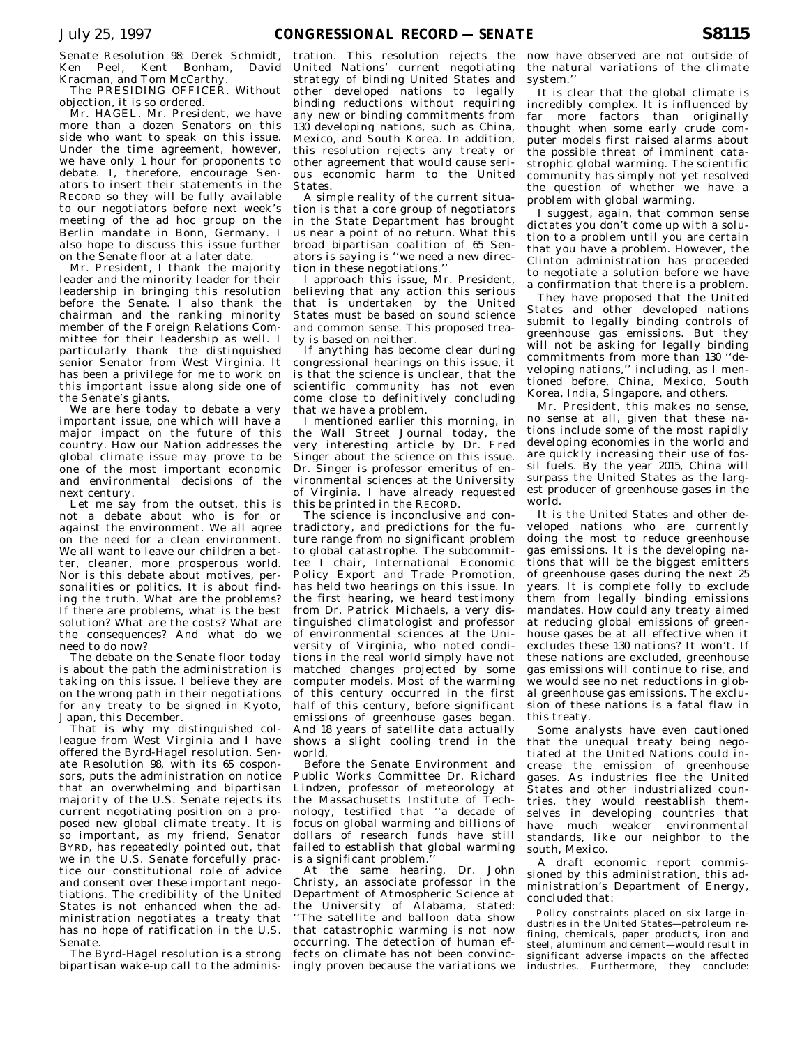Senate Resolution 98: Derek Schmidt, Ken Peel, Kent Bonham, David Kracman, and Tom McCarthy.

The PRESIDING OFFICER. Without objection, it is so ordered.

Mr. HAGEL. Mr. President, we have more than a dozen Senators on this side who want to speak on this issue. Under the time agreement, however, we have only 1 hour for proponents to debate. I, therefore, encourage Senators to insert their statements in the RECORD so they will be fully available to our negotiators before next week's meeting of the ad hoc group on the Berlin mandate in Bonn, Germany. I also hope to discuss this issue further on the Senate floor at a later date.

Mr. President, I thank the majority leader and the minority leader for their leadership in bringing this resolution before the Senate. I also thank the chairman and the ranking minority member of the Foreign Relations Committee for their leadership as well. I particularly thank the distinguished senior Senator from West Virginia. It has been a privilege for me to work on this important issue along side one of the Senate's giants.

We are here today to debate a very important issue, one which will have a major impact on the future of this country. How our Nation addresses the global climate issue may prove to be one of the most important economic and environmental decisions of the next century.

Let me say from the outset, this is not a debate about who is for or against the environment. We all agree on the need for a clean environment. We all want to leave our children a better, cleaner, more prosperous world. Nor is this debate about motives, personalities or politics. It is about finding the truth. What are the problems? If there are problems, what is the best solution? What are the costs? What are the consequences? And what do we need to do now?

The debate on the Senate floor today is about the path the administration is taking on this issue. I believe they are on the wrong path in their negotiations for any treaty to be signed in Kyoto, Japan, this December.

That is why my distinguished colleague from West Virginia and I have offered the Byrd-Hagel resolution. Senate Resolution 98, with its 65 cosponsors, puts the administration on notice that an overwhelming and bipartisan majority of the U.S. Senate rejects its current negotiating position on a proposed new global climate treaty. It is so important, as my friend, Senator BYRD, has repeatedly pointed out, that we in the U.S. Senate forcefully practice our constitutional role of advice and consent over these important negotiations. The credibility of the United States is not enhanced when the administration negotiates a treaty that has no hope of ratification in the U.S. Senate.

The Byrd-Hagel resolution is a strong bipartisan wake-up call to the administration. This resolution rejects the United Nations' current negotiating strategy of binding United States and other developed nations to legally binding reductions without requiring any new or binding commitments from 130 developing nations, such as China, Mexico, and South Korea. In addition, this resolution rejects any treaty or other agreement that would cause serious economic harm to the United States.

A simple reality of the current situation is that a core group of negotiators in the State Department has brought us near a point of no return. What this broad bipartisan coalition of 65 Senators is saying is "we need a new direction in these negotiations."

I approach this issue, Mr. President, believing that any action this serious that is undertaken by the United States must be based on sound science and common sense. This proposed treaty is based on neither.

If anything has become clear during congressional hearings on this issue, it is that the science is unclear, that the scientific community has not even come close to definitively concluding that we have a problem.

I mentioned earlier this morning, in the Wall Street Journal today, the very interesting article by Dr. Fred Singer about the science on this issue. Dr. Singer is professor emeritus of environmental sciences at the University of Virginia. I have already requested this be printed in the RECORD.

The science is inconclusive and contradictory, and predictions for the future range from no significant problem to global catastrophe. The subcommittee I chair, International Economic Policy Export and Trade Promotion, has held two hearings on this issue. In the first hearing, we heard testimony from Dr. Patrick Michaels, a very distinguished climatologist and professor of environmental sciences at the University of Virginia, who noted conditions in the real world simply have not matched changes projected by some computer models. Most of the warming of this century occurred in the first half of this century, before significant emissions of greenhouse gases began. And 18 years of satellite data actually shows a slight cooling trend in the world.

Before the Senate Environment and Public Works Committee Dr. Richard Lindzen, professor of meteorology at the Massachusetts Institute of Technology, testified that "a decade of focus on global warming and billions of dollars of research funds have still failed to establish that global warming is a significant problem."

At the same hearing, Dr. John Christy, an associate professor in the Department of Atmospheric Science at the University of Alabama, stated: "The satellite and balloon data show that catastrophic warming is not now occurring. The detection of human effects on climate has not been convincingly proven because the variations we now have observed are not outside of the natural variations of the climate system."

It is clear that the global climate is incredibly complex. It is influenced by far more factors than originally thought when some early crude computer models first raised alarms about the possible threat of imminent catastrophic global warming. The scientific community has simply not yet resolved the question of whether we have a problem with global warming.

I suggest, again, that common sense dictates you don't come up with a solution to a problem until you are certain that you have a problem. However, the Clinton administration has proceeded to negotiate a solution before we have a confirmation that there is a problem.

They have proposed that the United States and other developed nations submit to legally binding controls of greenhouse gas emissions. But they will not be asking for legally binding commitments from more than 130 "developing nations," including, as I mentioned before, China, Mexico, South Korea, India, Singapore, and others.

Mr. President, this makes no sense, no sense at all, given that these nations include some of the most rapidly developing economies in the world and are quickly increasing their use of fossil fuels. By the year 2015, China will surpass the United States as the largest producer of greenhouse gases in the world.

It is the United States and other developed nations who are currently doing the most to reduce greenhouse gas emissions. It is the developing nations that will be the biggest emitters of greenhouse gases during the next 25 years. It is complete folly to exclude them from legally binding emissions mandates. How could any treaty aimed at reducing global emissions of greenhouse gases be at all effective when it excludes these 130 nations? It won't. If these nations are excluded, greenhouse gas emissions will continue to rise, and we would see no net reductions in global greenhouse gas emissions. The exclusion of these nations is a fatal flaw in this treaty.

Some analysts have even cautioned that the unequal treaty being negotiated at the United Nations could increase the emission of greenhouse gases. As industries flee the United States and other industrialized countries, they would reestablish themselves in developing countries that have much weaker environmental standards, like our neighbor to the south, Mexico.

A draft economic report commissioned by this administration, this administration's Department of Energy, concluded that:

> Policy constraints placed on six large industries in the United States—petroleum refining, chemicals, paper products, iron and steel, aluminum and cement—would result in significant adverse impacts on the affected industries. Furthermore, they conclude: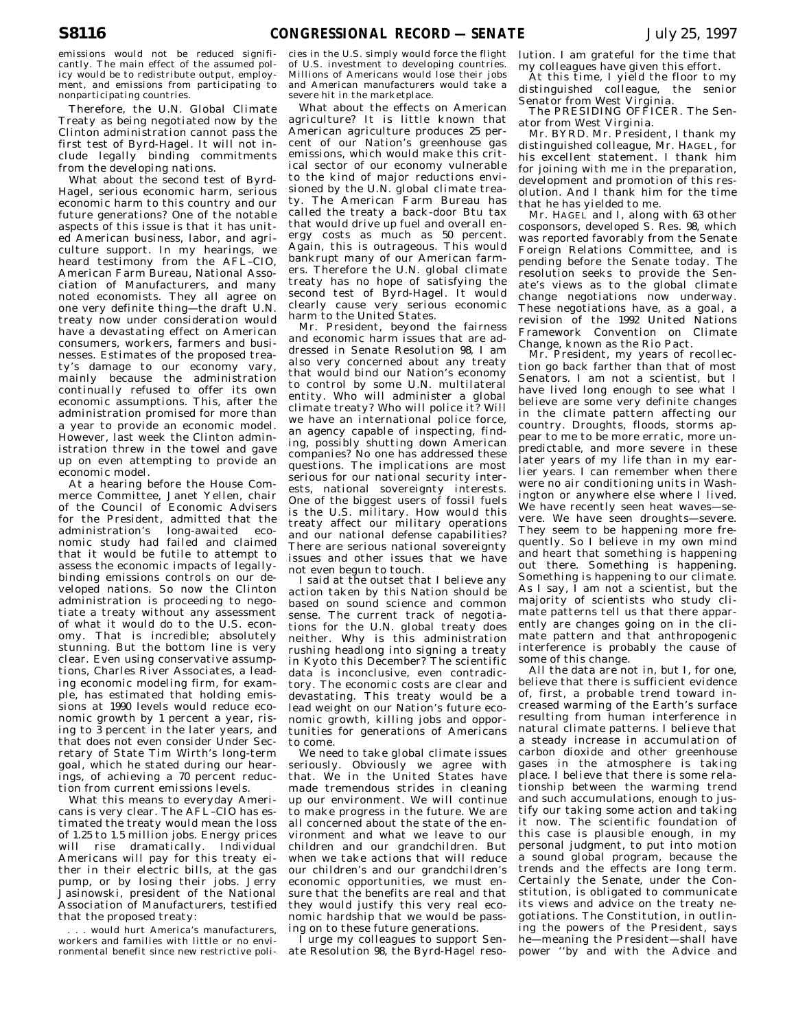emissions would not be reduced significantly. The main effect of the assumed policy would be to redistribute output, employment, and emissions from participating to nonparticipating countries.

Therefore, the U.N. Global Climate Treaty as being negotiated now by the Clinton administration cannot pass the first test of Byrd-Hagel. It will not include legally binding commitments from the developing nations.

What about the second test of Byrd-Hagel, serious economic harm, serious economic harm to this country and our future generations? One of the notable aspects of this issue is that it has united American business, labor, and agriculture support. In my hearings, we heard testimony from the AFL–CIO, American Farm Bureau, National Association of Manufacturers, and many noted economists. They all agree on one very definite thing—the draft U.N. treaty now under consideration would have a devastating effect on American consumers, workers, farmers and businesses. Estimates of the proposed treaty's damage to our economy vary, mainly because the administration continually refused to offer its own economic assumptions. This, after the administration promised for more than a year to provide an economic model. However, last week the Clinton administration threw in the towel and gave up on even attempting to provide an economic model.

At a hearing before the House Commerce Committee, Janet Yellen, chair of the Council of Economic Advisers for the President, admitted that the administration's long-awaited economic study had failed and claimed that it would be futile to attempt to assess the economic impacts of legally-binding emissions controls on our developed nations. So now the Clinton administration is proceeding to negotiate a treaty without any assessment of what it would do to the U.S. economy. That is incredible; absolutely stunning. But the bottom line is very clear. Even using conservative assumptions, Charles River Associates, a leading economic modeling firm, for example, has estimated that holding emissions at 1990 levels would reduce economic growth by 1 percent a year, rising to 3 percent in the later years, and that does not even consider Under Secretary of State Tim Wirth's long-term goal, which he stated during our hearings, of achieving a 70 percent reduction from current emissions levels.

What this means to everyday Americans is very clear. The AFL–CIO has estimated the treaty would mean the loss of 1.25 to 1.5 million jobs. Energy prices will rise dramatically. Individual Americans will pay for this treaty either in their electric bills, at the gas pump, or by losing their jobs. Jerry Jasinowski, president of the National Association of Manufacturers, testified that the proposed treaty:

> . . . would hurt America's manufacturers, workers and families with little or no environmental benefit since new restrictive policies in the U.S. simply would force the flight of U.S. investment to developing countries. Millions of Americans would lose their jobs and American manufacturers would take a severe hit in the marketplace.

What about the effects on American agriculture? It is little known that American agriculture produces 25 percent of our Nation's greenhouse gas emissions, which would make this critical sector of our economy vulnerable to the kind of major reductions envisioned by the U.N. global climate treaty. The American Farm Bureau has called the treaty a back-door Btu tax that would drive up fuel and overall energy costs as much as 50 percent. Again, this is outrageous. This would bankrupt many of our American farmers. Therefore the U.N. global climate treaty has no hope of satisfying the second test of Byrd-Hagel. It would clearly cause very serious economic harm to the United States.

Mr. President, beyond the fairness and economic harm issues that are addressed in Senate Resolution 98, I am also very concerned about any treaty that would bind our Nation's economy to control by some U.N. multilateral entity. Who will administer a global climate treaty? Who will police it? Will we have an international police force, an agency capable of inspecting, finding, possibly shutting down American companies? No one has addressed these questions. The implications are most serious for our national security interests, national sovereignty interests. One of the biggest users of fossil fuels is the U.S. military. How would this treaty affect our military operations and our national defense capabilities? There are serious national sovereignty issues and other issues that we have not even begun to touch.

I said at the outset that I believe any action taken by this Nation should be based on sound science and common sense. The current track of negotiations for the U.N. global treaty does neither. Why is this administration rushing headlong into signing a treaty in Kyoto this December? The scientific data is inconclusive, even contradictory. The economic costs are clear and devastating. This treaty would be a lead weight on our Nation's future economic growth, killing jobs and opportunities for generations of Americans to come.

We need to take global climate issues seriously. Obviously we agree with that. We in the United States have made tremendous strides in cleaning up our environment. We will continue to make progress in the future. We are all concerned about the state of the environment and what we leave to our children and our grandchildren. But when we take actions that will reduce our children's and our grandchildren's economic opportunities, we must ensure that the benefits are real and that they would justify this very real economic hardship that we would be passing on to these future generations.

I urge my colleagues to support Senate Resolution 98, the Byrd-Hagel resolution. I am grateful for the time that my colleagues have given this effort.

At this time, I yield the floor to my distinguished colleague, the senior Senator from West Virginia.

The PRESIDING OFFICER. The Senator from West Virginia.

Mr. BYRD. Mr. President, I thank my distinguished colleague, Mr. HAGEL, for his excellent statement. I thank him for joining with me in the preparation, development and promotion of this resolution. And I thank him for the time that he has yielded to me.

Mr. HAGEL and I, along with 63 other cosponsors, developed S. Res. 98, which was reported favorably from the Senate Foreign Relations Committee, and is pending before the Senate today. The resolution seeks to provide the Senate's views as to the global climate change negotiations now underway. These negotiations have, as a goal, a revision of the 1992 United Nations Framework Convention on Climate Change, known as the Rio Pact.

Mr. President, my years of recollection go back farther than that of most Senators. I am not a scientist, but I have lived long enough to see what I believe are some very definite changes in the climate pattern affecting our country. Droughts, floods, storms appear to me to be more erratic, more unpredictable, and more severe in these later years of my life than in my earlier years. I can remember when there were no air conditioning units in Washington or anywhere else where I lived. We have recently seen heat waves—severe. We have seen droughts—severe. They seem to be happening more frequently. So I believe in my own mind and heart that something is happening out there. Something is happening. Something is happening to our climate. As I say, I am not a scientist, but the majority of scientists who study climate patterns tell us that there apparently are changes going on in the climate pattern and that anthropogenic interference is probably the cause of some of this change.

All the data are not in, but I, for one, believe that there is sufficient evidence of, first, a probable trend toward increased warming of the Earth's surface resulting from human interference in natural climate patterns. I believe that a steady increase in accumulation of carbon dioxide and other greenhouse gases in the atmosphere is taking place. I believe that there is some relationship between the warming trend and such accumulations, enough to justify our taking some action and taking it now. The scientific foundation of this case is plausible enough, in my personal judgment, to put into motion a sound global program, because the trends and the effects are long term. Certainly the Senate, under the Constitution, is obligated to communicate its views and advice on the treaty negotiations. The Constitution, in outlining the powers of the President, says he—meaning the President—shall have power ''by and with the Advice and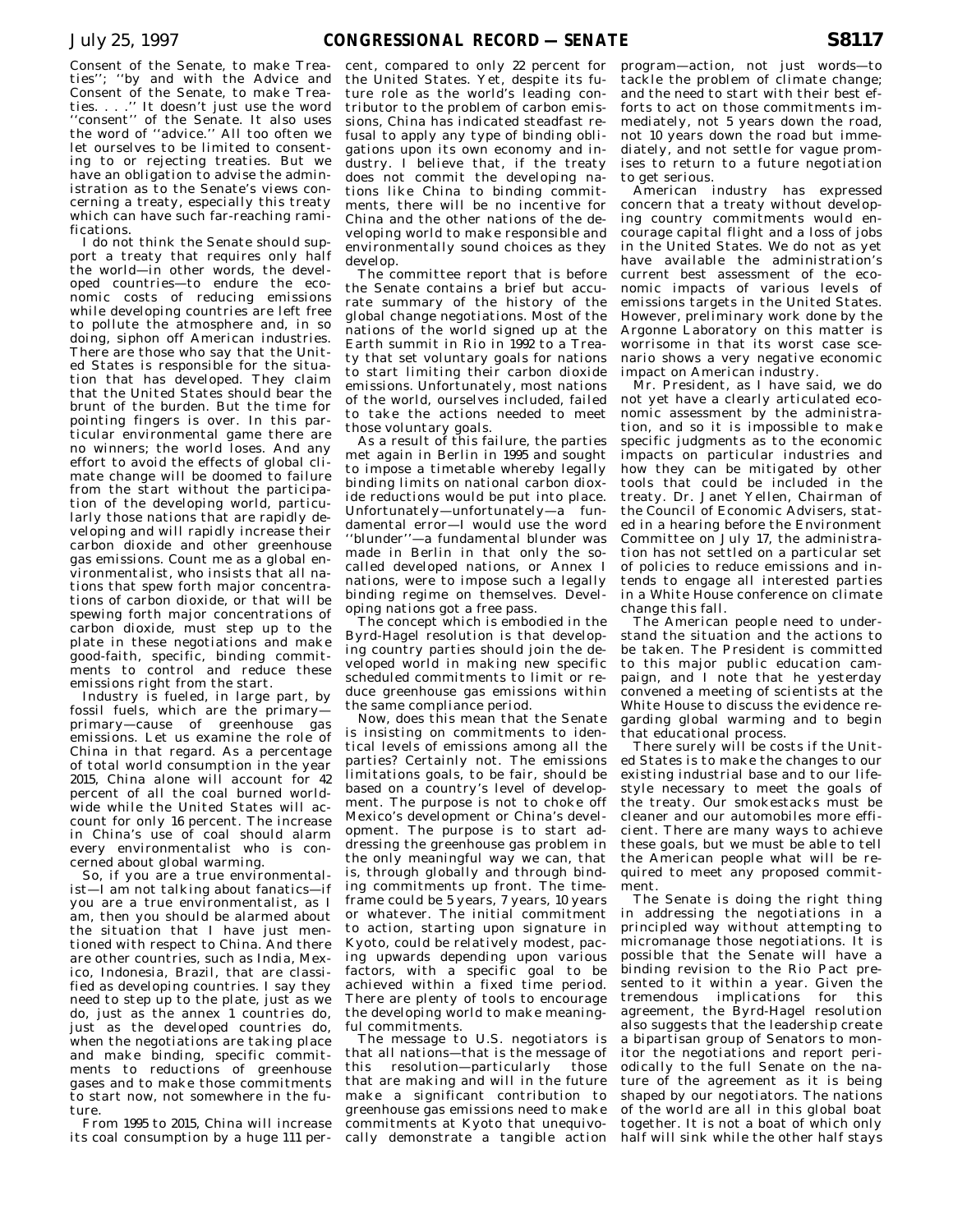Consent of the Senate, to make Treaties''; ''by and with the Advice and Consent of the Senate, to make Treaties. . . .'' It doesn't just use the word ''consent'' of the Senate. It also uses the word of ''advice.'' All too often we let ourselves to be limited to consenting to or rejecting treaties. But we have an obligation to advise the administration as to the Senate's views concerning a treaty, especially this treaty which can have such far-reaching ramifications.

I do not think the Senate should support a treaty that requires only half the world—in other words, the developed countries—to endure the economic costs of reducing emissions while developing countries are left free to pollute the atmosphere and, in so doing, siphon off American industries. There are those who say that the United States is responsible for the situation that has developed. They claim that the United States should bear the brunt of the burden. But the time for pointing fingers is over. In this particular environmental game there are no winners; the world loses. And any effort to avoid the effects of global climate change will be doomed to failure from the start without the participation of the developing world, particularly those nations that are rapidly developing and will rapidly increase their carbon dioxide and other greenhouse gas emissions. Count me as a global environmentalist, who insists that all nations that spew forth major concentrations of carbon dioxide, or that will be spewing forth major concentrations of carbon dioxide, must step up to the plate in these negotiations and make good-faith, specific, binding commitments to control and reduce these emissions right from the start.

Industry is fueled, in large part, by fossil fuels, which are the primary—primary—cause of greenhouse gas emissions. Let us examine the role of China in that regard. As a percentage of total world consumption in the year 2015, China alone will account for 42 percent of all the coal burned worldwide while the United States will account for only 16 percent. The increase in China's use of coal should alarm every environmentalist who is concerned about global warming.

So, if you are a true environmentalist—I am not talking about fanatics—if you are a true environmentalist, as I am, then you should be alarmed about the situation that I have just mentioned with respect to China. And there are other countries, such as India, Mexico, Indonesia, Brazil, that are classified as developing countries. I say they need to step up to the plate, just as we do, just as the annex 1 countries do, just as the developed countries do, when the negotiations are taking place and make binding, specific commitments to reductions of greenhouse gases and to make those commitments to start now, not somewhere in the future.

From 1995 to 2015, China will increase its coal consumption by a huge 111 percent, compared to only 22 percent for the United States. Yet, despite its future role as the world's leading contributor to the problem of carbon emissions, China has indicated steadfast refusal to apply any type of binding obligations upon its own economy and industry. I believe that, if the treaty does not commit the developing nations like China to binding commitments, there will be no incentive for China and the other nations of the developing world to make responsible and environmentally sound choices as they develop.

The committee report that is before the Senate contains a brief but accurate summary of the history of the global change negotiations. Most of the nations of the world signed up at the Earth summit in Rio in 1992 to a Treaty that set voluntary goals for nations to start limiting their carbon dioxide emissions. Unfortunately, most nations of the world, ourselves included, failed to take the actions needed to meet those voluntary goals.

As a result of this failure, the parties met again in Berlin in 1995 and sought to impose a timetable whereby legally binding limits on national carbon dioxide reductions would be put into place. Unfortunately—unfortunately—a fundamental error—I would use the word ''blunder''—a fundamental blunder was made in Berlin in that only the so-called developed nations, or Annex I nations, were to impose such a legally binding regime on themselves. Developing nations got a free pass.

The concept which is embodied in the Byrd-Hagel resolution is that developing country parties should join the developed world in making new specific scheduled commitments to limit or reduce greenhouse gas emissions within the same compliance period.

Now, does this mean that the Senate is insisting on commitments to identical levels of emissions among all the parties? Certainly not. The emissions limitations goals, to be fair, should be based on a country's level of development. The purpose is not to choke off Mexico's development or China's development. The purpose is to start addressing the greenhouse gas problem in the only meaningful way we can, that is, through globally and through binding commitments up front. The timeframe could be 5 years, 7 years, 10 years or whatever. The initial commitment to action, starting upon signature in Kyoto, could be relatively modest, pacing upwards depending upon various factors, with a specific goal to be achieved within a fixed time period. There are plenty of tools to encourage the developing world to make meaningful commitments.

The message to U.S. negotiators is that all nations—that is the message of this resolution—particularly those that are making and will in the future make a significant contribution to greenhouse gas emissions need to make commitments at Kyoto that unequivocally demonstrate a tangible action program—action, not just words—to tackle the problem of climate change; and the need to start with their best efforts to act on those commitments immediately, not 5 years down the road, not 10 years down the road but immediately, and not settle for vague promises to return to a future negotiation to get serious.

American industry has expressed concern that a treaty without developing country commitments would encourage capital flight and a loss of jobs in the United States. We do not as yet have available the administration's current best assessment of the economic impacts of various levels of emissions targets in the United States. However, preliminary work done by the Argonne Laboratory on this matter is worrisome in that its worst case scenario shows a very negative economic impact on American industry.

Mr. President, as I have said, we do not yet have a clearly articulated economic assessment by the administration, and so it is impossible to make specific judgments as to the economic impacts on particular industries and how they can be mitigated by other tools that could be included in the treaty. Dr. Janet Yellen, Chairman of the Council of Economic Advisers, stated in a hearing before the Environment Committee on July 17, the administration has not settled on a particular set of policies to reduce emissions and intends to engage all interested parties in a White House conference on climate change this fall.

The American people need to understand the situation and the actions to be taken. The President is committed to this major public education campaign, and I note that he yesterday convened a meeting of scientists at the White House to discuss the evidence regarding global warming and to begin that educational process.

There surely will be costs if the United States is to make the changes to our existing industrial base and to our lifestyle necessary to meet the goals of the treaty. Our smokestacks must be cleaner and our automobiles more efficient. There are many ways to achieve these goals, but we must be able to tell the American people what will be required to meet any proposed commitment.

The Senate is doing the right thing in addressing the negotiations in a principled way without attempting to micromanage those negotiations. It is possible that the Senate will have a binding revision to the Rio Pact presented to it within a year. Given the tremendous implications for this agreement, the Byrd-Hagel resolution also suggests that the leadership create a bipartisan group of Senators to monitor the negotiations and report periodically to the full Senate on the nature of the agreement as it is being shaped by our negotiators. The nations of the world are all in this global boat together. It is not a boat of which only half will sink while the other half stays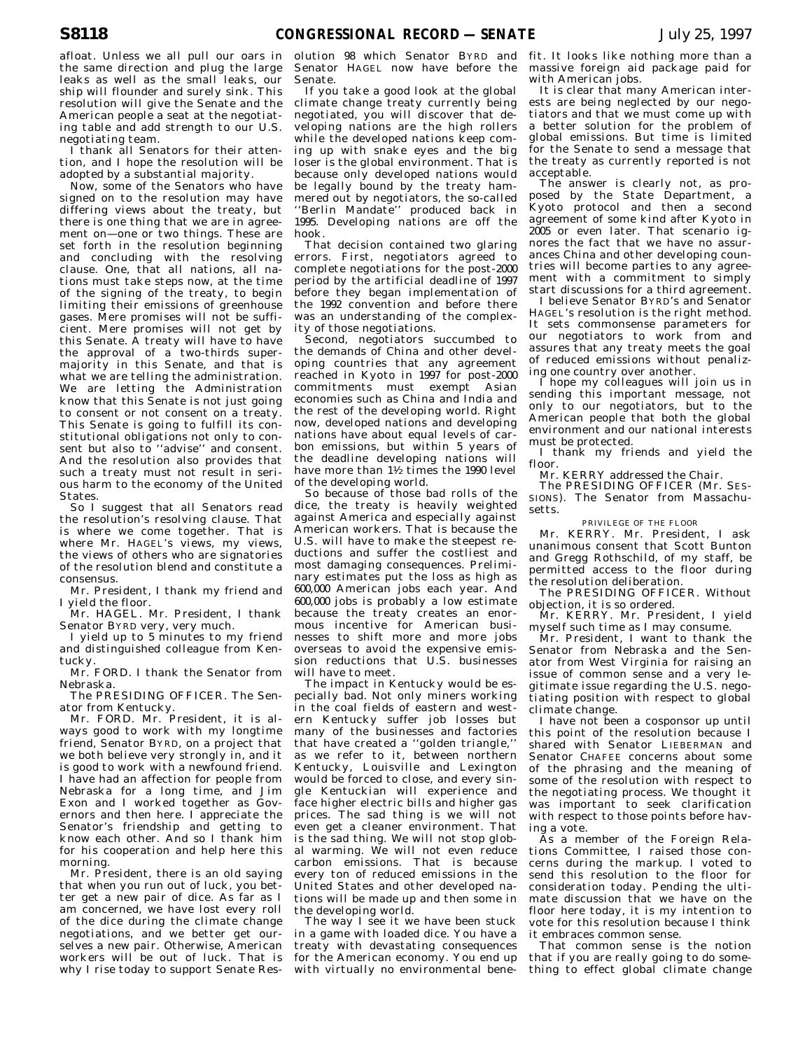afloat. Unless we all pull our oars in the same direction and plug the large leaks as well as the small leaks, our ship will flounder and surely sink. This resolution will give the Senate and the American people a seat at the negotiating table and add strength to our U.S. negotiating team.

I thank all Senators for their attention, and I hope the resolution will be adopted by a substantial majority.

Now, some of the Senators who have signed on to the resolution may have differing views about the treaty, but there is one thing that we are in agreement on—one or two things. These are set forth in the resolution beginning and concluding with the resolving clause. One, that all nations, all nations must take steps now, at the time of the signing of the treaty, to begin limiting their emissions of greenhouse gases. Mere promises will not be sufficient. Mere promises will not get by this Senate. A treaty will have to have the approval of a two-thirds supermajority in this Senate, and that is what we are telling the administration. We are letting the Administration know that this Senate is not just going to consent or not consent on a treaty. This Senate is going to fulfill its constitutional obligations not only to consent but also to ''advise'' and consent. And the resolution also provides that such a treaty must not result in serious harm to the economy of the United States.

So I suggest that all Senators read the resolution's resolving clause. That is where we come together. That is where Mr. HAGEL's views, my views, the views of others who are signatories of the resolution blend and constitute a consensus.

Mr. President, I thank my friend and I yield the floor.

Mr. HAGEL. Mr. President, I thank Senator BYRD very, very much.

I yield up to 5 minutes to my friend and distinguished colleague from Kentucky.

Mr. FORD. I thank the Senator from Nebraska.

The PRESIDING OFFICER. The Senator from Kentucky.

Mr. FORD. Mr. President, it is always good to work with my longtime friend, Senator BYRD, on a project that we both believe very strongly in, and it is good to work with a newfound friend. I have had an affection for people from Nebraska for a long time, and Jim Exon and I worked together as Governors and then here. I appreciate the Senator's friendship and getting to know each other. And so I thank him for his cooperation and help here this morning.

Mr. President, there is an old saying that when you run out of luck, you better get a new pair of dice. As far as I am concerned, we have lost every roll of the dice during the climate change negotiations, and we better get ourselves a new pair. Otherwise, American workers will be out of luck. That is why I rise today to support Senate Resolution 98 which Senator BYRD and Senator HAGEL now have before the Senate.

If you take a good look at the global climate change treaty currently being negotiated, you will discover that developing nations are the high rollers while the developed nations keep coming up with snake eyes and the big loser is the global environment. That is because only developed nations would be legally bound by the treaty hammered out by negotiators, the so-called ''Berlin Mandate'' produced back in 1995. Developing nations are off the hook.

That decision contained two glaring errors. First, negotiators agreed to complete negotiations for the post-2000 period by the artificial deadline of 1997 before they began implementation of the 1992 convention and before there was an understanding of the complexity of those negotiations.

Second, negotiators succumbed to the demands of China and other developing countries that any agreement reached in Kyoto in 1997 for post-2000 commitments must exempt Asian economies such as China and India and the rest of the developing world. Right now, developed nations and developing nations have about equal levels of carbon emissions, but within 5 years of the deadline developing nations will have more than 1½ times the 1990 level of the developing world.

So because of those bad rolls of the dice, the treaty is heavily weighted against America and especially against American workers. That is because the U.S. will have to make the steepest reductions and suffer the costliest and most damaging consequences. Preliminary estimates put the loss as high as 600,000 American jobs each year. And 600,000 jobs is probably a low estimate because the treaty creates an enormous incentive for American businesses to shift more and more jobs overseas to avoid the expensive emission reductions that U.S. businesses will have to meet.

The impact in Kentucky would be especially bad. Not only miners working in the coal fields of eastern and western Kentucky suffer job losses but many of the businesses and factories that have created a ''golden triangle,'' as we refer to it, between northern Kentucky, Louisville and Lexington would be forced to close, and every single Kentuckian will experience and face higher electric bills and higher gas prices. The sad thing is we will not even get a cleaner environment. That is the sad thing. We will not stop global warming. We will not even reduce carbon emissions. That is because every ton of reduced emissions in the United States and other developed nations will be made up and then some in the developing world.

The way I see it we have been stuck in a game with loaded dice. You have a treaty with devastating consequences for the American economy. You end up with virtually no environmental benefit. It looks like nothing more than a massive foreign aid package paid for with American jobs.

It is clear that many American interests are being neglected by our negotiators and that we must come up with a better solution for the problem of global emissions. But time is limited for the Senate to send a message that the treaty as currently reported is not acceptable.

The answer is clearly not, as proposed by the State Department, a Kyoto protocol and then a second agreement of some kind after Kyoto in 2005 or even later. That scenario ignores the fact that we have no assurances China and other developing countries will become parties to any agreement with a commitment to simply start discussions for a third agreement.

I believe Senator BYRD's and Senator HAGEL's resolution is the right method. It sets commonsense parameters for our negotiators to work from and assures that any treaty meets the goal of reduced emissions without penalizing one country over another.

I hope my colleagues will join us in sending this important message, not only to our negotiators, but to the American people that both the global environment and our national interests must be protected.

I thank my friends and yield the floor.

Mr. KERRY addressed the Chair.

The PRESIDING OFFICER (Mr. SESSIONS). The Senator from Massachusetts.

PRIVILEGE OF THE FLOOR

Mr. KERRY. Mr. President, I ask unanimous consent that Scott Bunton and Gregg Rothschild, of my staff, be permitted access to the floor during the resolution deliberation.

The PRESIDING OFFICER. Without objection, it is so ordered.

Mr. KERRY. Mr. President, I yield myself such time as I may consume.

Mr. President, I want to thank the Senator from Nebraska and the Senator from West Virginia for raising an issue of common sense and a very legitimate issue regarding the U.S. negotiating position with respect to global climate change.

I have not been a cosponsor up until this point of the resolution because I shared with Senator LIEBERMAN and Senator CHAFEE concerns about some of the phrasing and the meaning of some of the resolution with respect to the negotiating process. We thought it was important to seek clarification with respect to those points before having a vote.

As a member of the Foreign Relations Committee, I raised those concerns during the markup. I voted to send this resolution to the floor for consideration today. Pending the ultimate discussion that we have on the floor here today, it is my intention to vote for this resolution because I think it embraces common sense.

That common sense is the notion that if you are really going to do something to effect global climate change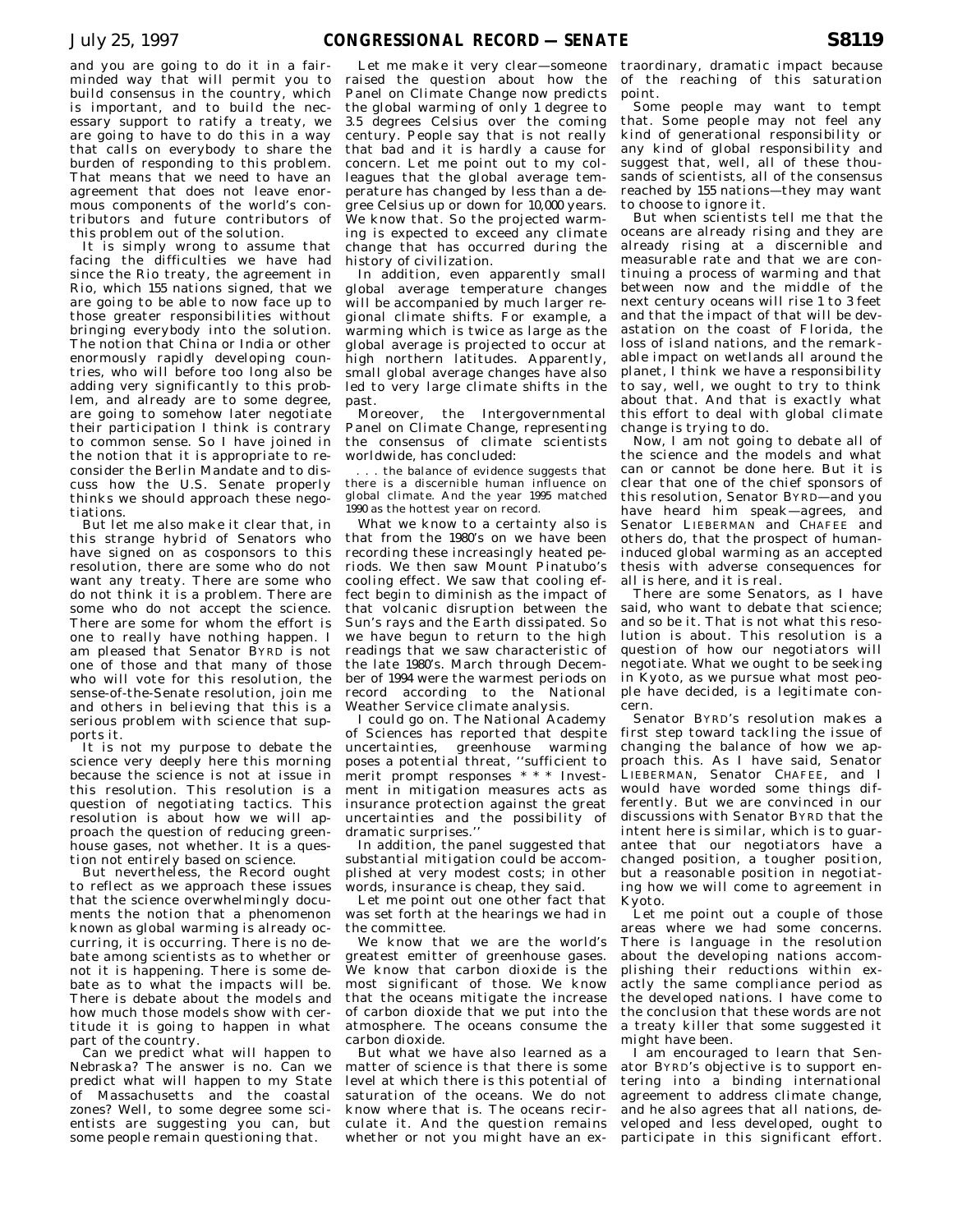and you are going to do it in a fair-minded way that will permit you to build consensus in the country, which is important, and to build the necessary support to ratify a treaty, we are going to have to do this in a way that calls on everybody to share the burden of responding to this problem. That means that we need to have an agreement that does not leave enormous components of the world's contributors and future contributors of this problem out of the solution.

It is simply wrong to assume that facing the difficulties we have had since the Rio treaty, the agreement in Rio, which 155 nations signed, that we are going to be able to now face up to those greater responsibilities without bringing everybody into the solution. The notion that China or India or other enormously rapidly developing countries, who will before too long also be adding very significantly to this problem, and already are to some degree, are going to somehow later negotiate their participation I think is contrary to common sense. So I have joined in the notion that it is appropriate to reconsider the Berlin Mandate and to discuss how the U.S. Senate properly thinks we should approach these negotiations.

But let me also make it clear that, in this strange hybrid of Senators who have signed on as cosponsors to this resolution, there are some who do not want any treaty. There are some who do not think it is a problem. There are some who do not accept the science. There are some for whom the effort is one to really have nothing happen. I am pleased that Senator BYRD is not one of those and that many of those who will vote for this resolution, the sense-of-the-Senate resolution, join me and others in believing that this is a serious problem with science that supports it.

It is not my purpose to debate the science very deeply here this morning because the science is not at issue in this resolution. This resolution is a question of negotiating tactics. This resolution is about how we will approach the question of reducing greenhouse gases, not whether. It is a question not entirely based on science.

But nevertheless, the Record ought to reflect as we approach these issues that the science overwhelmingly documents the notion that a phenomenon known as global warming is already occurring, it is occurring. There is no debate among scientists as to whether or not it is happening. There is some debate as to what the impacts will be. There is debate about the models and how much those models show with certitude it is going to happen in what part of the country.

Can we predict what will happen to Nebraska? The answer is no. Can we predict what will happen to my State of Massachusetts and the coastal zones? Well, to some degree some scientists are suggesting you can, but some people remain questioning that.

Let me make it very clear—someone raised the question about how the Panel on Climate Change now predicts the global warming of only 1 degree to 3.5 degrees Celsius over the coming century. People say that is not really that bad and it is hardly a cause for concern. Let me point out to my colleagues that the global average temperature has changed by less than a degree Celsius up or down for 10,000 years. We know that. So the projected warming is expected to exceed any climate change that has occurred during the history of civilization.

In addition, even apparently small global average temperature changes will be accompanied by much larger regional climate shifts. For example, a warming which is twice as large as the global average is projected to occur at high northern latitudes. Apparently, small global average changes have also led to very large climate shifts in the past.

Moreover, the Intergovernmental Panel on Climate Change, representing the consensus of climate scientists worldwide, has concluded:

> . . . the balance of evidence suggests that there is a discernible human influence on global climate. And the year 1995 matched 1990 as the hottest year on record.

What we know to a certainty also is that from the 1980's on we have been recording these increasingly heated periods. We then saw Mount Pinatubo's cooling effect. We saw that cooling effect begin to diminish as the impact of that volcanic disruption between the Sun's rays and the Earth dissipated. So we have begun to return to the high readings that we saw characteristic of the late 1980's. March through December of 1994 were the warmest periods on record according to the National Weather Service climate analysis.

I could go on. The National Academy of Sciences has reported that despite uncertainties, greenhouse warming poses a potential threat, ''sufficient to merit prompt responses * * * Investment in mitigation measures acts as insurance protection against the great uncertainties and the possibility of dramatic surprises.''

In addition, the panel suggested that substantial mitigation could be accomplished at very modest costs; in other words, insurance is cheap, they said.

Let me point out one other fact that was set forth at the hearings we had in the committee.

We know that we are the world's greatest emitter of greenhouse gases. We know that carbon dioxide is the most significant of those. We know that the oceans mitigate the increase of carbon dioxide that we put into the atmosphere. The oceans consume the carbon dioxide.

But what we have also learned as a matter of science is that there is some level at which there is this potential of saturation of the oceans. We do not know where that is. The oceans recirculate it. And the question remains whether or not you might have an extraordinary, dramatic impact because of the reaching of this saturation point.

Some people may want to tempt that. Some people may not feel any kind of generational responsibility or any kind of global responsibility and suggest that, well, all of these thousands of scientists, all of the consensus reached by 155 nations—they may want to choose to ignore it.

But when scientists tell me that the oceans are already rising and they are already rising at a discernible and measurable rate and that we are continuing a process of warming and that between now and the middle of the next century oceans will rise 1 to 3 feet and that the impact of that will be devastation on the coast of Florida, the loss of island nations, and the remarkable impact on wetlands all around the planet, I think we have a responsibility to say, well, we ought to try to think about that. And that is exactly what this effort to deal with global climate change is trying to do.

Now, I am not going to debate all of the science and the models and what can or cannot be done here. But it is clear that one of the chief sponsors of this resolution, Senator BYRD—and you have heard him speak—agrees, and Senator LIEBERMAN and CHAFEE and others do, that the prospect of human-induced global warming as an accepted thesis with adverse consequences for all is here, and it is real.

There are some Senators, as I have said, who want to debate that science; and so be it. That is not what this resolution is about. This resolution is a question of how our negotiators will negotiate. What we ought to be seeking in Kyoto, as we pursue what most people have decided, is a legitimate concern.

Senator BYRD's resolution makes a first step toward tackling the issue of changing the balance of how we approach this. As I have said, Senator LIEBERMAN, Senator CHAFEE, and I would have worded some things differently. But we are convinced in our discussions with Senator BYRD that the intent here is similar, which is to guarantee that our negotiators have a changed position, a tougher position, but a reasonable position in negotiating how we will come to agreement in Kyoto.

Let me point out a couple of those areas where we had some concerns. There is language in the resolution about the developing nations accomplishing their reductions within exactly the same compliance period as the developed nations. I have come to the conclusion that these words are not a treaty killer that some suggested it might have been.

I am encouraged to learn that Senator BYRD's objective is to support entering into a binding international agreement to address climate change, and he also agrees that all nations, developed and less developed, ought to participate in this significant effort.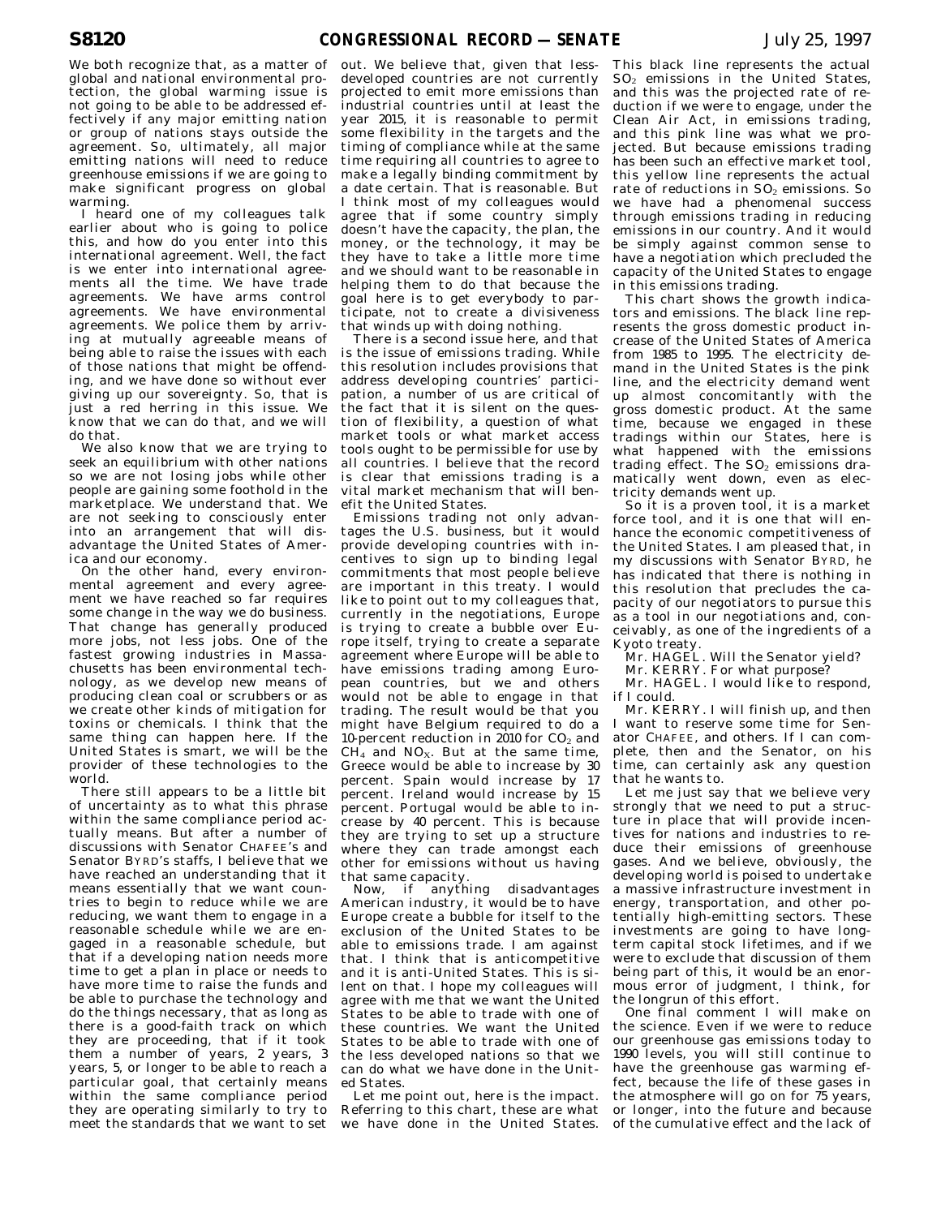We both recognize that, as a matter of global and national environmental protection, the global warming issue is not going to be able to be addressed effectively if any major emitting nation or group of nations stays outside the agreement. So, ultimately, all major emitting nations will need to reduce greenhouse emissions if we are going to make significant progress on global warming.

I heard one of my colleagues talk earlier about who is going to police this, and how do you enter into this international agreement. Well, the fact is we enter into international agreements all the time. We have trade agreements. We have arms control agreements. We have environmental agreements. We police them by arriving at mutually agreeable means of being able to raise the issues with each of those nations that might be offending, and we have done so without ever giving up our sovereignty. So, that is just a red herring in this issue. We know that we can do that, and we will do that.

We also know that we are trying to seek an equilibrium with other nations so we are not losing jobs while other people are gaining some foothold in the marketplace. We understand that. We are not seeking to consciously enter into an arrangement that will disadvantage the United States of America and our economy.

On the other hand, every environmental agreement and every agreement we have reached so far requires some change in the way we do business. That change has generally produced more jobs, not less jobs. One of the fastest growing industries in Massachusetts has been environmental technology, as we develop new means of producing clean coal or scrubbers or as we create other kinds of mitigation for toxins or chemicals. I think that the same thing can happen here. If the United States is smart, we will be the provider of these technologies to the world.

There still appears to be a little bit of uncertainty as to what this phrase within the same compliance period actually means. But after a number of discussions with Senator CHAFEE's and Senator BYRD's staffs, I believe that we have reached an understanding that it means essentially that we want countries to begin to reduce while we are reducing, we want them to engage in a reasonable schedule while we are engaged in a reasonable schedule, but that if a developing nation needs more time to get a plan in place or needs to have more time to raise the funds and be able to purchase the technology and do the things necessary, that as long as there is a good-faith track on which they are proceeding, that if it took them a number of years, 2 years, 3 years, 5, or longer to be able to reach a particular goal, that certainly means within the same compliance period they are operating similarly to try to meet the standards that we want to set out. We believe that, given that less-developed countries are not currently projected to emit more emissions than industrial countries until at least the year 2015, it is reasonable to permit some flexibility in the targets and the timing of compliance while at the same time requiring all countries to agree to make a legally binding commitment by a date certain. That is reasonable. But I think most of my colleagues would agree that if some country simply doesn't have the capacity, the plan, the money, or the technology, it may be they have to take a little more time and we should want to be reasonable in helping them to do that because the goal here is to get everybody to participate, not to create a divisiveness that winds up with doing nothing.

There is a second issue here, and that is the issue of emissions trading. While this resolution includes provisions that address developing countries' participation, a number of us are critical of the fact that it is silent on the question of flexibility, a question of what market tools or what market access tools ought to be permissible for use by all countries. I believe that the record is clear that emissions trading is a vital market mechanism that will benefit the United States.

Emissions trading not only advantages the U.S. business, but it would provide developing countries with incentives to sign up to binding legal commitments that most people believe are important in this treaty. I would like to point out to my colleagues that, currently in the negotiations, Europe is trying to create a bubble over Europe itself, trying to create a separate agreement where Europe will be able to have emissions trading among European countries, but we and others would not be able to engage in that trading. The result would be that you might have Belgium required to do a 10-percent reduction in 2010 for $CO_2$ and $CH_4$ and $NO_X$. But at the same time, Greece would be able to increase by 30 percent. Spain would increase by 17 percent. Ireland would increase by 15 percent. Portugal would be able to increase by 40 percent. This is because they are trying to set up a structure where they can trade amongst each other for emissions without us having that same capacity.

Now, if anything disadvantages American industry, it would be to have Europe create a bubble for itself to the exclusion of the United States to be able to emissions trade. I am against that. I think that is anticompetitive and it is anti-United States. This is silent on that. I hope my colleagues will agree with me that we want the United States to be able to trade with one of these countries. We want the United States to be able to trade with one of the less developed nations so that we can do what we have done in the United States.

Let me point out, here is the impact. Referring to this chart, these are what we have done in the United States. This black line represents the actual $SO_2$ emissions in the United States, and this was the projected rate of reduction if we were to engage, under the Clean Air Act, in emissions trading, and this pink line was what we projected. But because emissions trading has been such an effective market tool, this yellow line represents the actual rate of reductions in $SO_2$ emissions. So we have had a phenomenal success through emissions trading in reducing emissions in our country. And it would be simply against common sense to have a negotiation which precluded the capacity of the United States to engage in this emissions trading.

This chart shows the growth indicators and emissions. The black line represents the gross domestic product increase of the United States of America from 1985 to 1995. The electricity demand in the United States is the pink line, and the electricity demand went up almost concomitantly with the gross domestic product. At the same time, because we engaged in these tradings within our States, here is what happened with the emissions trading effect. The $SO_2$ emissions dramatically went down, even as electricity demands went up.

So it is a proven tool, it is a market force tool, and it is one that will enhance the economic competitiveness of the United States. I am pleased that, in my discussions with Senator BYRD, he has indicated that there is nothing in this resolution that precludes the capacity of our negotiators to pursue this as a tool in our negotiations and, conceivably, as one of the ingredients of a Kyoto treaty.

Mr. HAGEL. Will the Senator yield?

Mr. KERRY. For what purpose?

Mr. HAGEL. I would like to respond, if I could.

Mr. KERRY. I will finish up, and then I want to reserve some time for Senator CHAFEE, and others. If I can complete, then and the Senator, on his time, can certainly ask any question that he wants to.

Let me just say that we believe very strongly that we need to put a structure in place that will provide incentives for nations and industries to reduce their emissions of greenhouse gases. And we believe, obviously, the developing world is poised to undertake a massive infrastructure investment in energy, transportation, and other potentially high-emitting sectors. These investments are going to have long-term capital stock lifetimes, and if we were to exclude that discussion of them being part of this, it would be an enormous error of judgment, I think, for the longrun of this effort.

One final comment I will make on the science. Even if we were to reduce our greenhouse gas emissions today to 1990 levels, you will still continue to have the greenhouse gas warming effect, because the life of these gases in the atmosphere will go on for 75 years, or longer, into the future and because of the cumulative effect and the lack of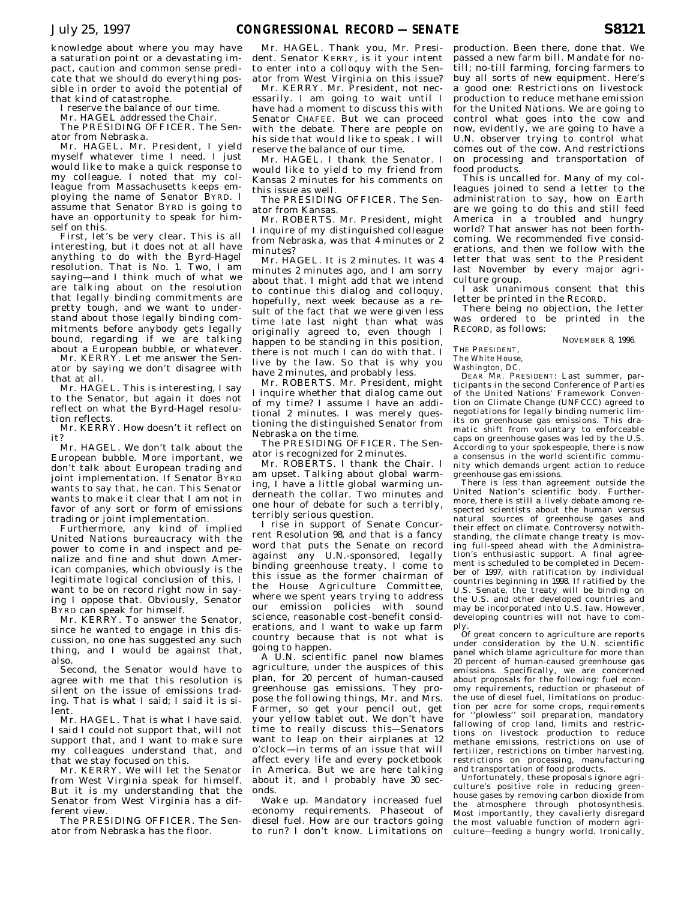knowledge about where you may have a saturation point or a devastating impact, caution and common sense predicate that we should do everything possible in order to avoid the potential of that kind of catastrophe.

I reserve the balance of our time.

Mr. HAGEL addressed the Chair.

The PRESIDING OFFICER. The Senator from Nebraska.

Mr. HAGEL. Mr. President, I yield myself whatever time I need. I just would like to make a quick response to my colleague. I noted that my colleague from Massachusetts keeps employing the name of Senator BYRD. I assume that Senator BYRD is going to have an opportunity to speak for himself on this.

First, let's be very clear. This is all interesting, but it does not at all have anything to do with the Byrd-Hagel resolution. That is No. 1. Two, I am saying—and I think much of what we are talking about on the resolution that legally binding commitments are pretty tough, and we want to understand about those legally binding commitments before anybody gets legally bound, regarding if we are talking about a European bubble, or whatever.

Mr. KERRY. Let me answer the Senator by saying we don't disagree with that at all.

Mr. HAGEL. This is interesting, I say to the Senator, but again it does not reflect on what the Byrd-Hagel resolution reflects.

Mr. KERRY. How doesn't it reflect on it?

Mr. HAGEL. We don't talk about the European bubble. More important, we don't talk about European trading and joint implementation. If Senator BYRD wants to say that, he can. This Senator wants to make it clear that I am not in favor of any sort or form of emissions trading or joint implementation.

Furthermore, any kind of implied United Nations bureaucracy with the power to come in and inspect and penalize and fine and shut down American companies, which obviously is the legitimate logical conclusion of this, I want to be on record right now in saying I oppose that. Obviously, Senator BYRD can speak for himself.

Mr. KERRY. To answer the Senator, since he wanted to engage in this discussion, no one has suggested any such thing, and I would be against that, also.

Second, the Senator would have to agree with me that this resolution is silent on the issue of emissions trading. That is what I said; I said it is silent.

Mr. HAGEL. That is what I have said. I said I could not support that, will not support that, and I want to make sure my colleagues understand that, and that we stay focused on this.

Mr. KERRY. We will let the Senator from West Virginia speak for himself. But it is my understanding that the Senator from West Virginia has a different view.

The PRESIDING OFFICER. The Senator from Nebraska has the floor.

Mr. HAGEL. Thank you, Mr. President. Senator KERRY, is it your intent to enter into a colloquy with the Senator from West Virginia on this issue?

Mr. KERRY. Mr. President, not necessarily. I am going to wait until I have had a moment to discuss this with Senator CHAFEE. But we can proceed with the debate. There are people on his side that would like to speak. I will reserve the balance of our time.

Mr. HAGEL. I thank the Senator. I would like to yield to my friend from Kansas 2 minutes for his comments on this issue as well.

The PRESIDING OFFICER. The Senator from Kansas.

Mr. ROBERTS. Mr. President, might I inquire of my distinguished colleague from Nebraska, was that 4 minutes or 2 minutes?

Mr. HAGEL. It is 2 minutes. It was 4 minutes 2 minutes ago, and I am sorry about that. I might add that we intend to continue this dialog and colloquy, hopefully, next week because as a result of the fact that we were given less time late last night than what was originally agreed to, even though I happen to be standing in this position, there is not much I can do with that. I live by the law. So that is why you have 2 minutes, and probably less.

Mr. ROBERTS. Mr. President, might I inquire whether that dialog came out of my time? I assume I have an additional 2 minutes. I was merely questioning the distinguished Senator from Nebraska on the time.

The PRESIDING OFFICER. The Senator is recognized for 2 minutes.

Mr. ROBERTS. I thank the Chair. I am upset. Talking about global warming, I have a little global warming underneath the collar. Two minutes and one hour of debate for such a terribly, terribly serious question.

I rise in support of Senate Concurrent Resolution 98, and that is a fancy word that puts the Senate on record against any U.N.-sponsored, legally binding greenhouse treaty. I come to this issue as the former chairman of the House Agriculture Committee, where we spent years trying to address our emission policies with sound science, reasonable cost-benefit considerations, and I want to wake up farm country because that is not what is going to happen.

A U.N. scientific panel now blames agriculture, under the auspices of this plan, for 20 percent of human-caused greenhouse gas emissions. They propose the following things, Mr. and Mrs. Farmer, so get your pencil out, get your yellow tablet out. We don't have time to really discuss this—Senators want to leap on their airplanes at 12 o'clock—in terms of an issue that will affect every life and every pocketbook in America. But we are here talking about it, and I probably have 30 seconds.

Wake up. Mandatory increased fuel economy requirements. Phaseout of diesel fuel. How are our tractors going to run? I don't know. Limitations on production. Been there, done that. We passed a new farm bill. Mandate for no-till; no-till farming, forcing farmers to buy all sorts of new equipment. Here's a good one: Restrictions on livestock production to reduce methane emission for the United Nations. We are going to control what goes into the cow and now, evidently, we are going to have a U.N. observer trying to control what comes out of the cow. And restrictions on processing and transportation of food products.

This is uncalled for. Many of my colleagues joined to send a letter to the administration to say, how on Earth are we going to do this and still feed America in a troubled and hungry world? That answer has not been forthcoming. We recommended five considerations, and then we follow with the letter that was sent to the President last November by every major agriculture group.

I ask unanimous consent that this letter be printed in the RECORD.

There being no objection, the letter was ordered to be printed in the RECORD, as follows:

NOVEMBER 8, 1996.

THE PRESIDENT,
*The White House,*
*Washington, DC.*

DEAR MR. PRESIDENT: Last summer, participants in the second Conference of Parties of the United Nations' Framework Convention on Climate Change (UNFCCC) agreed to negotiations for legally binding numeric limits on greenhouse gas emissions. This dramatic shift from voluntary to enforceable caps on greenhouse gases was led by the U.S. According to your spokespeople, there is now a consensus in the world scientific community which demands urgent action to reduce greenhouse gas emissions.

There is less than agreement outside the United Nation's scientific body. Furthermore, there is still a lively debate among respected scientists about the human versus natural sources of greenhouse gases and their effect on climate. Controversy notwithstanding, the climate change treaty is moving full-speed ahead with the Administration's enthusiastic support. A final agreement is scheduled to be completed in December of 1997, with ratification by individual countries beginning in 1998. If ratified by the U.S. Senate, the treaty will be binding on the U.S. and other developed countries and may be incorporated into U.S. law. However, developing countries will not have to comply.

Of great concern to agriculture are reports under consideration by the U.N. scientific panel which blame agriculture for more than 20 percent of human-caused greenhouse gas emissions. Specifically, we are concerned about proposals for the following: fuel economy requirements, reduction or phaseout of the use of diesel fuel, limitations on production per acre for some crops, requirements for "plowless" soil preparation, mandatory fallowing of crop land, limits and restrictions on livestock production to reduce methane emissions, restrictions on use of fertilizer, restrictions on timber harvesting, restrictions on processing, manufacturing and transportation of food products.

Unfortunately, these proposals ignore agriculture's positive role in reducing greenhouse gases by removing carbon dioxide from the atmosphere through photosynthesis. Most importantly, they cavalierly disregard the most valuable function of modern agriculture—feeding a hungry world. Ironically,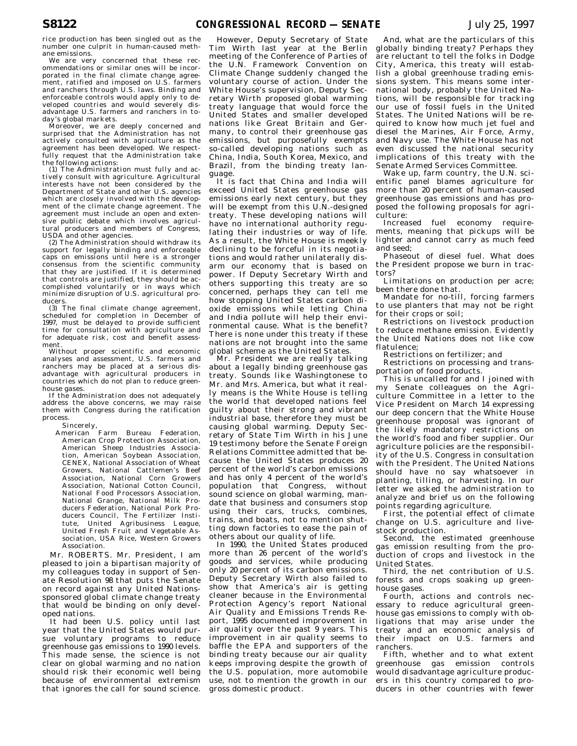rice production has been singled out as the number one culprit in human-caused methane emissions.

We are very concerned that these recommendations or similar ones will be incorporated in the final climate change agreement, ratified and imposed on U.S. farmers and ranchers through U.S. laws. Binding and enforceable controls would apply only to developed countries and would severely disadvantage U.S. farmers and ranchers in today's global markets.

Moreover, we are deeply concerned and surprised that the Administration has not actively consulted with agriculture as the agreement has been developed. We respectfully request that the Administration take the following actions:

(1) The Administration must fully and actively consult with agriculture. Agricultural interests have not been considered by the Department of State and other U.S. agencies which are closely involved with the development of the climate change agreement. The agreement must include an open and extensive public debate which involves agricultural producers and members of Congress, USDA and other agencies.

(2) The Administration should withdraw its support for legally binding and enforceable caps on emissions until here is a stronger consensus from the scientific community that they are justified. If it is determined that controls are justified, they should be accomplished voluntarily or in ways which minimize disruption of U.S. agricultural producers.

(3) The final climate change agreement, scheduled for completion in December of 1997, must be delayed to provide sufficient time for consultation with agriculture and for adequate risk, cost and benefit assessment.

Without proper scientific and economic analyses and assessment, U.S. farmers and ranchers may be placed at a serious disadvantage with agricultural producers in countries which do not plan to reduce greenhouse gases.

If the Administration does not adequately address the above concerns, we may raise them with Congress during the ratification process.

Sincerely,

American Farm Bureau Federation, American Crop Protection Association, American Sheep Industries Association, American Soybean Association, CENEX, National Association of Wheat Growers, National Cattlemen's Beef Association, National Corn Growers Association, National Cotton Council, National Food Processors Association, National Grange, National Milk Producers Federation, National Pork Producers Council, The Fertilizer Institute, United Agribusiness League, United Fresh Fruit and Vegetable Association, USA Rice, Western Growers Association.

Mr. ROBERTS. Mr. President, I am pleased to join a bipartisan majority of my colleagues today in support of Senate Resolution 98 that puts the Senate on record against any United Nations-sponsored global climate change treaty that would be binding on only developed nations.

It had been U.S. policy until last year that the United States would pursue voluntary programs to reduce greenhouse gas emissions to 1990 levels. This made sense, the science is not clear on global warming and no nation should risk their economic well being because of environmental extremism that ignores the call for sound science.

However, Deputy Secretary of State Tim Wirth last year at the Berlin meeting of the Conference of Parties of the U.N. Framework Convention on Climate Change suddenly changed the voluntary course of action. Under the White House's supervision, Deputy Secretary Wirth proposed global warming treaty language that would force the United States and smaller developed nations like Great Britain and Germany, to control their greenhouse gas emissions, but purposefully exempts so-called developing nations such as China, India, South Korea, Mexico, and Brazil, from the binding treaty language.

It is fact that China and India will exceed United States greenhouse gas emissions early next century, but they will be exempt from this U.N.-designed treaty. These developing nations will have no international authority regulating their industries or way of life. As a result, the White House is meekly declining to be forceful in its negotiations and would rather unilaterally disarm our economy that is based on power. If Deputy Secretary Wirth and others supporting this treaty are so concerned, perhaps they can tell me how stopping United States carbon dioxide emissions while letting China and India pollute will help their environmental cause. What is the benefit? There is none under this treaty if these nations are not brought into the same global scheme as the United States.

Mr. President we are really talking about a legally binding greenhouse gas treaty. Sounds like Washingtonese to Mr. and Mrs. America, but what it really means is the White House is telling the world that developed nations feel guilty about their strong and vibrant industrial base, therefore they must be causing global warming. Deputy Secretary of State Tim Wirth in his June 19 testimony before the Senate Foreign Relations Committee admitted that because the United States produces 20 percent of the world's carbon emissions and has only 4 percent of the world's population that Congress, without sound science on global warming, mandate that business and consumers stop using their cars, trucks, combines, trains, and boats, not to mention shutting down factories to ease the pain of others about our quality of life.

In 1990, the United States produced more than 26 percent of the world's goods and services, while producing only 20 percent of its carbon emissions. Deputy Secretary Wirth also failed to show that America's air is getting cleaner because in the Environmental Protection Agency's report National Air Quality and Emissions Trends Report, 1995 documented improvement in air quality over the past 9 years. This improvement in air quality seems to baffle the EPA and supporters of the binding treaty because our air quality keeps improving despite the growth of the U.S. population, more automobile use, not to mention the growth in our gross domestic product.

And, what are the particulars of this globally binding treaty? Perhaps they are reluctant to tell the folks in Dodge City, America, this treaty will establish a global greenhouse trading emissions system. This means some international body, probably the United Nations, will be responsible for tracking our use of fossil fuels in the United States. The United Nations will be required to know how much jet fuel and diesel the Marines, Air Force, Army, and Navy use. The White House has not even discussed the national security implications of this treaty with the Senate Armed Services Committee.

Wake up, farm country, the U.N. scientific panel blames agriculture for more than 20 percent of human-caused greenhouse gas emissions and has proposed the following proposals for agriculture:

Increased fuel economy requirements, meaning that pickups will be lighter and cannot carry as much feed and seed;

Phaseout of diesel fuel. What does the President propose we burn in tractors?

Limitations on production per acre; been there done that.

Mandate for no-till, forcing farmers to use planters that may not be right for their crops or soil;

Restrictions on livestock production to reduce methane emission. Evidently the United Nations does not like cow flatulence;

Restrictions on fertilizer; and

Restrictions on processing and transportation of food products.

This is uncalled for and I joined with my Senate colleagues on the Agriculture Committee in a letter to the Vice President on March 14 expressing our deep concern that the White House greenhouse proposal was ignorant of the likely mandatory restrictions on the world's food and fiber supplier. Our agriculture policies are the responsibility of the U.S. Congress in consultation with the President. The United Nations should have no say whatsoever in planting, tilling, or harvesting. In our letter we asked the administration to analyze and brief us on the following points regarding agriculture.

First, the potential effect of climate change on U.S. agriculture and livestock production.

Second, the estimated greenhouse gas emission resulting from the production of crops and livestock in the United States.

Third, the net contribution of U.S. forests and crops soaking up greenhouse gases.

Fourth, actions and controls necessary to reduce agricultural greenhouse gas emissions to comply with obligations that may arise under the treaty and an economic analysis of their impact on U.S. farmers and ranchers.

Fifth, whether and to what extent greenhouse gas emission controls would disadvantage agriculture producers in this country compared to producers in other countries with fewer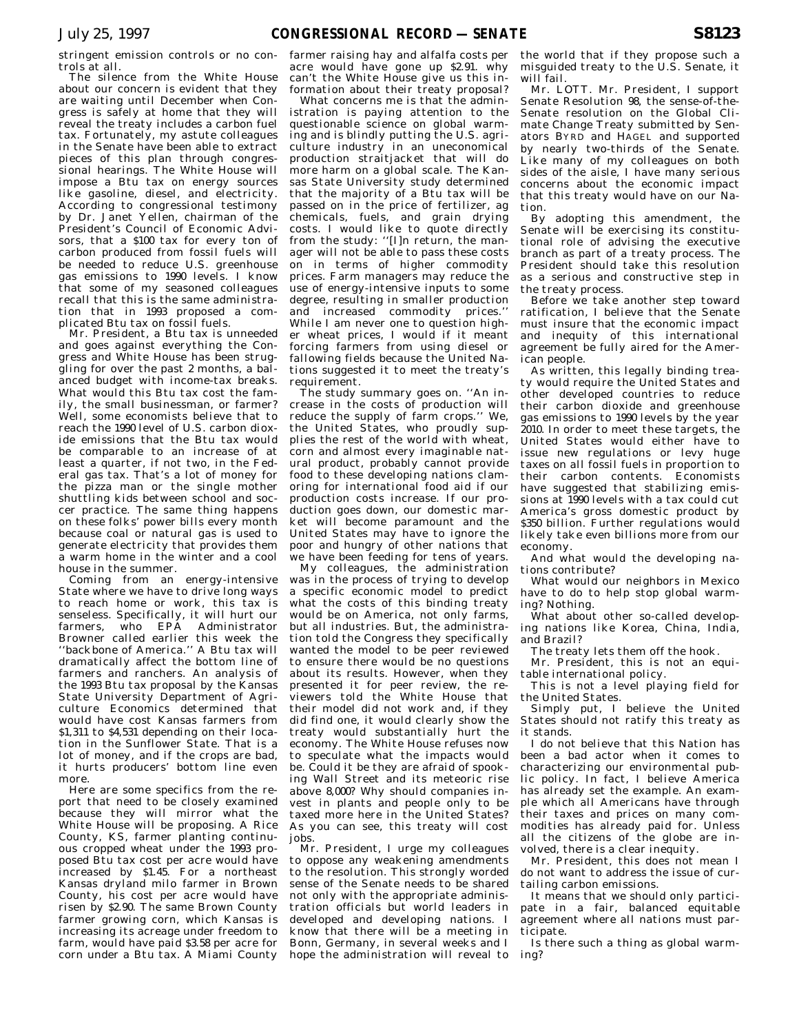stringent emission controls or no controls at all.

The silence from the White House about our concern is evident that they are waiting until December when Congress is safely at home that they will reveal the treaty includes a carbon fuel tax. Fortunately, my astute colleagues in the Senate have been able to extract pieces of this plan through congressional hearings. The White House will impose a Btu tax on energy sources like gasoline, diesel, and electricity. According to congressional testimony by Dr. Janet Yellen, chairman of the President's Council of Economic Advisors, that a $100 tax for every ton of carbon produced from fossil fuels will be needed to reduce U.S. greenhouse gas emissions to 1990 levels. I know that some of my seasoned colleagues recall that this is the same administration that in 1993 proposed a complicated Btu tax on fossil fuels.

Mr. President, a Btu tax is unneeded and goes against everything the Congress and White House has been struggling for over the past 2 months, a balanced budget with income-tax breaks. What would this Btu tax cost the family, the small businessman, or farmer? Well, some economists believe that to reach the 1990 level of U.S. carbon dioxide emissions that the Btu tax would be comparable to an increase of at least a quarter, if not two, in the Federal gas tax. That's a lot of money for the pizza man or the single mother shuttling kids between school and soccer practice. The same thing happens on these folks' power bills every month because coal or natural gas is used to generate electricity that provides them a warm home in the winter and a cool house in the summer.

Coming from an energy-intensive State where we have to drive long ways to reach home or work, this tax is senseless. Specifically, it will hurt our farmers, who EPA Administrator Browner called earlier this week the ''backbone of America.'' A Btu tax will dramatically affect the bottom line of farmers and ranchers. An analysis of the 1993 Btu tax proposal by the Kansas State University Department of Agriculture Economics determined that would have cost Kansas farmers from $1,311 to $4,531 depending on their location in the Sunflower State. That is a lot of money, and if the crops are bad, it hurts producers' bottom line even more.

Here are some specifics from the report that need to be closely examined because they will mirror what the White House will be proposing. A Rice County, KS, farmer planting continuous cropped wheat under the 1993 proposed Btu tax cost per acre would have increased by $1.45. For a northeast Kansas dryland milo farmer in Brown County, his cost per acre would have risen by $2.90. The same Brown County farmer growing corn, which Kansas is increasing its acreage under freedom to farm, would have paid $3.58 per acre for corn under a Btu tax. A Miami County farmer raising hay and alfalfa costs per acre would have gone up $2.91. why can't the White House give us this information about their treaty proposal?

What concerns me is that the administration is paying attention to the questionable science on global warming and is blindly putting the U.S. agriculture industry in an uneconomical production straitjacket that will do more harm on a global scale. The Kansas State University study determined that the majority of a Btu tax will be passed on in the price of fertilizer, ag chemicals, fuels, and grain drying costs. I would like to quote directly from the study: ''[I]n return, the manager will not be able to pass these costs on in terms of higher commodity prices. Farm managers may reduce the use of energy-intensive inputs to some degree, resulting in smaller production and increased commodity prices.'' While I am never one to question higher wheat prices, I would if it meant forcing farmers from using diesel or fallowing fields because the United Nations suggested it to meet the treaty's requirement.

The study summary goes on. ''An increase in the costs of production will reduce the supply of farm crops.'' We, the United States, who proudly supplies the rest of the world with wheat, corn and almost every imaginable natural product, probably cannot provide food to these developing nations clamoring for international food aid if our production costs increase. If our production goes down, our domestic market will become paramount and the United States may have to ignore the poor and hungry of other nations that we have been feeding for tens of years.

My colleagues, the administration was in the process of trying to develop a specific economic model to predict what the costs of this binding treaty would be on America, not only farms, but all industries. But, the administration told the Congress they specifically wanted the model to be peer reviewed to ensure there would be no questions about its results. However, when they presented it for peer review, the reviewers told the White House that their model did not work and, if they did find one, it would clearly show the treaty would substantially hurt the economy. The White House refuses now to speculate what the impacts would be. Could it be they are afraid of spooking Wall Street and its meteoric rise above 8,000? Why should companies invest in plants and people only to be taxed more here in the United States? As you can see, this treaty will cost jobs.

Mr. President, I urge my colleagues to oppose any weakening amendments to the resolution. This strongly worded sense of the Senate needs to be shared not only with the appropriate administration officials but world leaders in developed and developing nations. I know that there will be a meeting in Bonn, Germany, in several weeks and I hope the administration will reveal to the world that if they propose such a misguided treaty to the U.S. Senate, it will fail.

Mr. LOTT. Mr. President, I support Senate Resolution 98, the sense-of-the-Senate resolution on the Global Climate Change Treaty submitted by Senators BYRD and HAGEL and supported by nearly two-thirds of the Senate. Like many of my colleagues on both sides of the aisle, I have many serious concerns about the economic impact that this treaty would have on our Nation.

By adopting this amendment, the Senate will be exercising its constitutional role of advising the executive branch as part of a treaty process. The President should take this resolution as a serious and constructive step in the treaty process.

Before we take another step toward ratification, I believe that the Senate must insure that the economic impact and inequity of this international agreement be fully aired for the American people.

As written, this legally binding treaty would require the United States and other developed countries to reduce their carbon dioxide and greenhouse gas emissions to 1990 levels by the year 2010. In order to meet these targets, the United States would either have to issue new regulations or levy huge taxes on all fossil fuels in proportion to their carbon contents. Economists have suggested that stabilizing emissions at 1990 levels with a tax could cut America's gross domestic product by $350 billion. Further regulations would likely take even billions more from our economy.

And what would the developing nations contribute?

What would our neighbors in Mexico have to do to help stop global warming? Nothing.

What about other so-called developing nations like Korea, China, India, and Brazil?

The treaty lets them off the hook.

Mr. President, this is not an equitable international policy.

This is not a level playing field for the United States.

Simply put, I believe the United States should not ratify this treaty as it stands.

I do not believe that this Nation has been a bad actor when it comes to characterizing our environmental public policy. In fact, I believe America has already set the example. An example which all Americans have through their taxes and prices on many commodities has already paid for. Unless all the citizens of the globe are involved, there is a clear inequity.

Mr. President, this does not mean I do not want to address the issue of curtailing carbon emissions.

It means that we should only participate in a fair, balanced equitable agreement where all nations must participate.

Is there such a thing as global warming?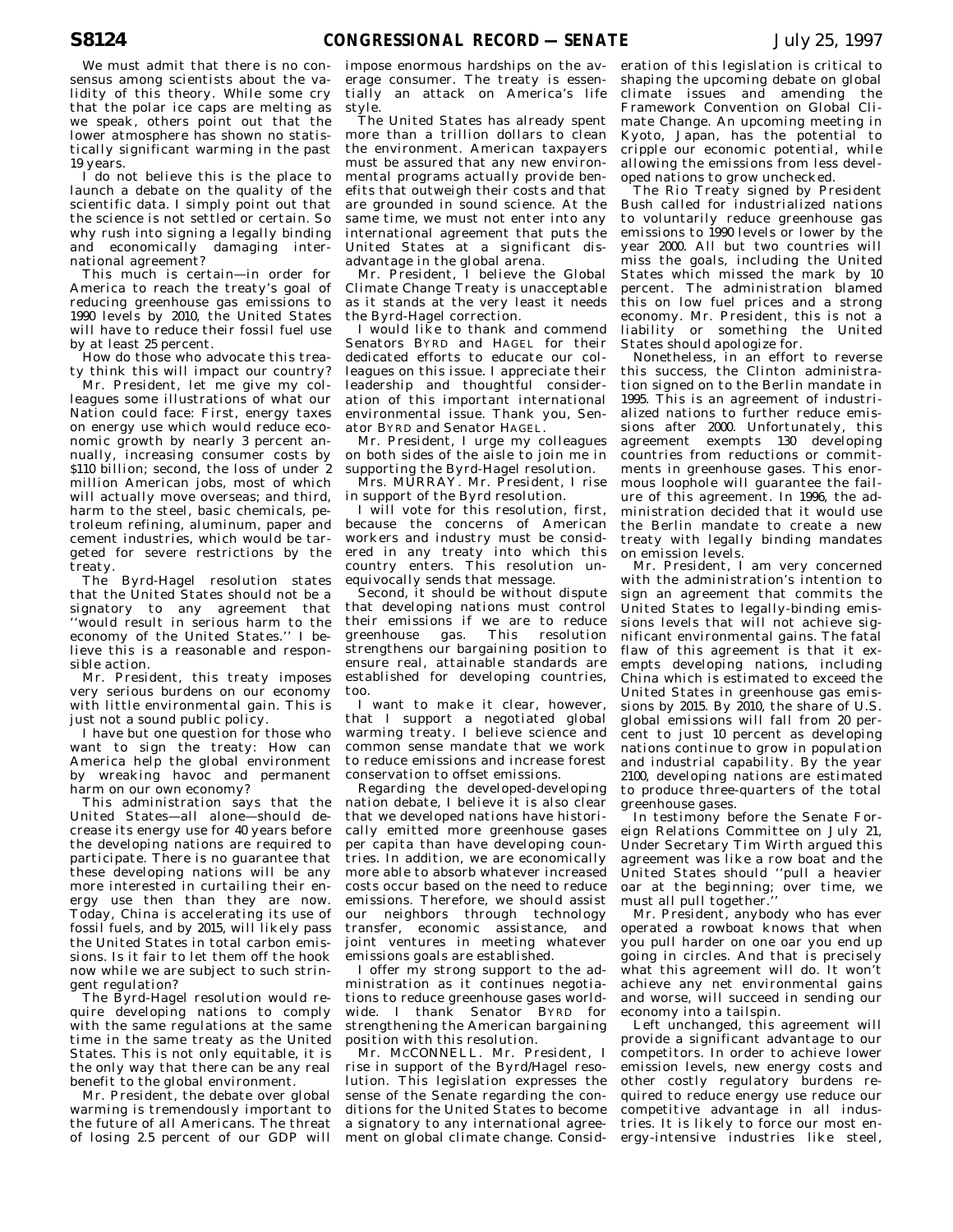We must admit that there is no consensus among scientists about the validity of this theory. While some cry that the polar ice caps are melting as we speak, others point out that the lower atmosphere has shown no statistically significant warming in the past 19 years.

I do not believe this is the place to launch a debate on the quality of the scientific data. I simply point out that the science is not settled or certain. So why rush into signing a legally binding and economically damaging international agreement?

This much is certain—in order for America to reach the treaty's goal of reducing greenhouse gas emissions to 1990 levels by 2010, the United States will have to reduce their fossil fuel use by at least 25 percent.

How do those who advocate this treaty think this will impact our country?

Mr. President, let me give my colleagues some illustrations of what our Nation could face: First, energy taxes on energy use which would reduce economic growth by nearly 3 percent annually, increasing consumer costs by $110 billion; second, the loss of under 2 million American jobs, most of which will actually move overseas; and third, harm to the steel, basic chemicals, petroleum refining, aluminum, paper and cement industries, which would be targeted for severe restrictions by the treaty.

The Byrd-Hagel resolution states that the United States should not be a signatory to any agreement that ''would result in serious harm to the economy of the United States.'' I believe this is a reasonable and responsible action.

Mr. President, this treaty imposes very serious burdens on our economy with little environmental gain. This is just not a sound public policy.

I have but one question for those who want to sign the treaty: How can America help the global environment by wreaking havoc and permanent harm on our own economy?

This administration says that the United States—all alone—should decrease its energy use for 40 years before the developing nations are required to participate. There is no guarantee that these developing nations will be any more interested in curtailing their energy use then than they are now. Today, China is accelerating its use of fossil fuels, and by 2015, will likely pass the United States in total carbon emissions. Is it fair to let them off the hook now while we are subject to such stringent regulation?

The Byrd-Hagel resolution would require developing nations to comply with the same regulations at the same time in the same treaty as the United States. This is not only equitable, it is the only way that there can be any real benefit to the global environment.

Mr. President, the debate over global warming is tremendously important to the future of all Americans. The threat of losing 2.5 percent of our GDP will impose enormous hardships on the average consumer. The treaty is essentially an attack on America's life style.

The United States has already spent more than a trillion dollars to clean the environment. American taxpayers must be assured that any new environmental programs actually provide benefits that outweigh their costs and that are grounded in sound science. At the same time, we must not enter into any international agreement that puts the United States at a significant disadvantage in the global arena.

Mr. President, I believe the Global Climate Change Treaty is unacceptable as it stands at the very least it needs the Byrd-Hagel correction.

I would like to thank and commend Senators BYRD and HAGEL for their dedicated efforts to educate our colleagues on this issue. I appreciate their leadership and thoughtful consideration of this important international environmental issue. Thank you, Senator BYRD and Senator HAGEL.

Mr. President, I urge my colleagues on both sides of the aisle to join me in supporting the Byrd-Hagel resolution.

Mrs. MURRAY. Mr. President, I rise in support of the Byrd resolution.

I will vote for this resolution, first, because the concerns of American workers and industry must be considered in any treaty into which this country enters. This resolution unequivocally sends that message.

Second, it should be without dispute that developing nations must control their emissions if we are to reduce greenhouse gas. This resolution strengthens our bargaining position to ensure real, attainable standards are established for developing countries, too.

I want to make it clear, however, that I support a negotiated global warming treaty. I believe science and common sense mandate that we work to reduce emissions and increase forest conservation to offset emissions.

Regarding the developed-developing nation debate, I believe it is also clear that we developed nations have historically emitted more greenhouse gases per capita than have developing countries. In addition, we are economically more able to absorb whatever increased costs occur based on the need to reduce emissions. Therefore, we should assist our neighbors through technology transfer, economic assistance, and joint ventures in meeting whatever emissions goals are established.

I offer my strong support to the administration as it continues negotiations to reduce greenhouse gases worldwide. I thank Senator BYRD for strengthening the American bargaining position with this resolution.

Mr. MCCONNELL. Mr. President, I rise in support of the Byrd/Hagel resolution. This legislation expresses the sense of the Senate regarding the conditions for the United States to become a signatory to any international agreement on global climate change. Consideration of this legislation is critical to shaping the upcoming debate on global climate issues and amending the Framework Convention on Global Climate Change. An upcoming meeting in Kyoto, Japan, has the potential to cripple our economic potential, while allowing the emissions from less developed nations to grow unchecked.

The Rio Treaty signed by President Bush called for industrialized nations to voluntarily reduce greenhouse gas emissions to 1990 levels or lower by the year 2000. All but two countries will miss the goals, including the United States which missed the mark by 10 percent. The administration blamed this on low fuel prices and a strong economy. Mr. President, this is not a liability or something the United States should apologize for.

Nonetheless, in an effort to reverse this success, the Clinton administration signed on to the Berlin mandate in 1995. This is an agreement of industrialized nations to further reduce emissions after 2000. Unfortunately, this agreement exempts 130 developing countries from reductions or commitments in greenhouse gases. This enormous loophole will guarantee the failure of this agreement. In 1996, the administration decided that it would use the Berlin mandate to create a new treaty with legally binding mandates on emission levels.

Mr. President, I am very concerned with the administration's intention to sign an agreement that commits the United States to legally-binding emissions levels that will not achieve significant environmental gains. The fatal flaw of this agreement is that it exempts developing nations, including China which is estimated to exceed the United States in greenhouse gas emissions by 2015. By 2010, the share of U.S. global emissions will fall from 20 percent to just 10 percent as developing nations continue to grow in population and industrial capability. By the year 2100, developing nations are estimated to produce three-quarters of the total greenhouse gases.

In testimony before the Senate Foreign Relations Committee on July 21, Under Secretary Tim Wirth argued this agreement was like a row boat and the United States should ''pull a heavier oar at the beginning; over time, we must all pull together.''

Mr. President, anybody who has ever operated a rowboat knows that when you pull harder on one oar you end up going in circles. And that is precisely what this agreement will do. It won't achieve any net environmental gains and worse, will succeed in sending our economy into a tailspin.

Left unchanged, this agreement will provide a significant advantage to our competitors. In order to achieve lower emission levels, new energy costs and other costly regulatory burdens required to reduce energy use reduce our competitive advantage in all industries. It is likely to force our most energy-intensive industries like steel,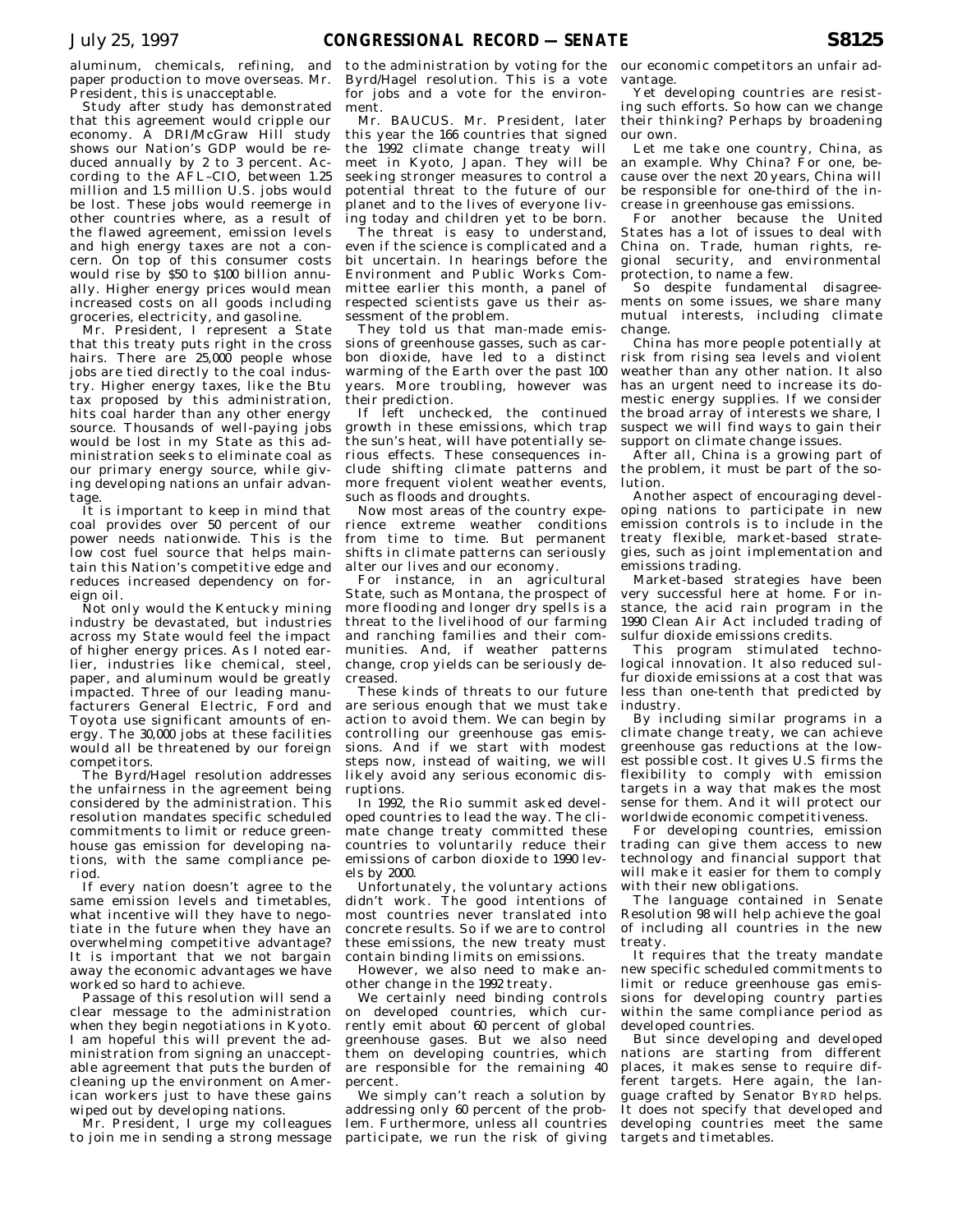aluminum, chemicals, refining, and paper production to move overseas. Mr. President, this is unacceptable.

Study after study has demonstrated that this agreement would cripple our economy. A DRI/McGraw Hill study shows our Nation's GDP would be reduced annually by 2 to 3 percent. According to the AFL–CIO, between 1.25 million and 1.5 million U.S. jobs would be lost. These jobs would reemerge in other countries where, as a result of the flawed agreement, emission levels and high energy taxes are not a concern. On top of this consumer costs would rise by $50 to $100 billion annually. Higher energy prices would mean increased costs on all goods including groceries, electricity, and gasoline.

Mr. President, I represent a State that this treaty puts right in the cross hairs. There are 25,000 people whose jobs are tied directly to the coal industry. Higher energy taxes, like the Btu tax proposed by this administration, hits coal harder than any other energy source. Thousands of well-paying jobs would be lost in my State as this administration seeks to eliminate coal as our primary energy source, while giving developing nations an unfair advantage.

It is important to keep in mind that coal provides over 50 percent of our power needs nationwide. This is the low cost fuel source that helps maintain this Nation's competitive edge and reduces increased dependency on foreign oil.

Not only would the Kentucky mining industry be devastated, but industries across my State would feel the impact of higher energy prices. As I noted earlier, industries like chemical, steel, paper, and aluminum would be greatly impacted. Three of our leading manufacturers General Electric, Ford and Toyota use significant amounts of energy. The 30,000 jobs at these facilities would all be threatened by our foreign competitors.

The Byrd/Hagel resolution addresses the unfairness in the agreement being considered by the administration. This resolution mandates specific scheduled commitments to limit or reduce greenhouse gas emission for developing nations, with the same compliance period.

If every nation doesn't agree to the same emission levels and timetables, what incentive will they have to negotiate in the future when they have an overwhelming competitive advantage? It is important that we not bargain away the economic advantages we have worked so hard to achieve.

Passage of this resolution will send a clear message to the administration when they begin negotiations in Kyoto. I am hopeful this will prevent the administration from signing an unacceptable agreement that puts the burden of cleaning up the environment on American workers just to have these gains wiped out by developing nations.

Mr. President, I urge my colleagues to join me in sending a strong message to the administration by voting for the Byrd/Hagel resolution. This is a vote for jobs and a vote for the environment.

Mr. BAUCUS. Mr. President, later this year the 166 countries that signed the 1992 climate change treaty will meet in Kyoto, Japan. They will be seeking stronger measures to control a potential threat to the future of our planet and to the lives of everyone living today and children yet to be born.

The threat is easy to understand, even if the science is complicated and a bit uncertain. In hearings before the Environment and Public Works Committee earlier this month, a panel of respected scientists gave us their assessment of the problem.

They told us that man-made emissions of greenhouse gasses, such as carbon dioxide, have led to a distinct warming of the Earth over the past 100 years. More troubling, however was their prediction.

If left unchecked, the continued growth in these emissions, which trap the sun's heat, will have potentially serious effects. These consequences include shifting climate patterns and more frequent violent weather events, such as floods and droughts.

Now most areas of the country experience extreme weather conditions from time to time. But permanent shifts in climate patterns can seriously alter our lives and our economy.

For instance, in an agricultural State, such as Montana, the prospect of more flooding and longer dry spells is a threat to the livelihood of our farming and ranching families and their communities. And, if weather patterns change, crop yields can be seriously decreased.

These kinds of threats to our future are serious enough that we must take action to avoid them. We can begin by controlling our greenhouse gas emissions. And if we start with modest steps now, instead of waiting, we will likely avoid any serious economic disruptions.

In 1992, the Rio summit asked developed countries to lead the way. The climate change treaty committed these countries to voluntarily reduce their emissions of carbon dioxide to 1990 levels by 2000.

Unfortunately, the voluntary actions didn't work. The good intentions of most countries never translated into concrete results. So if we are to control these emissions, the new treaty must contain binding limits on emissions.

However, we also need to make another change in the 1992 treaty.

We certainly need binding controls on developed countries, which currently emit about 60 percent of global greenhouse gases. But we also need them on developing countries, which are responsible for the remaining 40 percent.

We simply can't reach a solution by addressing only 60 percent of the problem. Furthermore, unless all countries participate, we run the risk of giving our economic competitors an unfair advantage.

Yet developing countries are resisting such efforts. So how can we change their thinking? Perhaps by broadening our own.

Let me take one country, China, as an example. Why China? For one, because over the next 20 years, China will be responsible for one-third of the increase in greenhouse gas emissions.

For another because the United States has a lot of issues to deal with China on. Trade, human rights, regional security, and environmental protection, to name a few.

So despite fundamental disagreements on some issues, we share many mutual interests, including climate change.

China has more people potentially at risk from rising sea levels and violent weather than any other nation. It also has an urgent need to increase its domestic energy supplies. If we consider the broad array of interests we share, I suspect we will find ways to gain their support on climate change issues.

After all, China is a growing part of the problem, it must be part of the solution.

Another aspect of encouraging developing nations to participate in new emission controls is to include in the treaty flexible, market-based strategies, such as joint implementation and emissions trading.

Market-based strategies have been very successful here at home. For instance, the acid rain program in the 1990 Clean Air Act included trading of sulfur dioxide emissions credits.

This program stimulated technological innovation. It also reduced sulfur dioxide emissions at a cost that was less than one-tenth that predicted by industry.

By including similar programs in a climate change treaty, we can achieve greenhouse gas reductions at the lowest possible cost. It gives U.S firms the flexibility to comply with emission targets in a way that makes the most sense for them. And it will protect our worldwide economic competitiveness.

For developing countries, emission trading can give them access to new technology and financial support that will make it easier for them to comply with their new obligations.

The language contained in Senate Resolution 98 will help achieve the goal of including all countries in the new treaty.

It requires that the treaty mandate new specific scheduled commitments to limit or reduce greenhouse gas emissions for developing country parties within the same compliance period as developed countries.

But since developing and developed nations are starting from different places, it makes sense to require different targets. Here again, the language crafted by Senator BYRD helps. It does not specify that developed and developing countries meet the same targets and timetables.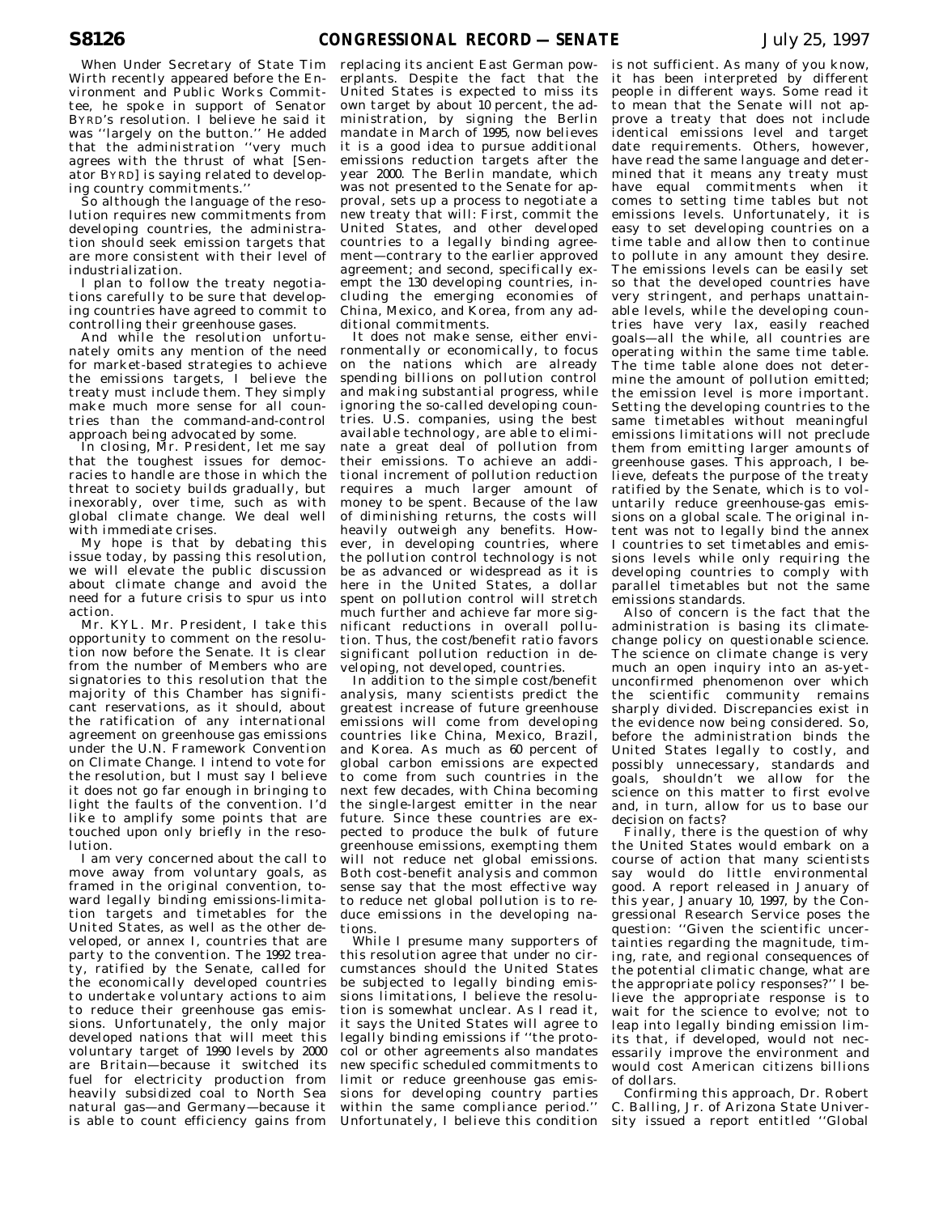When Under Secretary of State Tim Wirth recently appeared before the Environment and Public Works Committee, he spoke in support of Senator BYRD's resolution. I believe he said it was ''largely on the button.'' He added that the administration ''very much agrees with the thrust of what [Senator BYRD] is saying related to developing country commitments.''

So although the language of the resolution requires new commitments from developing countries, the administration should seek emission targets that are more consistent with their level of industrialization.

I plan to follow the treaty negotiations carefully to be sure that developing countries have agreed to commit to controlling their greenhouse gases.

And while the resolution unfortunately omits any mention of the need for market-based strategies to achieve the emissions targets, I believe the treaty must include them. They simply make much more sense for all countries than the command-and-control approach being advocated by some.

In closing, Mr. President, let me say that the toughest issues for democracies to handle are those in which the threat to society builds gradually, but inexorably, over time, such as with global climate change. We deal well with immediate crises.

My hope is that by debating this issue today, by passing this resolution, we will elevate the public discussion about climate change and avoid the need for a future crisis to spur us into action.

Mr. KYL. Mr. President, I take this opportunity to comment on the resolution now before the Senate. It is clear from the number of Members who are signatories to this resolution that the majority of this Chamber has significant reservations, as it should, about the ratification of any international agreement on greenhouse gas emissions under the U.N. Framework Convention on Climate Change. I intend to vote for the resolution, but I must say I believe it does not go far enough in bringing to light the faults of the convention. I'd like to amplify some points that are touched upon only briefly in the resolution.

I am very concerned about the call to move away from voluntary goals, as framed in the original convention, toward legally binding emissions-limitation targets and timetables for the United States, as well as the other developed, or annex I, countries that are party to the convention. The 1992 treaty, ratified by the Senate, called for the economically developed countries to undertake voluntary actions to aim to reduce their greenhouse gas emissions. Unfortunately, the only major developed nations that will meet this voluntary target of 1990 levels by 2000 are Britain—because it switched its fuel for electricity production from heavily subsidized coal to North Sea natural gas—and Germany—because it is able to count efficiency gains from replacing its ancient East German powerplants. Despite the fact that the United States is expected to miss its own target by about 10 percent, the administration, by signing the Berlin mandate in March of 1995, now believes it is a good idea to pursue additional emissions reduction targets after the year 2000. The Berlin mandate, which was not presented to the Senate for approval, sets up a process to negotiate a new treaty that will: First, commit the United States, and other developed countries to a legally binding agreement—contrary to the earlier approved agreement; and second, specifically exempt the 130 developing countries, including the emerging economies of China, Mexico, and Korea, from any additional commitments.

It does not make sense, either environmentally or economically, to focus on the nations which are already spending billions on pollution control and making substantial progress, while ignoring the so-called developing countries. U.S. companies, using the best available technology, are able to eliminate a great deal of pollution from their emissions. To achieve an additional increment of pollution reduction requires a much larger amount of money to be spent. Because of the law of diminishing returns, the costs will heavily outweigh any benefits. However, in developing countries, where the pollution control technology is not be as advanced or widespread as it is here in the United States, a dollar spent on pollution control will stretch much further and achieve far more significant reductions in overall pollution. Thus, the cost/benefit ratio favors significant pollution reduction in developing, not developed, countries.

In addition to the simple cost/benefit analysis, many scientists predict the greatest increase of future greenhouse emissions will come from developing countries like China, Mexico, Brazil, and Korea. As much as 60 percent of global carbon emissions are expected to come from such countries in the next few decades, with China becoming the single-largest emitter in the near future. Since these countries are expected to produce the bulk of future greenhouse emissions, exempting them will not reduce net global emissions. Both cost-benefit analysis and common sense say that the most effective way to reduce net global pollution is to reduce emissions in the developing nations.

While I presume many supporters of this resolution agree that under no circumstances should the United States be subjected to legally binding emissions limitations, I believe the resolution is somewhat unclear. As I read it, it says the United States will agree to legally binding emissions if ''the protocol or other agreements also mandates new specific scheduled commitments to limit or reduce greenhouse gas emissions for developing country parties within the same compliance period.'' Unfortunately, I believe this condition is not sufficient. As many of you know, it has been interpreted by different people in different ways. Some read it to mean that the Senate will not approve a treaty that does not include identical emissions level and target date requirements. Others, however, have read the same language and determined that it means any treaty must have equal commitments when it comes to setting time tables but not emissions levels. Unfortunately, it is easy to set developing countries on a time table and allow then to continue to pollute in any amount they desire. The emissions levels can be easily set so that the developed countries have very stringent, and perhaps unattainable levels, while the developing countries have very lax, easily reached goals—all the while, all countries are operating within the same time table. The time table alone does not determine the amount of pollution emitted; the emission level is more important. Setting the developing countries to the same timetables without meaningful emissions limitations will not preclude them from emitting larger amounts of greenhouse gases. This approach, I believe, defeats the purpose of the treaty ratified by the Senate, which is to voluntarily reduce greenhouse-gas emissions on a global scale. The original intent was not to legally bind the annex I countries to set timetables and emissions levels while only requiring the developing countries to comply with parallel timetables but not the same emissions standards.

Also of concern is the fact that the administration is basing its climate-change policy on questionable science. The science on climate change is very much an open inquiry into an as-yet-unconfirmed phenomenon over which the scientific community remains sharply divided. Discrepancies exist in the evidence now being considered. So, before the administration binds the United States legally to costly, and possibly unnecessary, standards and goals, shouldn't we allow for the science on this matter to first evolve and, in turn, allow for us to base our decision on facts?

Finally, there is the question of why the United States would embark on a course of action that many scientists say would do little environmental good. A report released in January of this year, January 10, 1997, by the Congressional Research Service poses the question: ''Given the scientific uncertainties regarding the magnitude, timing, rate, and regional consequences of the potential climatic change, what are the appropriate policy responses?'' I believe the appropriate response is to wait for the science to evolve; not to leap into legally binding emission limits that, if developed, would not necessarily improve the environment and would cost American citizens billions of dollars.

Confirming this approach, Dr. Robert C. Balling, Jr. of Arizona State University issued a report entitled ''Global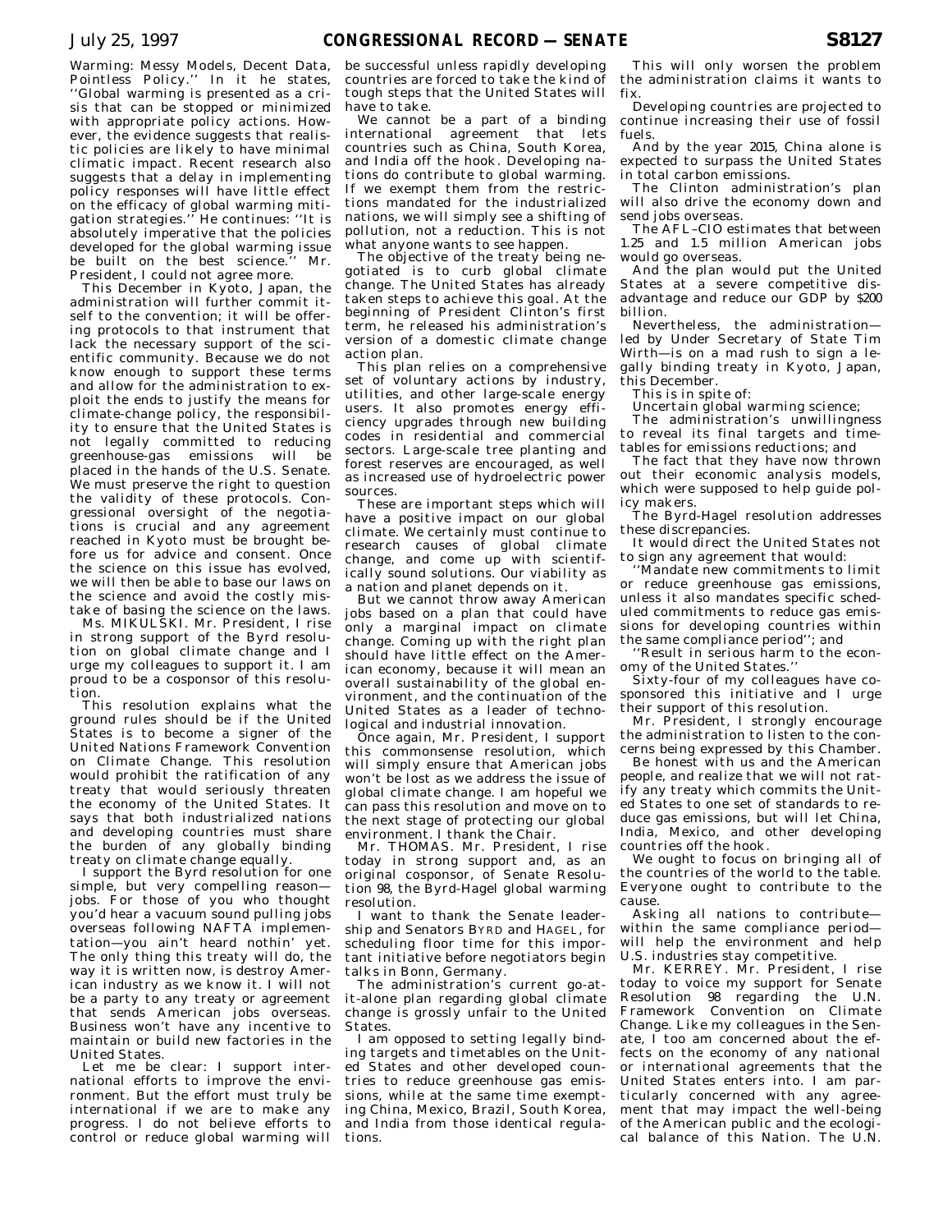Warming: Messy Models, Decent Data, Pointless Policy.'' In it he states, ''Global warming is presented as a crisis that can be stopped or minimized with appropriate policy actions. However, the evidence suggests that realistic policies are likely to have minimal climatic impact. Recent research also suggests that a delay in implementing policy responses will have little effect on the efficacy of global warming mitigation strategies.'' He continues: ''It is absolutely imperative that the policies developed for the global warming issue be built on the best science.'' Mr. President, I could not agree more.

This December in Kyoto, Japan, the administration will further commit itself to the convention; it will be offering protocols to that instrument that lack the necessary support of the scientific community. Because we do not know enough to support these terms and allow for the administration to exploit the ends to justify the means for climate-change policy, the responsibility to ensure that the United States is not legally committed to reducing greenhouse-gas emissions will be placed in the hands of the U.S. Senate. We must preserve the right to question the validity of these protocols. Congressional oversight of the negotiations is crucial and any agreement reached in Kyoto must be brought before us for advice and consent. Once the science on this issue has evolved, we will then be able to base our laws on the science and avoid the costly mistake of basing the science on the laws.

Ms. MIKULSKI. Mr. President, I rise in strong support of the Byrd resolution on global climate change and I urge my colleagues to support it. I am proud to be a cosponsor of this resolution.

This resolution explains what the ground rules should be if the United States is to become a signer of the United Nations Framework Convention on Climate Change. This resolution would prohibit the ratification of any treaty that would seriously threaten the economy of the United States. It says that both industrialized nations and developing countries must share the burden of any globally binding treaty on climate change equally.

I support the Byrd resolution for one simple, but very compelling reason—jobs. For those of you who thought you'd hear a vacuum sound pulling jobs overseas following NAFTA implementation—you ain't heard nothin' yet. The only thing this treaty will do, the way it is written now, is destroy American industry as we know it. I will not be a party to any treaty or agreement that sends American jobs overseas. Business won't have any incentive to maintain or build new factories in the United States.

Let me be clear: I support international efforts to improve the environment. But the effort must truly be international if we are to make any progress. I do not believe efforts to control or reduce global warming will be successful unless rapidly developing countries are forced to take the kind of tough steps that the United States will have to take.

We cannot be a part of a binding international agreement that lets countries such as China, South Korea, and India off the hook. Developing nations do contribute to global warming. If we exempt them from the restrictions mandated for the industrialized nations, we will simply see a shifting of pollution, not a reduction. This is not what anyone wants to see happen.

The objective of the treaty being negotiated is to curb global climate change. The United States has already taken steps to achieve this goal. At the beginning of President Clinton's first term, he released his administration's version of a domestic climate change action plan.

This plan relies on a comprehensive set of voluntary actions by industry, utilities, and other large-scale energy users. It also promotes energy efficiency upgrades through new building codes in residential and commercial sectors. Large-scale tree planting and forest reserves are encouraged, as well as increased use of hydroelectric power sources.

These are important steps which will have a positive impact on our global climate. We certainly must continue to research causes of global climate change, and come up with scientifically sound solutions. Our viability as a nation and planet depends on it.

But we cannot throw away American jobs based on a plan that could have only a marginal impact on climate change. Coming up with the right plan should have little effect on the American economy, because it will mean an overall sustainability of the global environment, and the continuation of the United States as a leader of technological and industrial innovation.

Once again, Mr. President, I support this commonsense resolution, which will simply ensure that American jobs won't be lost as we address the issue of global climate change. I am hopeful we can pass this resolution and move on to the next stage of protecting our global environment. I thank the Chair.

Mr. THOMAS. Mr. President, I rise today in strong support and, as an original cosponsor, of Senate Resolution 98, the Byrd-Hagel global warming resolution.

I want to thank the Senate leadership and Senators BYRD and HAGEL, for scheduling floor time for this important initiative before negotiators begin talks in Bonn, Germany.

The administration's current go-at-it-alone plan regarding global climate change is grossly unfair to the United States.

I am opposed to setting legally binding targets and timetables on the United States and other developed countries to reduce greenhouse gas emissions, while at the same time exempting China, Mexico, Brazil, South Korea, and India from those identical regulations.

This will only worsen the problem the administration claims it wants to fix.

Developing countries are projected to continue increasing their use of fossil fuels.

And by the year 2015, China alone is expected to surpass the United States in total carbon emissions.

The Clinton administration's plan will also drive the economy down and send jobs overseas.

The AFL–CIO estimates that between 1.25 and 1.5 million American jobs would go overseas.

And the plan would put the United States at a severe competitive disadvantage and reduce our GDP by $200 billion.

Nevertheless, the administration—led by Under Secretary of State Tim Wirth—is on a mad rush to sign a legally binding treaty in Kyoto, Japan, this December.

This is in spite of:

Uncertain global warming science;

The administration's unwillingness to reveal its final targets and timetables for emissions reductions; and

The fact that they have now thrown out their economic analysis models, which were supposed to help guide policy makers.

The Byrd-Hagel resolution addresses these discrepancies.

It would direct the United States not to sign any agreement that would:

''Mandate new commitments to limit or reduce greenhouse gas emissions, unless it also mandates specific scheduled commitments to reduce gas emissions for developing countries within the same compliance period''; and

''Result in serious harm to the economy of the United States.''

Sixty-four of my colleagues have cosponsored this initiative and I urge their support of this resolution.

Mr. President, I strongly encourage the administration to listen to the concerns being expressed by this Chamber.

Be honest with us and the American people, and realize that we will not ratify any treaty which commits the United States to one set of standards to reduce gas emissions, but will let China, India, Mexico, and other developing countries off the hook.

We ought to focus on bringing all of the countries of the world to the table. Everyone ought to contribute to the cause.

Asking all nations to contribute—within the same compliance period—will help the environment and help U.S. industries stay competitive.

Mr. KERREY. Mr. President, I rise today to voice my support for Senate Resolution 98 regarding the U.N. Framework Convention on Climate Change. Like my colleagues in the Senate, I too am concerned about the effects on the economy of any national or international agreements that the United States enters into. I am particularly concerned with any agreement that may impact the well-being of the American public and the ecological balance of this Nation. The U.N.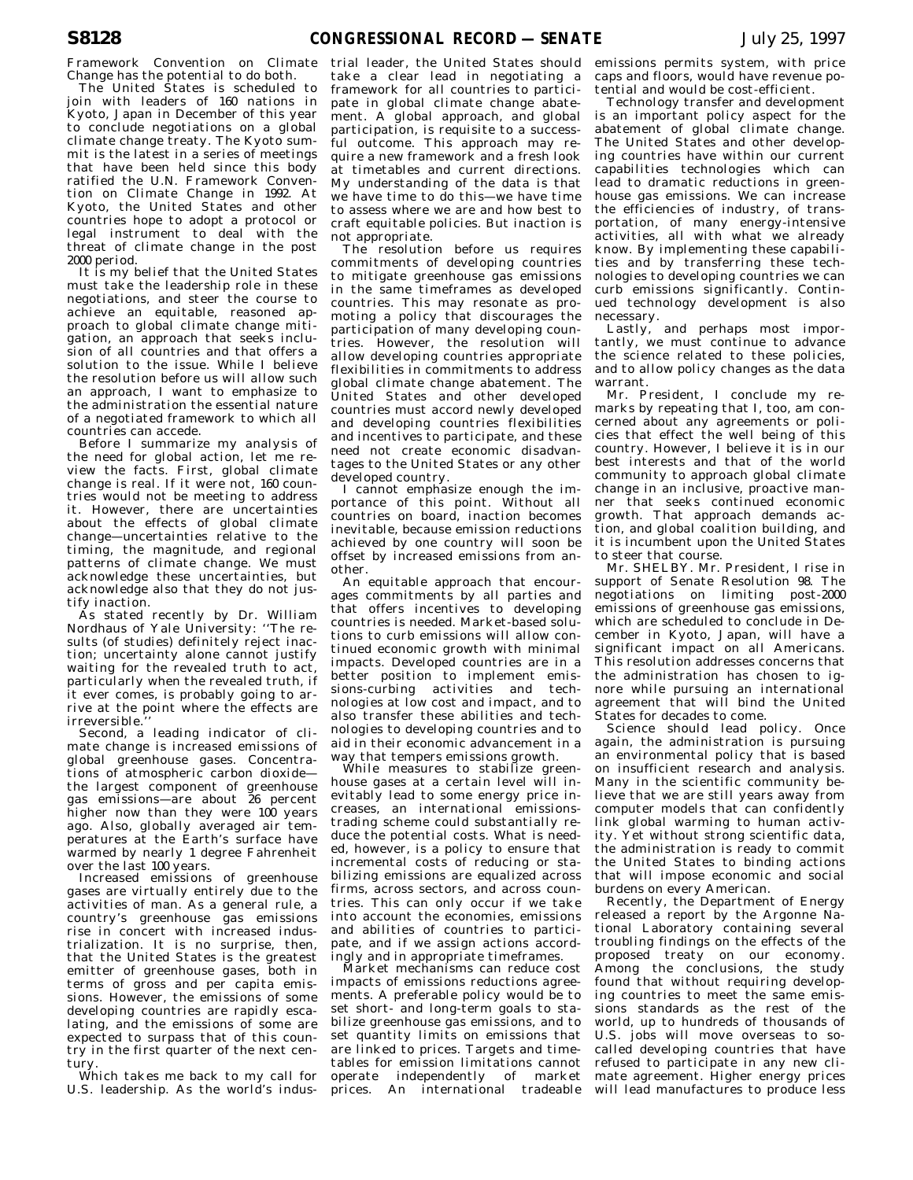Framework Convention on Climate Change has the potential to do both.

The United States is scheduled to join with leaders of 160 nations in Kyoto, Japan in December of this year to conclude negotiations on a global climate change treaty. The Kyoto summit is the latest in a series of meetings that have been held since this body ratified the U.N. Framework Convention on Climate Change in 1992. At Kyoto, the United States and other countries hope to adopt a protocol or legal instrument to deal with the threat of climate change in the post 2000 period.

It is my belief that the United States must take the leadership role in these negotiations, and steer the course to achieve an equitable, reasoned approach to global climate change mitigation, an approach that seeks inclusion of all countries and that offers a solution to the issue. While I believe the resolution before us will allow such an approach, I want to emphasize to the administration the essential nature of a negotiated framework to which all countries can accede.

Before I summarize my analysis of the need for global action, let me review the facts. First, global climate change is real. If it were not, 160 countries would not be meeting to address it. However, there are uncertainties about the effects of global climate change—uncertainties relative to the timing, the magnitude, and regional patterns of climate change. We must acknowledge these uncertainties, but acknowledge also that they do not justify inaction.

As stated recently by Dr. William Nordhaus of Yale University: ''The results (of studies) definitely reject inaction; uncertainty alone cannot justify waiting for the revealed truth to act, particularly when the revealed truth, if it ever comes, is probably going to arrive at the point where the effects are irreversible.''

Second, a leading indicator of climate change is increased emissions of global greenhouse gases. Concentrations of atmospheric carbon dioxide—the largest component of greenhouse gas emissions—are about 26 percent higher now than they were 100 years ago. Also, globally averaged air temperatures at the Earth's surface have warmed by nearly 1 degree Fahrenheit over the last 100 years.

Increased emissions of greenhouse gases are virtually entirely due to the activities of man. As a general rule, a country's greenhouse gas emissions rise in concert with increased industrialization. It is no surprise, then, that the United States is the greatest emitter of greenhouse gases, both in terms of gross and per capita emissions. However, the emissions of some developing countries are rapidly escalating, and the emissions of some are expected to surpass that of this country in the first quarter of the next century.

Which takes me back to my call for U.S. leadership. As the world's industrial leader, the United States should take a clear lead in negotiating a framework for all countries to participate in global climate change abatement. A global approach, and global participation, is requisite to a successful outcome. This approach may require a new framework and a fresh look at timetables and current directions. My understanding of the data is that we have time to do this—we have time to assess where we are and how best to craft equitable policies. But inaction is not appropriate.

The resolution before us requires commitments of developing countries to mitigate greenhouse gas emissions in the same timeframes as developed countries. This may resonate as promoting a policy that discourages the participation of many developing countries. However, the resolution will allow developing countries appropriate flexibilities in commitments to address global climate change abatement. The United States and other developed countries must accord newly developed and developing countries flexibilities and incentives to participate, and these need not create economic disadvantages to the United States or any other developed country.

I cannot emphasize enough the importance of this point. Without all countries on board, inaction becomes inevitable, because emission reductions achieved by one country will soon be offset by increased emissions from another.

An equitable approach that encourages commitments by all parties and that offers incentives to developing countries is needed. Market-based solutions to curb emissions will allow continued economic growth with minimal impacts. Developed countries are in a better position to implement emissions-curbing activities and technologies at low cost and impact, and to also transfer these abilities and technologies to developing countries and to aid in their economic advancement in a way that tempers emissions growth.

While measures to stabilize greenhouse gases at a certain level will inevitably lead to some energy price increases, an international emissions-trading scheme could substantially reduce the potential costs. What is needed, however, is a policy to ensure that incremental costs of reducing or stabilizing emissions are equalized across firms, across sectors, and across countries. This can only occur if we take into account the economies, emissions and abilities of countries to participate, and if we assign actions accordingly and in appropriate timeframes.

Market mechanisms can reduce cost impacts of emissions reductions agreements. A preferable policy would be to set short- and long-term goals to stabilize greenhouse gas emissions, and to set quantity limits on emissions that are linked to prices. Targets and timetables for emission limitations cannot operate independently of market prices. An international tradeable emissions permits system, with price caps and floors, would have revenue potential and would be cost-efficient.

Technology transfer and development is an important policy aspect for the abatement of global climate change. The United States and other developing countries have within our current capabilities technologies which can lead to dramatic reductions in greenhouse gas emissions. We can increase the efficiencies of industry, of transportation, of many energy-intensive activities, all with what we already know. By implementing these capabilities and by transferring these technologies to developing countries we can curb emissions significantly. Continued technology development is also necessary.

Lastly, and perhaps most importantly, we must continue to advance the science related to these policies, and to allow policy changes as the data warrant.

Mr. President, I conclude my remarks by repeating that I, too, am concerned about any agreements or policies that effect the well being of this country. However, I believe it is in our best interests and that of the world community to approach global climate change in an inclusive, proactive manner that seeks continued economic growth. That approach demands action, and global coalition building, and it is incumbent upon the United States to steer that course.

Mr. SHELBY. Mr. President, I rise in support of Senate Resolution 98. The negotiations on limiting post-2000 emissions of greenhouse gas emissions, which are scheduled to conclude in December in Kyoto, Japan, will have a significant impact on all Americans. This resolution addresses concerns that the administration has chosen to ignore while pursuing an international agreement that will bind the United States for decades to come.

Science should lead policy. Once again, the administration is pursuing an environmental policy that is based on insufficient research and analysis. Many in the scientific community believe that we are still years away from computer models that can confidently link global warming to human activity. Yet without strong scientific data, the administration is ready to commit the United States to binding actions that will impose economic and social burdens on every American.

Recently, the Department of Energy released a report by the Argonne National Laboratory containing several troubling findings on the effects of the proposed treaty on our economy. Among the conclusions, the study found that without requiring developing countries to meet the same emissions standards as the rest of the world, up to hundreds of thousands of U.S. jobs will move overseas to so-called developing countries that have refused to participate in any new climate agreement. Higher energy prices will lead manufactures to produce less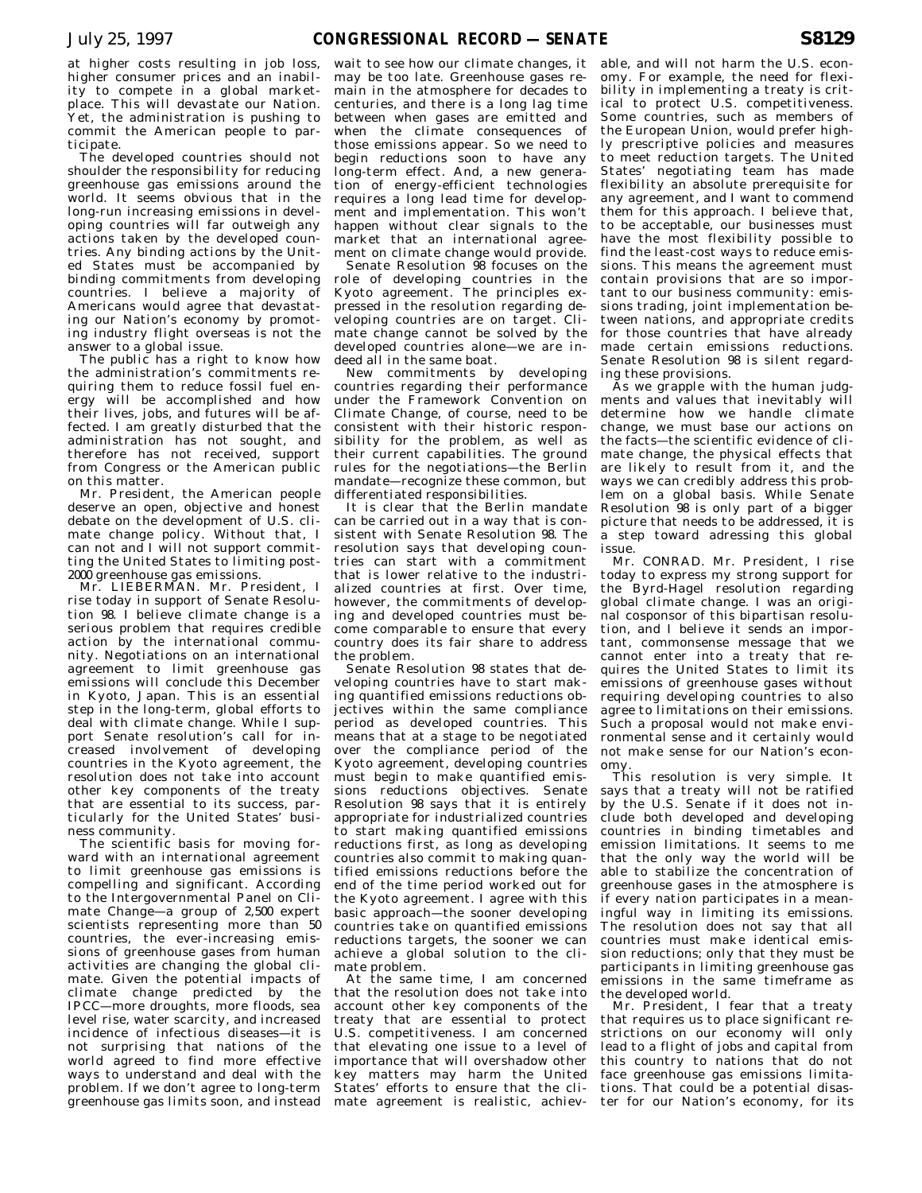at higher costs resulting in job loss, higher consumer prices and an inability to compete in a global marketplace. This will devastate our Nation. Yet, the administration is pushing to commit the American people to participate.

The developed countries should not shoulder the responsibility for reducing greenhouse gas emissions around the world. It seems obvious that in the long-run increasing emissions in developing countries will far outweigh any actions taken by the developed countries. Any binding actions by the United States must be accompanied by binding commitments from developing countries. I believe a majority of Americans would agree that devastating our Nation's economy by promoting industry flight overseas is not the answer to a global issue.

The public has a right to know how the administration's commitments requiring them to reduce fossil fuel energy will be accomplished and how their lives, jobs, and futures will be affected. I am greatly disturbed that the administration has not sought, and therefore has not received, support from Congress or the American public on this matter.

Mr. President, the American people deserve an open, objective and honest debate on the development of U.S. climate change policy. Without that, I can not and I will not support committing the United States to limiting post-2000 greenhouse gas emissions.

Mr. LIEBERMAN. Mr. President, I rise today in support of Senate Resolution 98. I believe climate change is a serious problem that requires credible action by the international community. Negotiations on an international agreement to limit greenhouse gas emissions will conclude this December in Kyoto, Japan. This is an essential step in the long-term, global efforts to deal with climate change. While I support Senate resolution's call for increased involvement of developing countries in the Kyoto agreement, the resolution does not take into account other key components of the treaty that are essential to its success, particularly for the United States' business community.

The scientific basis for moving forward with an international agreement to limit greenhouse gas emissions is compelling and significant. According to the Intergovernmental Panel on Climate Change—a group of 2,500 expert scientists representing more than 50 countries, the ever-increasing emissions of greenhouse gases from human activities are changing the global climate. Given the potential impacts of climate change predicted by the IPCC—more droughts, more floods, sea level rise, water scarcity, and increased incidence of infectious diseases—it is not surprising that nations of the world agreed to find more effective ways to understand and deal with the problem. If we don't agree to long-term greenhouse gas limits soon, and instead wait to see how our climate changes, it may be too late. Greenhouse gases remain in the atmosphere for decades to centuries, and there is a long lag time between when gases are emitted and when the climate consequences of those emissions appear. So we need to begin reductions soon to have any long-term effect. And, a new generation of energy-efficient technologies requires a long lead time for development and implementation. This won't happen without clear signals to the market that an international agreement on climate change would provide.

Senate Resolution 98 focuses on the role of developing countries in the Kyoto agreement. The principles expressed in the resolution regarding developing countries are on target. Climate change cannot be solved by the developed countries alone—we are indeed all in the same boat.

New commitments by developing countries regarding their performance under the Framework Convention on Climate Change, of course, need to be consistent with their historic responsibility for the problem, as well as their current capabilities. The ground rules for the negotiations—the Berlin mandate—recognize these common, but differentiated responsibilities.

It is clear that the Berlin mandate can be carried out in a way that is consistent with Senate Resolution 98. The resolution says that developing countries can start with a commitment that is lower relative to the industrialized countries at first. Over time, however, the commitments of developing and developed countries must become comparable to ensure that every country does its fair share to address the problem.

Senate Resolution 98 states that developing countries have to start making quantified emissions reductions objectives within the same compliance period as developed countries. This means that at a stage to be negotiated over the compliance period of the Kyoto agreement, developing countries must begin to make quantified emissions reductions objectives. Senate Resolution 98 says that it is entirely appropriate for industrialized countries to start making quantified emissions reductions first, as long as developing countries also commit to making quantified emissions reductions before the end of the time period worked out for the Kyoto agreement. I agree with this basic approach—the sooner developing countries take on quantified emissions reductions targets, the sooner we can achieve a global solution to the climate problem.

At the same time, I am concerned that the resolution does not take into account other key components of the treaty that are essential to protect U.S. competitiveness. I am concerned that elevating one issue to a level of importance that will overshadow other key matters may harm the United States' efforts to ensure that the climate agreement is realistic, achievable, and will not harm the U.S. economy. For example, the need for flexibility in implementing a treaty is critical to protect U.S. competitiveness. Some countries, such as members of the European Union, would prefer highly prescriptive policies and measures to meet reduction targets. The United States' negotiating team has made flexibility an absolute prerequisite for any agreement, and I want to commend them for this approach. I believe that, to be acceptable, our businesses must have the most flexibility possible to find the least-cost ways to reduce emissions. This means the agreement must contain provisions that are so important to our business community: emissions trading, joint implementation between nations, and appropriate credits for those countries that have already made certain emissions reductions. Senate Resolution 98 is silent regarding these provisions.

As we grapple with the human judgments and values that inevitably will determine how we handle climate change, we must base our actions on the facts—the scientific evidence of climate change, the physical effects that are likely to result from it, and the ways we can credibly address this problem on a global basis. While Senate Resolution 98 is only part of a bigger picture that needs to be addressed, it is a step toward adressing this global issue.

Mr. CONRAD. Mr. President, I rise today to express my strong support for the Byrd-Hagel resolution regarding global climate change. I was an original cosponsor of this bipartisan resolution, and I believe it sends an important, commonsense message that we cannot enter into a treaty that requires the United States to limit its emissions of greenhouse gases without requiring developing countries to also agree to limitations on their emissions. Such a proposal would not make environmental sense and it certainly would not make sense for our Nation's economy.

This resolution is very simple. It says that a treaty will not be ratified by the U.S. Senate if it does not include both developed and developing countries in binding timetables and emission limitations. It seems to me that the only way the world will be able to stabilize the concentration of greenhouse gases in the atmosphere is if every nation participates in a meaningful way in limiting its emissions. The resolution does not say that all countries must make identical emission reductions; only that they must be participants in limiting greenhouse gas emissions in the same timeframe as the developed world.

Mr. President, I fear that a treaty that requires us to place significant restrictions on our economy will only lead to a flight of jobs and capital from this country to nations that do not face greenhouse gas emissions limitations. That could be a potential disaster for our Nation's economy, for its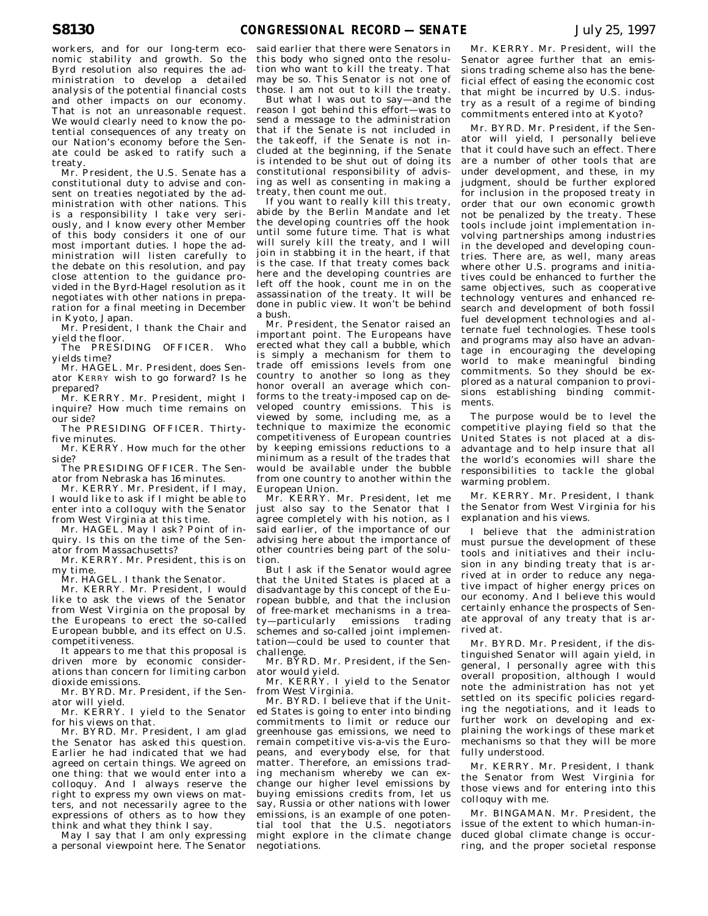workers, and for our long-term economic stability and growth. So the Byrd resolution also requires the administration to develop a detailed analysis of the potential financial costs and other impacts on our economy. That is not an unreasonable request. We would clearly need to know the potential consequences of any treaty on our Nation's economy before the Senate could be asked to ratify such a treaty.

Mr. President, the U.S. Senate has a constitutional duty to advise and consent on treaties negotiated by the administration with other nations. This is a responsibility I take very seriously, and I know every other Member of this body considers it one of our most important duties. I hope the administration will listen carefully to the debate on this resolution, and pay close attention to the guidance provided in the Byrd-Hagel resolution as it negotiates with other nations in preparation for a final meeting in December in Kyoto, Japan.

Mr. President, I thank the Chair and yield the floor.

The PRESIDING OFFICER. Who yields time?

Mr. HAGEL. Mr. President, does Senator KERRY wish to go forward? Is he prepared?

Mr. KERRY. Mr. President, might I inquire? How much time remains on our side?

The PRESIDING OFFICER. Thirty-five minutes.

Mr. KERRY. How much for the other side?

The PRESIDING OFFICER. The Senator from Nebraska has 16 minutes.

Mr. KERRY. Mr. President, if I may, I would like to ask if I might be able to enter into a colloquy with the Senator from West Virginia at this time.

Mr. HAGEL. May I ask? Point of inquiry. Is this on the time of the Senator from Massachusetts?

Mr. KERRY. Mr. President, this is on my time.

Mr. HAGEL. I thank the Senator.

Mr. KERRY. Mr. President, I would like to ask the views of the Senator from West Virginia on the proposal by the Europeans to erect the so-called European bubble, and its effect on U.S. competitiveness.

It appears to me that this proposal is driven more by economic considerations than concern for limiting carbon dioxide emissions.

Mr. BYRD. Mr. President, if the Senator will yield.

Mr. KERRY. I yield to the Senator for his views on that.

Mr. BYRD. Mr. President, I am glad the Senator has asked this question. Earlier he had indicated that we had agreed on certain things. We agreed on one thing: that we would enter into a colloquy. And I always reserve the right to express my own views on matters, and not necessarily agree to the expressions of others as to how they think and what they think I say.

May I say that I am only expressing a personal viewpoint here. The Senator said earlier that there were Senators in this body who signed onto the resolution who want to kill the treaty. That may be so. This Senator is not one of those. I am not out to kill the treaty.

But what I was out to say—and the reason I got behind this effort—was to send a message to the administration that if the Senate is not included in the takeoff, if the Senate is not included at the beginning, if the Senate is intended to be shut out of doing its constitutional responsibility of advising as well as consenting in making a treaty, then count me out.

If you want to really kill this treaty, abide by the Berlin Mandate and let the developing countries off the hook until some future time. That is what will surely kill the treaty, and I will join in stabbing it in the heart, if that is the case. If that treaty comes back here and the developing countries are left off the hook, count me in on the assassination of the treaty. It will be done in public view. It won't be behind a bush.

Mr. President, the Senator raised an important point. The Europeans have erected what they call a bubble, which is simply a mechanism for them to trade off emissions levels from one country to another so long as they honor overall an average which conforms to the treaty-imposed cap on developed country emissions. This is viewed by some, including me, as a technique to maximize the economic competitiveness of European countries by keeping emissions reductions to a minimum as a result of the trades that would be available under the bubble from one country to another within the European Union.

Mr. KERRY. Mr. President, let me just also say to the Senator that I agree completely with his notion, as I said earlier, of the importance of our advising here about the importance of other countries being part of the solution.

But I ask if the Senator would agree that the United States is placed at a disadvantage by this concept of the European bubble, and that the inclusion of free-market mechanisms in a treaty—particularly emissions trading schemes and so-called joint implementation—could be used to counter that challenge.

Mr. BYRD. Mr. President, if the Senator would yield.

Mr. KERRY. I yield to the Senator from West Virginia.

Mr. BYRD. I believe that if the United States is going to enter into binding commitments to limit or reduce our greenhouse gas emissions, we need to remain competitive vis-a-vis the Europeans, and everybody else, for that matter. Therefore, an emissions trading mechanism whereby we can exchange our higher level emissions by buying emissions credits from, let us say, Russia or other nations with lower emissions, is an example of one potential tool that the U.S. negotiators might explore in the climate change negotiations.

Mr. KERRY. Mr. President, will the Senator agree further that an emissions trading scheme also has the beneficial effect of easing the economic cost that might be incurred by U.S. industry as a result of a regime of binding commitments entered into at Kyoto?

Mr. BYRD. Mr. President, if the Senator will yield, I personally believe that it could have such an effect. There are a number of other tools that are under development, and these, in my judgment, should be further explored for inclusion in the proposed treaty in order that our own economic growth not be penalized by the treaty. These tools include joint implementation involving partnerships among industries in the developed and developing countries. There are, as well, many areas where other U.S. programs and initiatives could be enhanced to further the same objectives, such as cooperative technology ventures and enhanced research and development of both fossil fuel development technologies and alternate fuel technologies. These tools and programs may also have an advantage in encouraging the developing world to make meaningful binding commitments. So they should be explored as a natural companion to provisions establishing binding commitments.

The purpose would be to level the competitive playing field so that the United States is not placed at a disadvantage and to help insure that all the world's economies will share the responsibilities to tackle the global warming problem.

Mr. KERRY. Mr. President, I thank the Senator from West Virginia for his explanation and his views.

I believe that the administration must pursue the development of these tools and initiatives and their inclusion in any binding treaty that is arrived at in order to reduce any negative impact of higher energy prices on our economy. And I believe this would certainly enhance the prospects of Senate approval of any treaty that is arrived at.

Mr. BYRD. Mr. President, if the distinguished Senator will again yield, in general, I personally agree with this overall proposition, although I would note the administration has not yet settled on its specific policies regarding the negotiations, and it leads to further work on developing and explaining the workings of these market mechanisms so that they will be more fully understood.

Mr. KERRY. Mr. President, I thank the Senator from West Virginia for those views and for entering into this colloquy with me.

Mr. BINGAMAN. Mr. President, the issue of the extent to which human-induced global climate change is occurring, and the proper societal response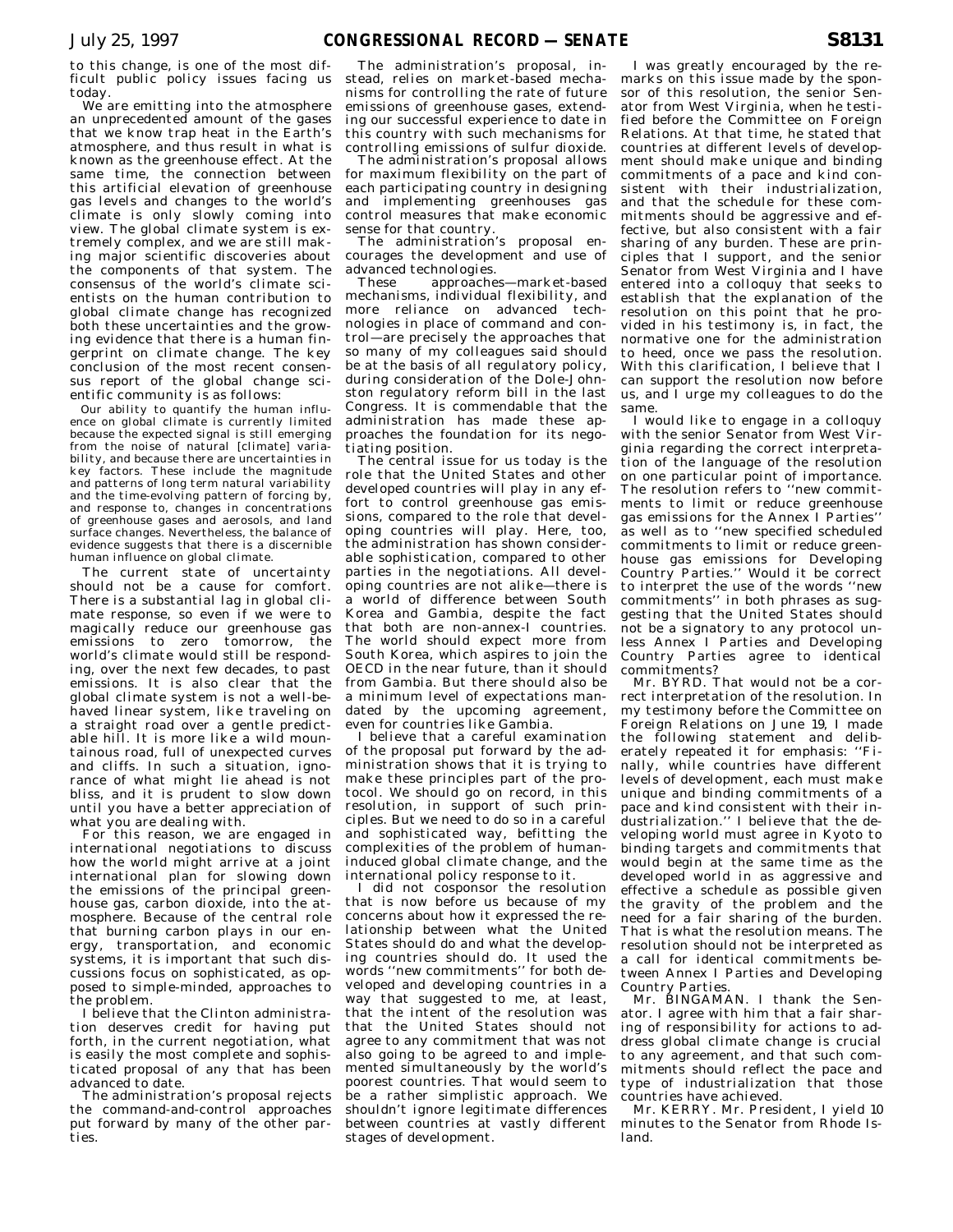to this change, is one of the most difficult public policy issues facing us today.

We are emitting into the atmosphere an unprecedented amount of the gases that we know trap heat in the Earth's atmosphere, and thus result in what is known as the greenhouse effect. At the same time, the connection between this artificial elevation of greenhouse gas levels and changes to the world's climate is only slowly coming into view. The global climate system is extremely complex, and we are still making major scientific discoveries about the components of that system. The consensus of the world's climate scientists on the human contribution to global climate change has recognized both these uncertainties and the growing evidence that there is a human fingerprint on climate change. The key conclusion of the most recent consensus report of the global change scientific community is as follows:

> Our ability to quantify the human influence on global climate is currently limited because the expected signal is still emerging from the noise of natural [climate] variability, and because there are uncertainties in key factors. These include the magnitude and patterns of long term natural variability and the time-evolving pattern of forcing by, and response to, changes in concentrations of greenhouse gases and aerosols, and land surface changes. Nevertheless, the balance of evidence suggests that there is a discernible human influence on global climate.

The current state of uncertainty should not be a cause for comfort. There is a substantial lag in global climate response, so even if we were to magically reduce our greenhouse gas emissions to zero tomorrow, the world's climate would still be responding, over the next few decades, to past emissions. It is also clear that the global climate system is not a well-behaved linear system, like traveling on a straight road over a gentle predictable hill. It is more like a wild mountainous road, full of unexpected curves and cliffs. In such a situation, ignorance of what might lie ahead is not bliss, and it is prudent to slow down until you have a better appreciation of what you are dealing with.

For this reason, we are engaged in international negotiations to discuss how the world might arrive at a joint international plan for slowing down the emissions of the principal greenhouse gas, carbon dioxide, into the atmosphere. Because of the central role that burning carbon plays in our energy, transportation, and economic systems, it is important that such discussions focus on sophisticated, as opposed to simple-minded, approaches to the problem.

I believe that the Clinton administration deserves credit for having put forth, in the current negotiation, what is easily the most complete and sophisticated proposal of any that has been advanced to date.

The administration's proposal rejects the command-and-control approaches put forward by many of the other parties.

The administration's proposal, instead, relies on market-based mechanisms for controlling the rate of future emissions of greenhouse gases, extending our successful experience to date in this country with such mechanisms for controlling emissions of sulfur dioxide.

The administration's proposal allows for maximum flexibility on the part of each participating country in designing and implementing greenhouses gas control measures that make economic sense for that country.

The administration's proposal encourages the development and use of advanced technologies.

These approaches—market-based mechanisms, individual flexibility, and more reliance on advanced technologies in place of command and control—are precisely the approaches that so many of my colleagues said should be at the basis of all regulatory policy, during consideration of the Dole-Johnston regulatory reform bill in the last Congress. It is commendable that the administration has made these approaches the foundation for its negotiating position.

The central issue for us today is the role that the United States and other developed countries will play in any effort to control greenhouse gas emissions, compared to the role that developing countries will play. Here, too, the administration has shown considerable sophistication, compared to other parties in the negotiations. All developing countries are not alike—there is a world of difference between South Korea and Gambia, despite the fact that both are non-annex-I countries. The world should expect more from South Korea, which aspires to join the OECD in the near future, than it should from Gambia. But there should also be a minimum level of expectations mandated by the upcoming agreement, even for countries like Gambia.

I believe that a careful examination of the proposal put forward by the administration shows that it is trying to make these principles part of the protocol. We should go on record, in this resolution, in support of such principles. But we need to do so in a careful and sophisticated way, befitting the complexities of the problem of human-induced global climate change, and the international policy response to it.

I did not cosponsor the resolution that is now before us because of my concerns about how it expressed the relationship between what the United States should do and what the developing countries should do. It used the words ''new commitments'' for both developed and developing countries in a way that suggested to me, at least, that the intent of the resolution was that the United States should not agree to any commitment that was not also going to be agreed to and implemented simultaneously by the world's poorest countries. That would seem to be a rather simplistic approach. We shouldn't ignore legitimate differences between countries at vastly different stages of development.

I was greatly encouraged by the remarks on this issue made by the sponsor of this resolution, the senior Senator from West Virginia, when he testified before the Committee on Foreign Relations. At that time, he stated that countries at different levels of development should make unique and binding commitments of a pace and kind consistent with their industrialization, and that the schedule for these commitments should be aggressive and effective, but also consistent with a fair sharing of any burden. These are principles that I support, and the senior Senator from West Virginia and I have entered into a colloquy that seeks to establish that the explanation of the resolution on this point that he provided in his testimony is, in fact, the normative one for the administration to heed, once we pass the resolution. With this clarification, I believe that I can support the resolution now before us, and I urge my colleagues to do the same.

I would like to engage in a colloquy with the senior Senator from West Virginia regarding the correct interpretation of the language of the resolution on one particular point of importance. The resolution refers to ''new commitments to limit or reduce greenhouse gas emissions for the Annex I Parties'' as well as to ''new specified scheduled commitments to limit or reduce greenhouse gas emissions for Developing Country Parties.'' Would it be correct to interpret the use of the words ''new commitments'' in both phrases as suggesting that the United States should not be a signatory to any protocol unless Annex I Parties and Developing Country Parties agree to identical commitments?

Mr. BYRD. That would not be a correct interpretation of the resolution. In my testimony before the Committee on Foreign Relations on June 19, I made the following statement and deliberately repeated it for emphasis: ''Finally, while countries have different levels of development, each must make unique and binding commitments of a pace and kind consistent with their industrialization.'' I believe that the developing world must agree in Kyoto to binding targets and commitments that would begin at the same time as the developed world in as aggressive and effective a schedule as possible given the gravity of the problem and the need for a fair sharing of the burden. That is what the resolution means. The resolution should not be interpreted as a call for identical commitments between Annex I Parties and Developing Country Parties.

Mr. BINGAMAN. I thank the Senator. I agree with him that a fair sharing of responsibility for actions to address global climate change is crucial to any agreement, and that such commitments should reflect the pace and type of industrialization that those countries have achieved.

Mr. KERRY. Mr. President, I yield 10 minutes to the Senator from Rhode Island.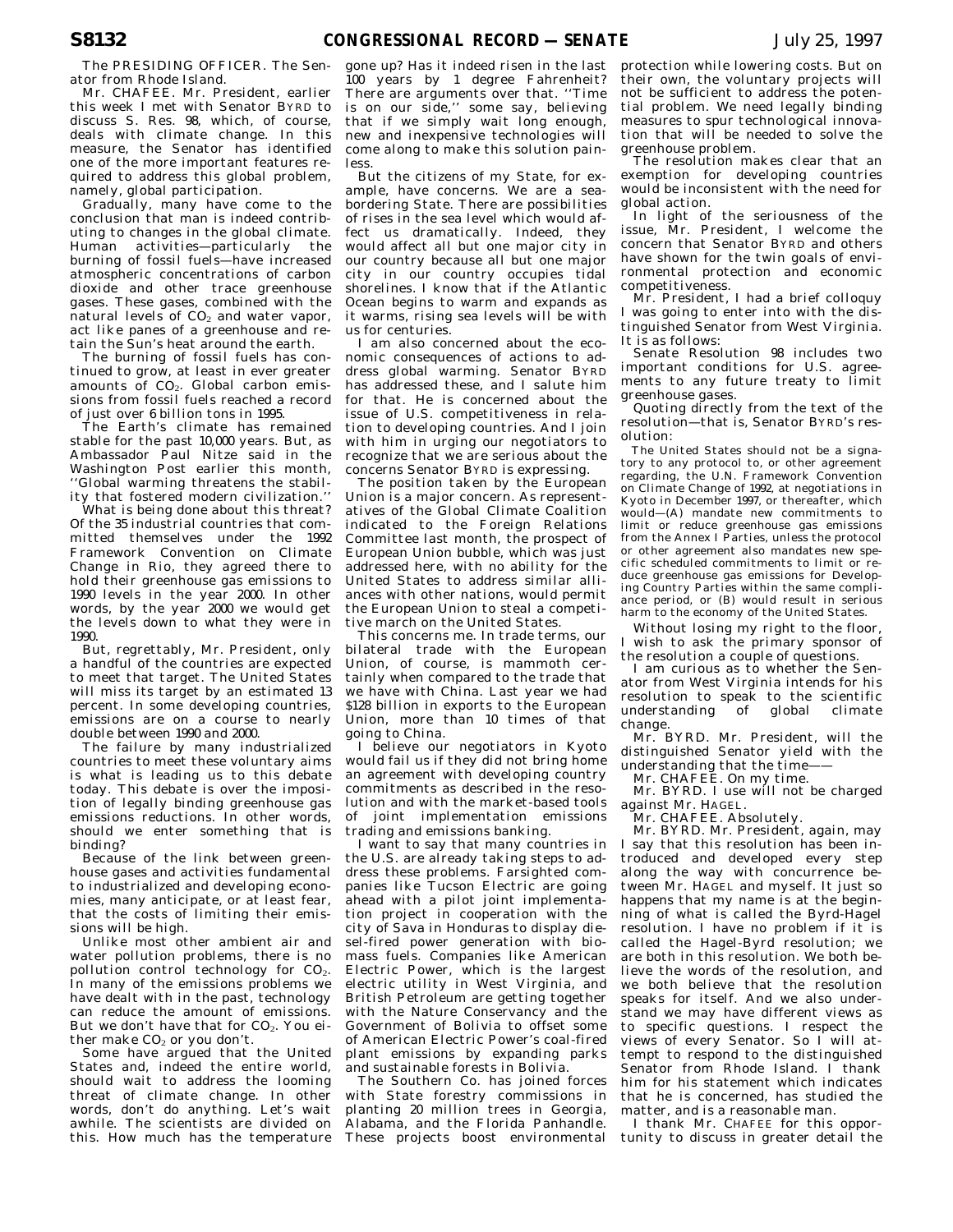The PRESIDING OFFICER. The Senator from Rhode Island.

Mr. CHAFEE. Mr. President, earlier this week I met with Senator BYRD to discuss S. Res. 98, which, of course, deals with climate change. In this measure, the Senator has identified one of the more important features required to address this global problem, namely, global participation.

Gradually, many have come to the conclusion that man is indeed contributing to changes in the global climate. Human activities—particularly the burning of fossil fuels—have increased atmospheric concentrations of carbon dioxide and other trace greenhouse gases. These gases, combined with the natural levels of $CO_2$ and water vapor, act like panes of a greenhouse and retain the Sun's heat around the earth.

The burning of fossil fuels has continued to grow, at least in ever greater amounts of $CO_2$. Global carbon emissions from fossil fuels reached a record of just over 6 billion tons in 1995.

The Earth's climate has remained stable for the past 10,000 years. But, as Ambassador Paul Nitze said in the Washington Post earlier this month, ''Global warming threatens the stability that fostered modern civilization.''

What is being done about this threat? Of the 35 industrial countries that committed themselves under the 1992 Framework Convention on Climate Change in Rio, they agreed there to hold their greenhouse gas emissions to 1990 levels in the year 2000. In other words, by the year 2000 we would get the levels down to what they were in 1990.

But, regrettably, Mr. President, only a handful of the countries are expected to meet that target. The United States will miss its target by an estimated 13 percent. In some developing countries, emissions are on a course to nearly double between 1990 and 2000.

The failure by many industrialized countries to meet these voluntary aims is what is leading us to this debate today. This debate is over the imposition of legally binding greenhouse gas emissions reductions. In other words, should we enter something that is binding?

Because of the link between greenhouse gases and activities fundamental to industrialized and developing economies, many anticipate, or at least fear, that the costs of limiting their emissions will be high.

Unlike most other ambient air and water pollution problems, there is no pollution control technology for $CO_2$. In many of the emissions problems we have dealt with in the past, technology can reduce the amount of emissions. But we don't have that for $CO_2$. You either make $CO_2$ or you don't.

Some have argued that the United States and, indeed the entire world, should wait to address the looming threat of climate change. In other words, don't do anything. Let's wait awhile. The scientists are divided on this. How much has the temperature gone up? Has it indeed risen in the last 100 years by 1 degree Fahrenheit? There are arguments over that. ''Time is on our side,'' some say, believing that if we simply wait long enough, new and inexpensive technologies will come along to make this solution painless.

But the citizens of my State, for example, have concerns. We are a sea-bordering State. There are possibilities of rises in the sea level which would affect us dramatically. Indeed, they would affect all but one major city in our country because all but one major city in our country occupies tidal shorelines. I know that if the Atlantic Ocean begins to warm and expands as it warms, rising sea levels will be with us for centuries.

I am also concerned about the economic consequences of actions to address global warming. Senator BYRD has addressed these, and I salute him for that. He is concerned about the issue of U.S. competitiveness in relation to developing countries. And I join with him in urging our negotiators to recognize that we are serious about the concerns Senator BYRD is expressing.

The position taken by the European Union is a major concern. As representatives of the Global Climate Coalition indicated to the Foreign Relations Committee last month, the prospect of European Union bubble, which was just addressed here, with no ability for the United States to address similar alliances with other nations, would permit the European Union to steal a competitive march on the United States.

This concerns me. In trade terms, our bilateral trade with the European Union, of course, is mammoth certainly when compared to the trade that we have with China. Last year we had $128 billion in exports to the European Union, more than 10 times of that going to China.

I believe our negotiators in Kyoto would fail us if they did not bring home an agreement with developing country commitments as described in the resolution and with the market-based tools of joint implementation emissions trading and emissions banking.

I want to say that many countries in the U.S. are already taking steps to address these problems. Farsighted companies like Tucson Electric are going ahead with a pilot joint implementation project in cooperation with the city of Sava in Honduras to display diesel-fired power generation with biomass fuels. Companies like American Electric Power, which is the largest electric utility in West Virginia, and British Petroleum are getting together with the Nature Conservancy and the Government of Bolivia to offset some of American Electric Power's coal-fired plant emissions by expanding parks and sustainable forests in Bolivia.

The Southern Co. has joined forces with State forestry commissions in planting 20 million trees in Georgia, Alabama, and the Florida Panhandle. These projects boost environmental protection while lowering costs. But on their own, the voluntary projects will not be sufficient to address the potential problem. We need legally binding measures to spur technological innovation that will be needed to solve the greenhouse problem.

The resolution makes clear that an exemption for developing countries would be inconsistent with the need for global action.

In light of the seriousness of the issue, Mr. President, I welcome the concern that Senator BYRD and others have shown for the twin goals of environmental protection and economic competitiveness.

Mr. President, I had a brief colloquy I was going to enter into with the distinguished Senator from West Virginia. It is as follows:

Senate Resolution 98 includes two important conditions for U.S. agreements to any future treaty to limit greenhouse gases.

Quoting directly from the text of the resolution—that is, Senator BYRD's resolution:

> The United States should not be a signatory to any protocol to, or other agreement regarding, the U.N. Framework Convention on Climate Change of 1992, at negotiations in Kyoto in December 1997, or thereafter, which would—(A) mandate new commitments to limit or reduce greenhouse gas emissions from the Annex I Parties, unless the protocol or other agreement also mandates new specific scheduled commitments to limit or reduce greenhouse gas emissions for Developing Country Parties within the same compliance period, or (B) would result in serious harm to the economy of the United States.

Without losing my right to the floor, I wish to ask the primary sponsor of the resolution a couple of questions.

I am curious as to whether the Senator from West Virginia intends for his resolution to speak to the scientific understanding of global climate change.

Mr. BYRD. Mr. President, will the distinguished Senator yield with the understanding that the time——

Mr. CHAFEE. On my time.

Mr. BYRD. I use will not be charged against Mr. HAGEL.

Mr. CHAFEE. Absolutely.

Mr. BYRD. Mr. President, again, may I say that this resolution has been introduced and developed every step along the way with concurrence between Mr. HAGEL and myself. It just so happens that my name is at the beginning of what is called the Byrd-Hagel resolution. I have no problem if it is called the Hagel-Byrd resolution; we are both in this resolution. We both believe the words of the resolution, and we both believe that the resolution speaks for itself. And we also understand we may have different views as to specific questions. I respect the views of every Senator. So I will attempt to respond to the distinguished Senator from Rhode Island. I thank him for his statement which indicates that he is concerned, has studied the matter, and is a reasonable man.

I thank Mr. CHAFEE for this opportunity to discuss in greater detail the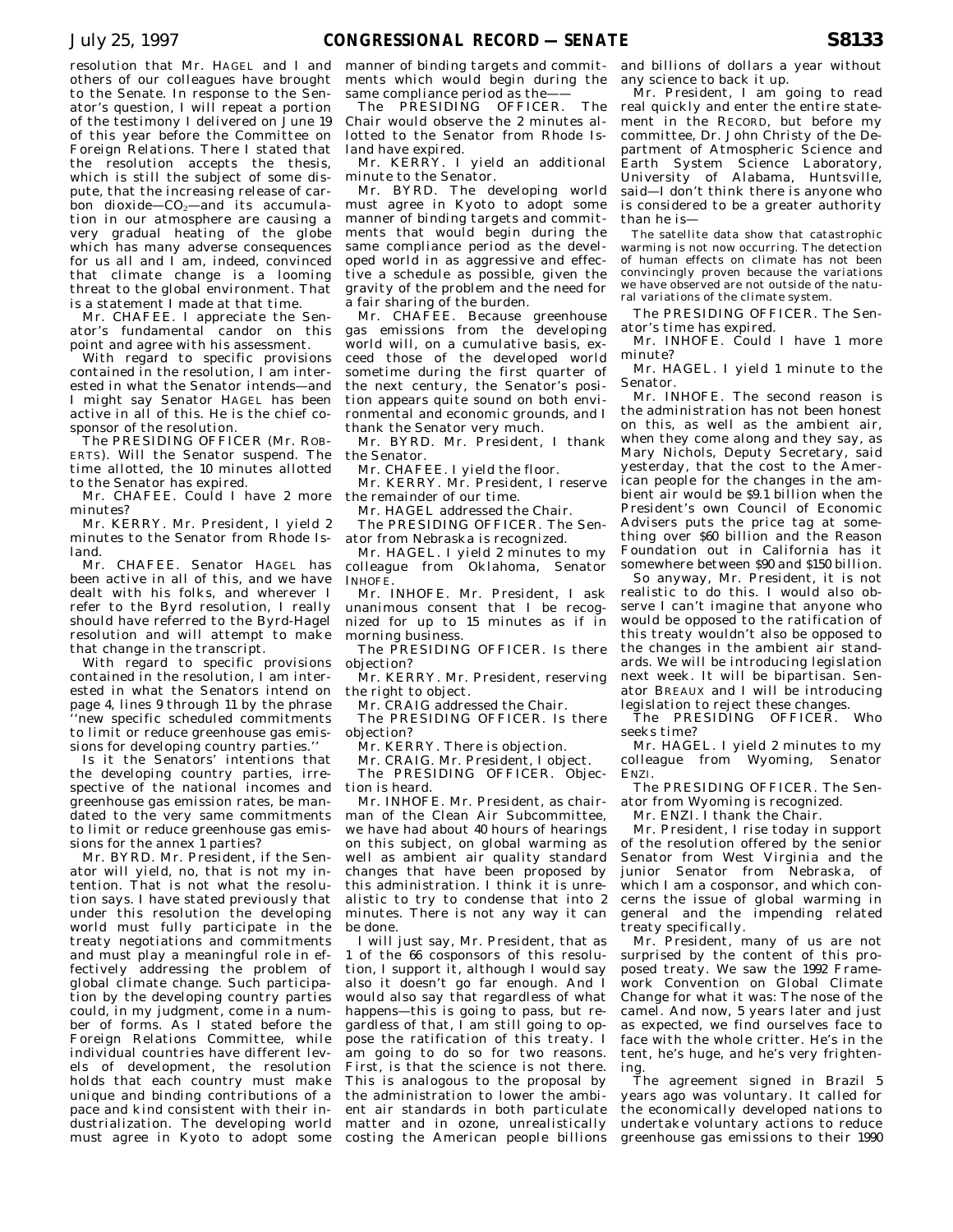resolution that Mr. HAGEL and I and others of our colleagues have brought to the Senate. In response to the Senator's question, I will repeat a portion of the testimony I delivered on June 19 of this year before the Committee on Foreign Relations. There I stated that the resolution accepts the thesis, which is still the subject of some dispute, that the increasing release of carbon dioxide—$CO_2$—and its accumulation in our atmosphere are causing a very gradual heating of the globe which has many adverse consequences for us all and I am, indeed, convinced that climate change is a looming threat to the global environment. That is a statement I made at that time.

Mr. CHAFEE. I appreciate the Senator's fundamental candor on this point and agree with his assessment.

With regard to specific provisions contained in the resolution, I am interested in what the Senator intends—and I might say Senator HAGEL has been active in all of this. He is the chief cosponsor of the resolution.

The PRESIDING OFFICER (Mr. ROBERTS). Will the Senator suspend. The time allotted, the 10 minutes allotted to the Senator has expired.

Mr. CHAFEE. Could I have 2 more minutes?

Mr. KERRY. Mr. President, I yield 2 minutes to the Senator from Rhode Island.

Mr. CHAFEE. Senator HAGEL has been active in all of this, and we have dealt with his folks, and wherever I refer to the Byrd resolution, I really should have referred to the Byrd-Hagel resolution and will attempt to make that change in the transcript.

With regard to specific provisions contained in the resolution, I am interested in what the Senators intend on page 4, lines 9 through 11 by the phrase ''new specific scheduled commitments to limit or reduce greenhouse gas emissions for developing country parties.''

Is it the Senators' intentions that the developing country parties, irrespective of the national incomes and greenhouse gas emission rates, be mandated to the very same commitments to limit or reduce greenhouse gas emissions for the annex 1 parties?

Mr. BYRD. Mr. President, if the Senator will yield, no, that is not my intention. That is not what the resolution says. I have stated previously that under this resolution the developing world must fully participate in the treaty negotiations and commitments and must play a meaningful role in effectively addressing the problem of global climate change. Such participation by the developing country parties could, in my judgment, come in a number of forms. As I stated before the Foreign Relations Committee, while individual countries have different levels of development, the resolution holds that each country must make unique and binding contributions of a pace and kind consistent with their industrialization. The developing world must agree in Kyoto to adopt some manner of binding targets and commitments which would begin during the same compliance period as the——

The PRESIDING OFFICER. The Chair would observe the 2 minutes allotted to the Senator from Rhode Island have expired.

Mr. KERRY. I yield an additional minute to the Senator.

Mr. BYRD. The developing world must agree in Kyoto to adopt some manner of binding targets and commitments that would begin during the same compliance period as the developed world in as aggressive and effective a schedule as possible, given the gravity of the problem and the need for a fair sharing of the burden.

Mr. CHAFEE. Because greenhouse gas emissions from the developing world will, on a cumulative basis, exceed those of the developed world sometime during the first quarter of the next century, the Senator's position appears quite sound on both environmental and economic grounds, and I thank the Senator very much.

Mr. BYRD. Mr. President, I thank the Senator.

Mr. CHAFEE. I yield the floor.

Mr. KERRY. Mr. President, I reserve the remainder of our time.

Mr. HAGEL addressed the Chair.

The PRESIDING OFFICER. The Senator from Nebraska is recognized.

Mr. HAGEL. I yield 2 minutes to my colleague from Oklahoma, Senator INHOFE.

Mr. INHOFE. Mr. President, I ask unanimous consent that I be recognized for up to 15 minutes as if in morning business.

The PRESIDING OFFICER. Is there objection?

Mr. KERRY. Mr. President, reserving the right to object.

Mr. CRAIG addressed the Chair.

The PRESIDING OFFICER. Is there objection?

Mr. KERRY. There is objection.

Mr. CRAIG. Mr. President, I object.

The PRESIDING OFFICER. Objection is heard.

Mr. INHOFE. Mr. President, as chairman of the Clean Air Subcommittee, we have had about 40 hours of hearings on this subject, on global warming as well as ambient air quality standard changes that have been proposed by this administration. I think it is unrealistic to try to condense that into 2 minutes. There is not any way it can be done.

I will just say, Mr. President, that as 1 of the 66 cosponsors of this resolution, I support it, although I would say also it doesn't go far enough. And I would also say that regardless of what happens—this is going to pass, but regardless of that, I am still going to oppose the ratification of this treaty. I am going to do so for two reasons. First, is that the science is not there. This is analogous to the proposal by the administration to lower the ambient air standards in both particulate matter and in ozone, unrealistically costing the American people billions and billions of dollars a year without any science to back it up.

Mr. President, I am going to read real quickly and enter the entire statement in the RECORD, but before my committee, Dr. John Christy of the Department of Atmospheric Science and Earth System Science Laboratory, University of Alabama, Huntsville, said—I don't think there is anyone who is considered to be a greater authority than he is—

The satellite data show that catastrophic warming is not now occurring. The detection of human effects on climate has not been convincingly proven because the variations we have observed are not outside of the natural variations of the climate system.

The PRESIDING OFFICER. The Senator's time has expired.

Mr. INHOFE. Could I have 1 more minute?

Mr. HAGEL. I yield 1 minute to the Senator.

Mr. INHOFE. The second reason is the administration has not been honest on this, as well as the ambient air, when they come along and they say, as Mary Nichols, Deputy Secretary, said yesterday, that the cost to the American people for the changes in the ambient air would be $9.1 billion when the President's own Council of Economic Advisers puts the price tag at something over $60 billion and the Reason Foundation out in California has it somewhere between $90 and $150 billion.

So anyway, Mr. President, it is not realistic to do this. I would also observe I can't imagine that anyone who would be opposed to the ratification of this treaty wouldn't also be opposed to the changes in the ambient air standards. We will be introducing legislation next week. It will be bipartisan. Senator BREAUX and I will be introducing legislation to reject these changes.

The PRESIDING OFFICER. Who seeks time?

Mr. HAGEL. I yield 2 minutes to my colleague from Wyoming, Senator ENZI.

The PRESIDING OFFICER. The Senator from Wyoming is recognized.

Mr. ENZI. I thank the Chair.

Mr. President, I rise today in support of the resolution offered by the senior Senator from West Virginia and the junior Senator from Nebraska, of which I am a cosponsor, and which concerns the issue of global warming in general and the impending related treaty specifically.

Mr. President, many of us are not surprised by the content of this proposed treaty. We saw the 1992 Framework Convention on Global Climate Change for what it was: The nose of the camel. And now, 5 years later and just as expected, we find ourselves face to face with the whole critter. He's in the tent, he's huge, and he's very frightening.

The agreement signed in Brazil 5 years ago was voluntary. It called for the economically developed nations to undertake voluntary actions to reduce greenhouse gas emissions to their 1990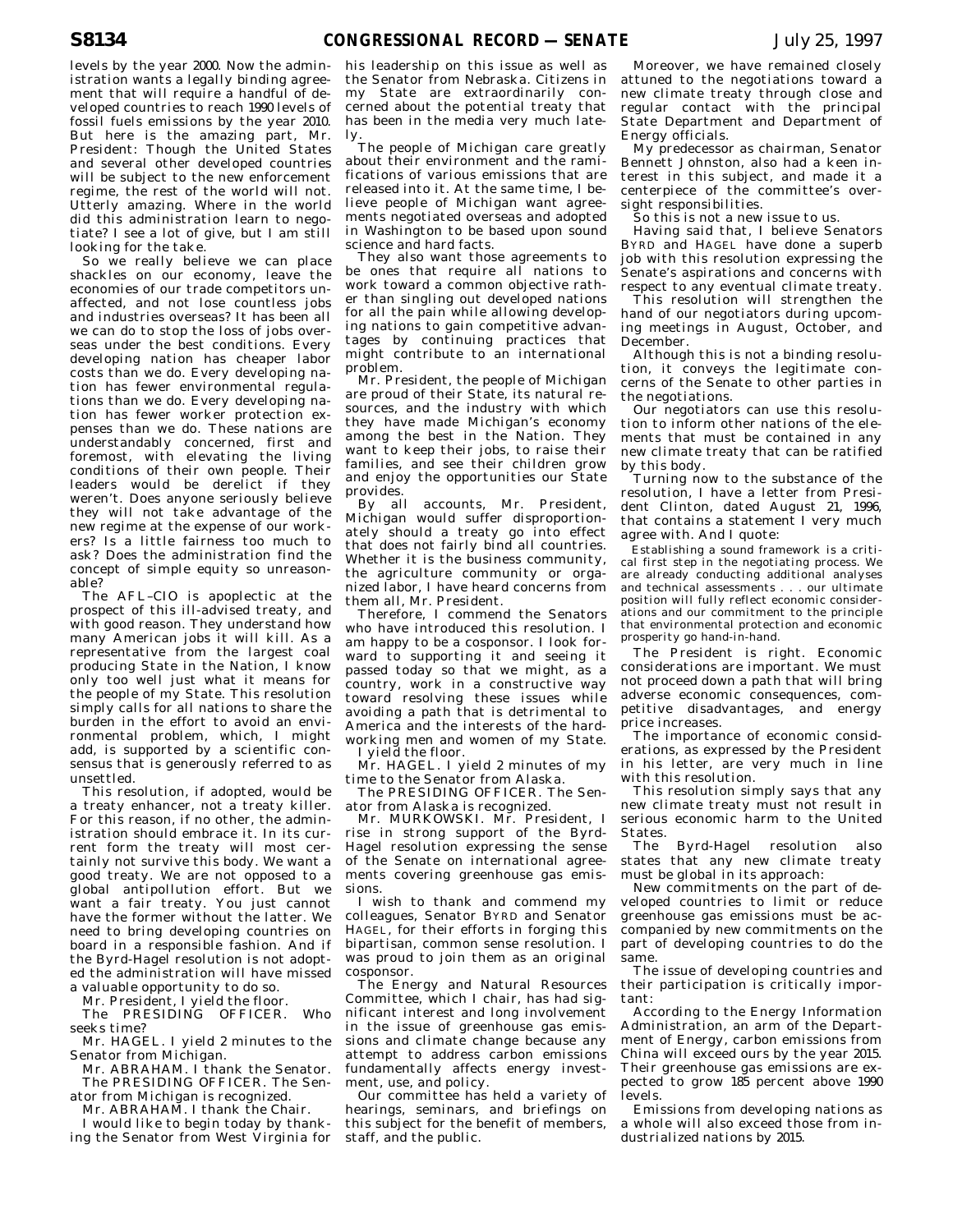levels by the year 2000. Now the administration wants a legally binding agreement that will require a handful of developed countries to reach 1990 levels of fossil fuels emissions by the year 2010. But here is the amazing part, Mr. President: Though the United States and several other developed countries will be subject to the new enforcement regime, the rest of the world will not. Utterly amazing. Where in the world did this administration learn to negotiate? I see a lot of give, but I am still looking for the take.

So we really believe we can place shackles on our economy, leave the economies of our trade competitors unaffected, and not lose countless jobs and industries overseas? It has been all we can do to stop the loss of jobs overseas under the best conditions. Every developing nation has cheaper labor costs than we do. Every developing nation has fewer environmental regulations than we do. Every developing nation has fewer worker protection expenses than we do. These nations are understandably concerned, first and foremost, with elevating the living conditions of their own people. Their leaders would be derelict if they weren't. Does anyone seriously believe they will not take advantage of the new regime at the expense of our workers? Is a little fairness too much to ask? Does the administration find the concept of simple equity so unreasonable?

The AFL–CIO is apoplectic at the prospect of this ill-advised treaty, and with good reason. They understand how many American jobs it will kill. As a representative from the largest coal producing State in the Nation, I know only too well just what it means for the people of my State. This resolution simply calls for all nations to share the burden in the effort to avoid an environmental problem, which, I might add, is supported by a scientific consensus that is generously referred to as unsettled.

This resolution, if adopted, would be a treaty enhancer, not a treaty killer. For this reason, if no other, the administration should embrace it. In its current form the treaty will most certainly not survive this body. We want a good treaty. We are not opposed to a global antipollution effort. But we want a fair treaty. You just cannot have the former without the latter. We need to bring developing countries on board in a responsible fashion. And if the Byrd-Hagel resolution is not adopted the administration will have missed a valuable opportunity to do so.

Mr. President, I yield the floor.

The PRESIDING OFFICER. Who seeks time?

Mr. HAGEL. I yield 2 minutes to the Senator from Michigan.

Mr. ABRAHAM. I thank the Senator.

The PRESIDING OFFICER. The Senator from Michigan is recognized.

Mr. ABRAHAM. I thank the Chair.

I would like to begin today by thanking the Senator from West Virginia for his leadership on this issue as well as the Senator from Nebraska. Citizens in my State are extraordinarily concerned about the potential treaty that has been in the media very much lately.

The people of Michigan care greatly about their environment and the ramifications of various emissions that are released into it. At the same time, I believe people of Michigan want agreements negotiated overseas and adopted in Washington to be based upon sound science and hard facts.

They also want those agreements to be ones that require all nations to work toward a common objective rather than singling out developed nations for all the pain while allowing developing nations to gain competitive advantages by continuing practices that might contribute to an international problem.

Mr. President, the people of Michigan are proud of their State, its natural resources, and the industry with which they have made Michigan's economy among the best in the Nation. They want to keep their jobs, to raise their families, and see their children grow and enjoy the opportunities our State provides.

By all accounts, Mr. President, Michigan would suffer disproportionately should a treaty go into effect that does not fairly bind all countries. Whether it is the business community, the agriculture community or organized labor, I have heard concerns from them all, Mr. President.

Therefore, I commend the Senators who have introduced this resolution. I am happy to be a cosponsor. I look forward to supporting it and seeing it passed today so that we might, as a country, work in a constructive way toward resolving these issues while avoiding a path that is detrimental to America and the interests of the hardworking men and women of my State.

I yield the floor.

Mr. HAGEL. I yield 2 minutes of my time to the Senator from Alaska.

The PRESIDING OFFICER. The Senator from Alaska is recognized.

Mr. MURKOWSKI. Mr. President, I rise in strong support of the Byrd-Hagel resolution expressing the sense of the Senate on international agreements covering greenhouse gas emissions.

I wish to thank and commend my colleagues, Senator BYRD and Senator HAGEL, for their efforts in forging this bipartisan, common sense resolution. I was proud to join them as an original cosponsor.

The Energy and Natural Resources Committee, which I chair, has had significant interest and long involvement in the issue of greenhouse gas emissions and climate change because any attempt to address carbon emissions fundamentally affects energy investment, use, and policy.

Our committee has held a variety of hearings, seminars, and briefings on this subject for the benefit of members, staff, and the public.

Moreover, we have remained closely attuned to the negotiations toward a new climate treaty through close and regular contact with the principal State Department and Department of Energy officials.

My predecessor as chairman, Senator Bennett Johnston, also had a keen interest in this subject, and made it a centerpiece of the committee's oversight responsibilities.

So this is not a new issue to us.

Having said that, I believe Senators BYRD and HAGEL have done a superb job with this resolution expressing the Senate's aspirations and concerns with respect to any eventual climate treaty.

This resolution will strengthen the hand of our negotiators during upcoming meetings in August, October, and December.

Although this is not a binding resolution, it conveys the legitimate concerns of the Senate to other parties in the negotiations.

Our negotiators can use this resolution to inform other nations of the elements that must be contained in any new climate treaty that can be ratified by this body.

Turning now to the substance of the resolution, I have a letter from President Clinton, dated August 21, 1996, that contains a statement I very much agree with. And I quote:

> Establishing a sound framework is a critical first step in the negotiating process. We are already conducting additional analyses and technical assessments . . . our ultimate position will fully reflect economic considerations and our commitment to the principle that environmental protection and economic prosperity go hand-in-hand.

The President is right. Economic considerations are important. We must not proceed down a path that will bring adverse economic consequences, competitive disadvantages, and energy price increases.

The importance of economic considerations, as expressed by the President in his letter, are very much in line with this resolution.

This resolution simply says that any new climate treaty must not result in serious economic harm to the United States.

The Byrd-Hagel resolution also states that any new climate treaty must be global in its approach:

New commitments on the part of developed countries to limit or reduce greenhouse gas emissions must be accompanied by new commitments on the part of developing countries to do the same.

The issue of developing countries and their participation is critically important:

According to the Energy Information Administration, an arm of the Department of Energy, carbon emissions from China will exceed ours by the year 2015. Their greenhouse gas emissions are expected to grow 185 percent above 1990 levels.

Emissions from developing nations as a whole will also exceed those from industrialized nations by 2015.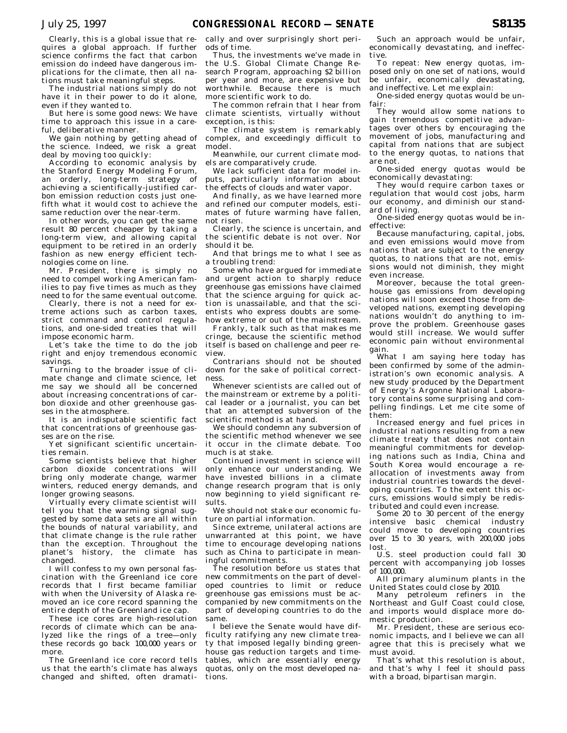Clearly, this is a global issue that requires a global approach. If further science confirms the fact that carbon emission do indeed have dangerous implications for the climate, then all nations must take meaningful steps.

The industrial nations simply do not have it in their power to do it alone, even if they wanted to.

But here is some good news: We have time to approach this issue in a careful, deliberative manner.

We gain nothing by getting ahead of the science. Indeed, we risk a great deal by moving too quickly:

According to economic analysis by the Stanford Energy Modeling Forum, an orderly, long-term strategy of achieving a scientifically-justified carbon emission reduction costs just one-fifth what it would cost to achieve the same reduction over the near-term.

In other words, you can get the same result 80 percent cheaper by taking a long-term view, and allowing capital equipment to be retired in an orderly fashion as new energy efficient technologies come on line.

Mr. President, there is simply no need to compel working American families to pay five times as much as they need to for the same eventual outcome.

Clearly, there is not a need for extreme actions such as carbon taxes, strict command and control regulations, and one-sided treaties that will impose economic harm.

Let's take the time to do the job right and enjoy tremendous economic savings.

Turning to the broader issue of climate change and climate science, let me say we should all be concerned about increasing concentrations of carbon dioxide and other greenhouse gasses in the atmosphere.

It is an indisputable scientific fact that concentrations of greenhouse gasses are on the rise.

Yet significant scientific uncertainties remain.

Some scientists believe that higher carbon dioxide concentrations will bring only moderate change, warmer winters, reduced energy demands, and longer growing seasons.

Virtually every climate scientist will tell you that the warming signal suggested by some data sets are all within the bounds of natural variability, and that climate change is the rule rather than the exception. Throughout the planet's history, the climate has changed.

I will confess to my own personal fascination with the Greenland ice core records that I first became familiar with when the University of Alaska removed an ice core record spanning the entire depth of the Greenland ice cap.

These ice cores are high-resolution records of climate which can be analyzed like the rings of a tree—only these records go back 100,000 years or more.

The Greenland ice core record tells us that the earth's climate has always changed and shifted, often dramatically and over surprisingly short periods of time.

Thus, the investments we've made in the U.S. Global Climate Change Research Program, approaching $2 billion per year and more, are expensive but worthwhile. Because there is much more scientific work to do.

The common refrain that I hear from climate scientists, virtually without exception, is this:

The climate system is remarkably complex, and exceedingly difficult to model.

Meanwhile, our current climate models are comparatively crude.

We lack sufficient data for model inputs, particularly information about the effects of clouds and water vapor.

And finally, as we have learned more and refined our computer models, estimates of future warming have fallen, not risen.

Clearly, the science is uncertain, and the scientific debate is not over. Nor should it be.

And that brings me to what I see as a troubling trend:

Some who have argued for immediate and urgent action to sharply reduce greenhouse gas emissions have claimed that the science arguing for quick action is unassailable, and that the scientists who express doubts are somehow extreme or out of the mainstream.

Frankly, talk such as that makes me cringe, because the scientific method itself is based on challenge and peer review.

Contrarians should not be shouted down for the sake of political correctness.

Whenever scientists are called out of the mainstream or extreme by a political leader or a journalist, you can bet that an attempted subversion of the scientific method is at hand.

We should condemn any subversion of the scientific method whenever we see it occur in the climate debate. Too much is at stake.

Continued investment in science will only enhance our understanding. We have invested billions in a climate change research program that is only now beginning to yield significant results.

We should not stake our economic future on partial information.

Since extreme, unilateral actions are unwarranted at this point, we have time to encourage developing nations such as China to participate in meaningful commitments.

The resolution before us states that new commitments on the part of developed countries to limit or reduce greenhouse gas emissions must be accompanied by new commitments on the part of developing countries to do the same.

I believe the Senate would have difficulty ratifying any new climate treaty that imposed legally binding greenhouse gas reduction targets and timetables, which are essentially energy quotas, only on the most developed nations.

Such an approach would be unfair, economically devastating, and ineffective.

To repeat: New energy quotas, imposed only on one set of nations, would be unfair, economically devastating, and ineffective. Let me explain:

One-sided energy quotas would be unfair:

They would allow some nations to gain tremendous competitive advantages over others by encouraging the movement of jobs, manufacturing and capital from nations that are subject to the energy quotas, to nations that are not.

One-sided energy quotas would be economically devastating:

They would require carbon taxes or regulation that would cost jobs, harm our economy, and diminish our standard of living.

One-sided energy quotas would be ineffective:

Because manufacturing, capital, jobs, and even emissions would move from nations that are subject to the energy quotas, to nations that are not, emissions would not diminish, they might even increase.

Moreover, because the total greenhouse gas emissions from developing nations will soon exceed those from developed nations, exempting developing nations wouldn't do anything to improve the problem. Greenhouse gases would still increase. We would suffer economic pain without environmental gain.

What I am saying here today has been confirmed by some of the administration's own economic analysis. A new study produced by the Department of Energy's Argonne National Laboratory contains some surprising and compelling findings. Let me cite some of them:

Increased energy and fuel prices in industrial nations resulting from a new climate treaty that does not contain meaningful commitments for developing nations such as India, China and South Korea would encourage a reallocation of investments away from industrial countries towards the developing countries. To the extent this occurs, emissions would simply be redistributed and could even increase.

Some 20 to 30 percent of the energy intensive basic chemical industry could move to developing countries over 15 to 30 years, with 200,000 jobs lost.

U.S. steel production could fall 30 percent with accompanying job losses of 100,000.

All primary aluminum plants in the United States could close by 2010.

Many petroleum refiners in the Northeast and Gulf Coast could close, and imports would displace more domestic production.

Mr. President, these are serious economic impacts, and I believe we can all agree that this is precisely what we must avoid.

That's what this resolution is about, and that's why I feel it should pass with a broad, bipartisan margin.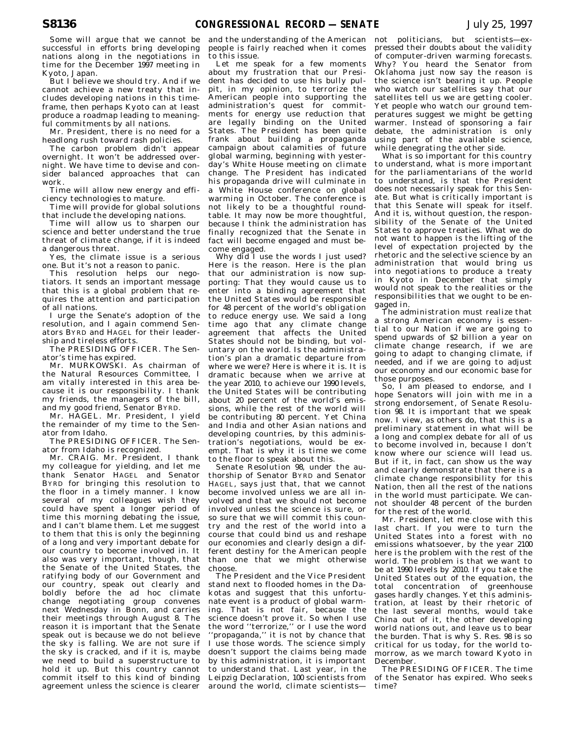Some will argue that we cannot be successful in efforts bring developing nations along in the negotiations in time for the December 1997 meeting in Kyoto, Japan.

But I believe we should try. And if we cannot achieve a new treaty that includes developing nations in this timeframe, then perhaps Kyoto can at least produce a roadmap leading to meaningful commitments by all nations.

Mr. President, there is no need for a headlong rush toward rash policies.

The carbon problem didn't appear overnight. It won't be addressed overnight. We have time to devise and consider balanced approaches that can work.

Time will allow new energy and efficiency technologies to mature.

Time will provide for global solutions that include the developing nations.

Time will allow us to sharpen our science and better understand the true threat of climate change, if it is indeed a dangerous threat.

Yes, the climate issue is a serious one. But it's not a reason to panic.

This resolution helps our negotiators. It sends an important message that this is a global problem that requires the attention and participation of all nations.

I urge the Senate's adoption of the resolution, and I again commend Senators BYRD and HAGEL for their leadership and tireless efforts.

The PRESIDING OFFICER. The Senator's time has expired.

Mr. MURKOWSKI. As chairman of the Natural Resources Committee, I am vitally interested in this area because it is our responsibility. I thank my friends, the managers of the bill, and my good friend, Senator BYRD.

Mr. HAGEL. Mr. President, I yield the remainder of my time to the Senator from Idaho.

The PRESIDING OFFICER. The Senator from Idaho is recognized.

Mr. CRAIG. Mr. President, I thank my colleague for yielding, and let me thank Senator HAGEL and Senator BYRD for bringing this resolution to the floor in a timely manner. I know several of my colleagues wish they could have spent a longer period of time this morning debating the issue, and I can't blame them. Let me suggest to them that this is only the beginning of a long and very important debate for our country to become involved in. It also was very important, though, that the Senate of the United States, the ratifying body of our Government and our country, speak out clearly and boldly before the ad hoc climate change negotiating group convenes next Wednesday in Bonn, and carries their meetings through August 8. The reason it is important that the Senate speak out is because we do not believe the sky is falling. We are not sure if the sky is cracked, and if it is, maybe we need to build a superstructure to hold it up. But this country cannot commit itself to this kind of binding agreement unless the science is clearer and the understanding of the American people is fairly reached when it comes to this issue.

Let me speak for a few moments about my frustration that our President has decided to use his bully pulpit, in my opinion, to terrorize the American people into supporting the administration's quest for commitments for energy use reduction that are legally binding on the United States. The President has been quite frank about building a propaganda campaign about calamities of future global warming, beginning with yesterday's White House meeting on climate change. The President has indicated his propaganda drive will culminate in a White House conference on global warming in October. The conference is not likely to be a thoughtful roundtable. It may now be more thoughtful, because I think the administration has finally recognized that the Senate in fact will become engaged and must become engaged.

Why did I use the words I just used? Here is the reason. Here is the plan that our administration is now supporting: That they would cause us to enter into a binding agreement that the United States would be responsible for 48 percent of the world's obligation to reduce energy use. We said a long time ago that any climate change agreement that affects the United States should not be binding, but voluntary on the world. Is the administration's plan a dramatic departure from where we were? Here is where it is. It is dramatic because when we arrive at the year 2010, to achieve our 1990 levels, the United States will be contributing about 20 percent of the world's emissions, while the rest of the world will be contributing 80 percent. Yet China and India and other Asian nations and developing countries, by this administration's negotiations, would be exempt. That is why it is time we come to the floor to speak about this.

Senate Resolution 98, under the authorship of Senator BYRD and Senator HAGEL, says just that, that we cannot become involved unless we are all involved and that we should not become involved unless the science is sure, or so sure that we will commit this country and the rest of the world into a course that could bind us and reshape our economies and clearly design a different destiny for the American people than one that we might otherwise choose.

The President and the Vice President stand next to flooded homes in the Dakotas and suggest that this unfortunate event is a product of global warming. That is not fair, because the science doesn't prove it. So when I use the word ''terrorize,'' or I use the word ''propaganda,'' it is not by chance that I use those words. The science simply doesn't support the claims being made by this administration, it is important to understand that. Last year, in the Leipzig Declaration, 100 scientists from around the world, climate scientists—not politicians, but scientists—expressed their doubts about the validity of computer-driven warming forecasts. Why? You heard the Senator from Oklahoma just now say the reason is the science isn't bearing it up. People who watch our satellites say that our satellites tell us we are getting cooler. Yet people who watch our ground temperatures suggest we might be getting warmer. Instead of sponsoring a fair debate, the administration is only using part of the available science, while denegrating the other side.

What is so important for this country to understand, what is more important for the parliamentarians of the world to understand, is that the President does not necessarily speak for this Senate. But what is critically important is that this Senate will speak for itself. And it is, without question, the responsibility of the Senate of the United States to approve treaties. What we do not want to happen is the lifting of the level of expectation projected by the rhetoric and the selective science by an administration that would bring us into negotiations to produce a treaty in Kyoto in December that simply would not speak to the realities or the responsibilities that we ought to be engaged in.

The administration must realize that a strong American economy is essential to our Nation if we are going to spend upwards of $2 billion a year on climate change research, if we are going to adapt to changing climate, if needed, and if we are going to adjust our economy and our economic base for those purposes.

So, I am pleased to endorse, and I hope Senators will join with me in a strong endorsement, of Senate Resolution 98. It is important that we speak now. I view, as others do, that this is a preliminary statement in what will be a long and complex debate for all of us to become involved in, because I don't know where our science will lead us. But if it, in fact, can show us the way and clearly demonstrate that there is a climate change responsibility for this Nation, then all the rest of the nations in the world must participate. We cannot shoulder 48 percent of the burden for the rest of the world.

Mr. President, let me close with this last chart. If you were to turn the United States into a forest with no emissions whatsoever, by the year 2100 here is the problem with the rest of the world. The problem is that we want to be at 1990 levels by 2010. If you take the United States out of the equation, the total concentration of greenhouse gases hardly changes. Yet this administration, at least by their rhetoric of the last several months, would take China out of it, the other developing world nations out, and leave us to bear the burden. That is why S. Res. 98 is so critical for us today, for the world tomorrow, as we march toward Kyoto in December.

The PRESIDING OFFICER. The time of the Senator has expired. Who seeks time?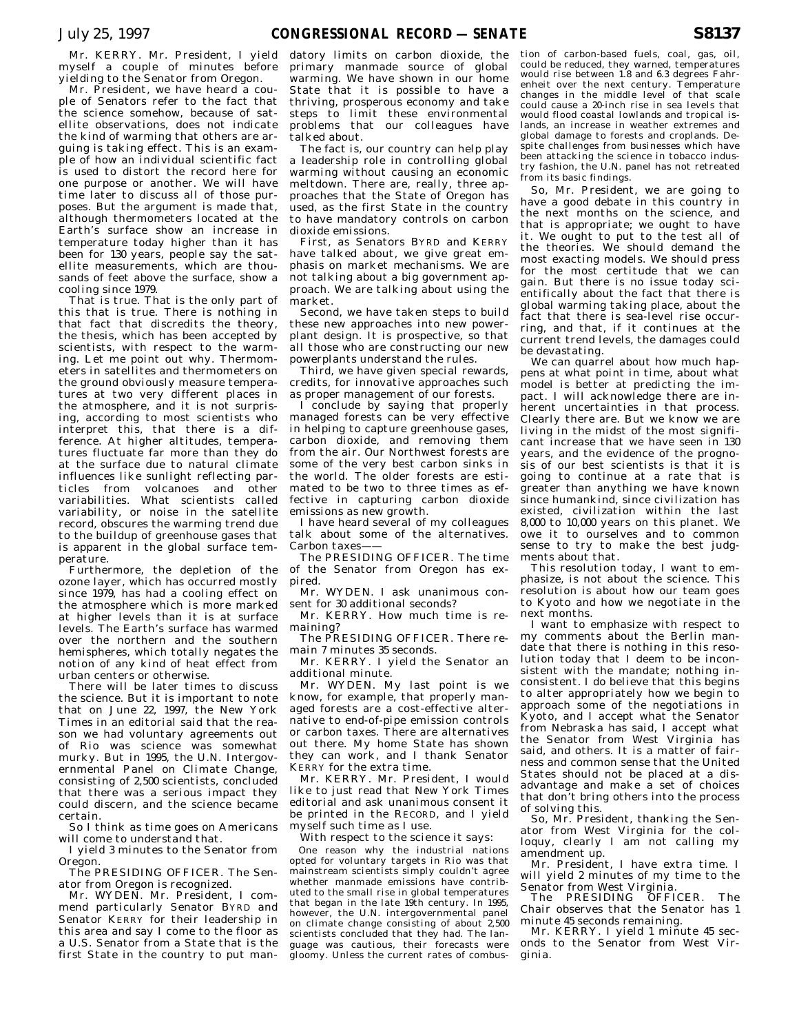Mr. KERRY. Mr. President, I yield myself a couple of minutes before yielding to the Senator from Oregon.

Mr. President, we have heard a couple of Senators refer to the fact that the science somehow, because of satellite observations, does not indicate the kind of warming that others are arguing is taking effect. This is an example of how an individual scientific fact is used to distort the record here for one purpose or another. We will have time later to discuss all of those purposes. But the argument is made that, although thermometers located at the Earth's surface show an increase in temperature today higher than it has been for 130 years, people say the satellite measurements, which are thousands of feet above the surface, show a cooling since 1979.

That is true. That is the only part of this that is true. There is nothing in that fact that discredits the theory, the thesis, which has been accepted by scientists, with respect to the warming. Let me point out why. Thermometers in satellites and thermometers on the ground obviously measure temperatures at two very different places in the atmosphere, and it is not surprising, according to most scientists who interpret this, that there is a difference. At higher altitudes, temperatures fluctuate far more than they do at the surface due to natural climate influences like sunlight reflecting particles from volcanoes and other variabilities. What scientists called variability, or noise in the satellite record, obscures the warming trend due to the buildup of greenhouse gases that is apparent in the global surface temperature.

Furthermore, the depletion of the ozone layer, which has occurred mostly since 1979, has had a cooling effect on the atmosphere which is more marked at higher levels than it is at surface levels. The Earth's surface has warmed over the northern and the southern hemispheres, which totally negates the notion of any kind of heat effect from urban centers or otherwise.

There will be later times to discuss the science. But it is important to note that on June 22, 1997, the New York Times in an editorial said that the reason we had voluntary agreements out of Rio was science was somewhat murky. But in 1995, the U.N. Intergovernmental Panel on Climate Change, consisting of 2,500 scientists, concluded that there was a serious impact they could discern, and the science became certain.

So I think as time goes on Americans will come to understand that.

I yield 3 minutes to the Senator from Oregon.

The PRESIDING OFFICER. The Senator from Oregon is recognized.

Mr. WYDEN. Mr. President, I commend particularly Senator BYRD and Senator KERRY for their leadership in this area and say I come to the floor as a U.S. Senator from a State that is the first State in the country to put mandatory limits on carbon dioxide, the primary manmade source of global warming. We have shown in our home State that it is possible to have a thriving, prosperous economy and take steps to limit these environmental problems that our colleagues have talked about.

The fact is, our country can help play a leadership role in controlling global warming without causing an economic meltdown. There are, really, three approaches that the State of Oregon has used, as the first State in the country to have mandatory controls on carbon dioxide emissions.

First, as Senators BYRD and KERRY have talked about, we give great emphasis on market mechanisms. We are not talking about a big government approach. We are talking about using the market.

Second, we have taken steps to build these new approaches into new powerplant design. It is prospective, so that all those who are constructing our new powerplants understand the rules.

Third, we have given special rewards, credits, for innovative approaches such as proper management of our forests.

I conclude by saying that properly managed forests can be very effective in helping to capture greenhouse gases, carbon dioxide, and removing them from the air. Our Northwest forests are some of the very best carbon sinks in the world. The older forests are estimated to be two to three times as effective in capturing carbon dioxide emissions as new growth.

I have heard several of my colleagues talk about some of the alternatives. Carbon taxes——

The PRESIDING OFFICER. The time of the Senator from Oregon has expired.

Mr. WYDEN. I ask unanimous consent for 30 additional seconds?

Mr. KERRY. How much time is remaining?

The PRESIDING OFFICER. There remain 7 minutes 35 seconds.

Mr. KERRY. I yield the Senator an additional minute.

Mr. WYDEN. My last point is we know, for example, that properly managed forests are a cost-effective alternative to end-of-pipe emission controls or carbon taxes. There are alternatives out there. My home State has shown they can work, and I thank Senator KERRY for the extra time.

Mr. KERRY. Mr. President, I would like to just read that New York Times editorial and ask unanimous consent it be printed in the RECORD, and I yield myself such time as I use.

With respect to the science it says:

One reason why the industrial nations opted for voluntary targets in Rio was that mainstream scientists simply couldn't agree whether manmade emissions have contributed to the small rise in global temperatures that began in the late 19th century. In 1995, however, the U.N. intergovernmental panel on climate change consisting of about 2,500 scientists concluded that they had. The language was cautious, their forecasts were gloomy. Unless the current rates of combustion of carbon-based fuels, coal, gas, oil, could be reduced, they warned, temperatures would rise between 1.8 and 6.3 degrees Fahrenheit over the next century. Temperature changes in the middle level of that scale could cause a 20-inch rise in sea levels that would flood coastal lowlands and tropical islands, an increase in weather extremes and global damage to forests and croplands. Despite challenges from businesses which have been attacking the science in tobacco industry fashion, the U.N. panel has not retreated from its basic findings.

So, Mr. President, we are going to have a good debate in this country in the next months on the science, and that is appropriate; we ought to have it. We ought to put to the test all of the theories. We should demand the most exacting models. We should press for the most certitude that we can gain. But there is no issue today scientifically about the fact that there is global warming taking place, about the fact that there is sea-level rise occurring, and that, if it continues at the current trend levels, the damages could be devastating.

We can quarrel about how much happens at what point in time, about what model is better at predicting the impact. I will acknowledge there are inherent uncertainties in that process. Clearly there are. But we know we are living in the midst of the most significant increase that we have seen in 130 years, and the evidence of the prognosis of our best scientists is that it is going to continue at a rate that is greater than anything we have known since humankind, since civilization has existed, civilization within the last 8,000 to 10,000 years on this planet. We owe it to ourselves and to common sense to try to make the best judgments about that.

This resolution today, I want to emphasize, is not about the science. This resolution is about how our team goes to Kyoto and how we negotiate in the next months.

I want to emphasize with respect to my comments about the Berlin mandate that there is nothing in this resolution today that I deem to be inconsistent with the mandate; nothing inconsistent. I do believe that this begins to alter appropriately how we begin to approach some of the negotiations in Kyoto, and I accept what the Senator from Nebraska has said, I accept what the Senator from West Virginia has said, and others. It is a matter of fairness and common sense that the United States should not be placed at a disadvantage and make a set of choices that don't bring others into the process of solving this.

So, Mr. President, thanking the Senator from West Virginia for the colloquy, clearly I am not calling my amendment up.

Mr. President, I have extra time. I will yield 2 minutes of my time to the Senator from West Virginia.

The PRESIDING OFFICER. The Chair observes that the Senator has 1 minute 45 seconds remaining.

Mr. KERRY. I yield 1 minute 45 seconds to the Senator from West Virginia.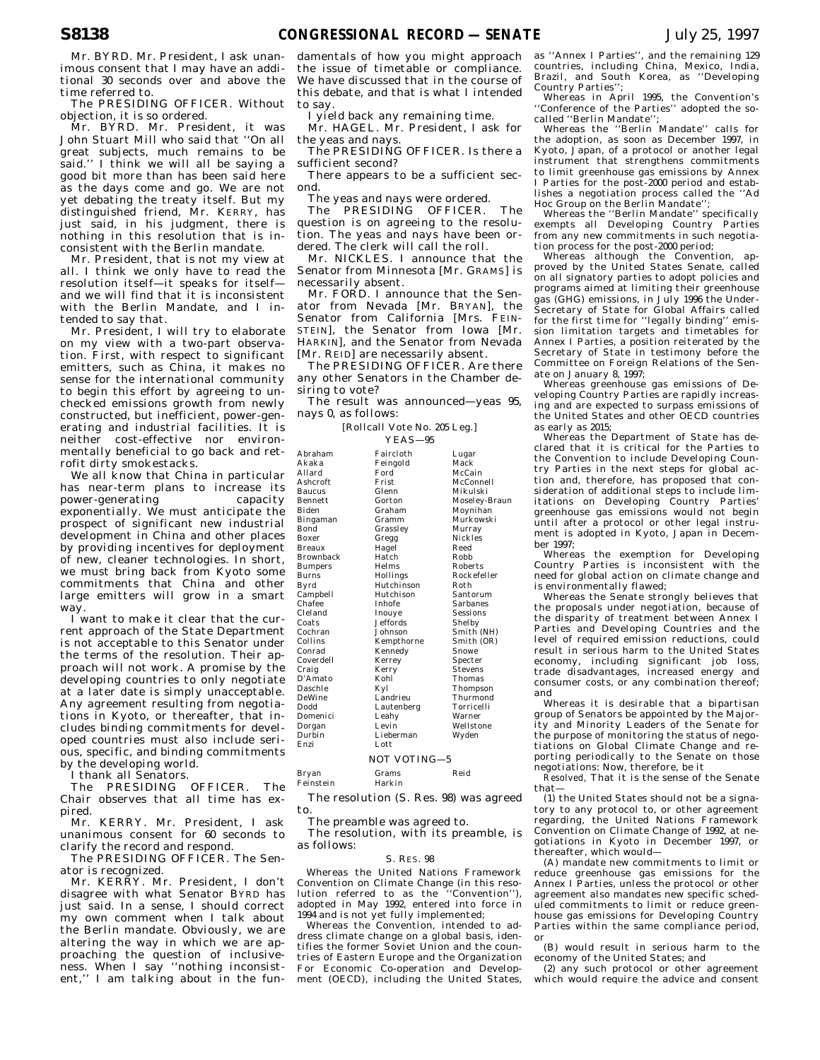Mr. BYRD. Mr. President, I ask unanimous consent that I may have an additional 30 seconds over and above the time referred to.

The PRESIDING OFFICER. Without objection, it is so ordered.

Mr. BYRD. Mr. President, it was John Stuart Mill who said that ''On all great subjects, much remains to be said.'' I think we will all be saying a good bit more than has been said here as the days come and go. We are not yet debating the treaty itself. But my distinguished friend, Mr. KERRY, has just said, in his judgment, there is nothing in this resolution that is inconsistent with the Berlin mandate.

Mr. President, that is not my view at all. I think we only have to read the resolution itself—it speaks for itself—and we will find that it is inconsistent with the Berlin Mandate, and I intended to say that.

Mr. President, I will try to elaborate on my view with a two-part observation. First, with respect to significant emitters, such as China, it makes no sense for the international community to begin this effort by agreeing to unchecked emissions growth from newly constructed, but inefficient, power-generating and industrial facilities. It is neither cost-effective nor environmentally beneficial to go back and retrofit dirty smokestacks.

We all know that China in particular has near-term plans to increase its power-generating capacity exponentially. We must anticipate the prospect of significant new industrial development in China and other places by providing incentives for deployment of new, cleaner technologies. In short, we must bring back from Kyoto some commitments that China and other large emitters will grow in a smart way.

I want to make it clear that the current approach of the State Department is not acceptable to this Senator under the terms of the resolution. Their approach will not work. A promise by the developing countries to only negotiate at a later date is simply unacceptable. Any agreement resulting from negotiations in Kyoto, or thereafter, that includes binding commitments for developed countries must also include serious, specific, and binding commitments by the developing world.

I thank all Senators.

The PRESIDING OFFICER. The Chair observes that all time has expired.

Mr. KERRY. Mr. President, I ask unanimous consent for 60 seconds to clarify the record and respond.

The PRESIDING OFFICER. The Senator is recognized.

Mr. KERRY. Mr. President, I don't disagree with what Senator BYRD has just said. In a sense, I should correct my own comment when I talk about the Berlin mandate. Obviously, we are altering the way in which we are approaching the question of inclusiveness. When I say ''nothing inconsistent,'' I am talking about in the fundamentals of how you might approach the issue of timetable or compliance. We have discussed that in the course of this debate, and that is what I intended to say.

I yield back any remaining time.

Mr. HAGEL. Mr. President, I ask for the yeas and nays.

The PRESIDING OFFICER. Is there a sufficient second?

There appears to be a sufficient second.

The yeas and nays were ordered.

The PRESIDING OFFICER. The question is on agreeing to the resolution. The yeas and nays have been ordered. The clerk will call the roll.

Mr. NICKLES. I announce that the Senator from Minnesota [Mr. GRAMS] is necessarily absent.

Mr. FORD. I announce that the Senator from Nevada [Mr. BRYAN], the Senator from California [Mrs. FEINSTEIN], the Senator from Iowa [Mr. HARKIN], and the Senator from Nevada [Mr. REID] are necessarily absent.

The PRESIDING OFFICER. Are there any other Senators in the Chamber desiring to vote?

The result was announced—yeas 95, nays 0, as follows:

[Rollcall Vote No. 205 Leg.]

YEAS—95

| | | |
|---|---|---|
| Abraham | Faircloth | Lugar |
| Akaka | Feingold | Mack |
| Allard | Ford | McCain |
| Ashcroft | Frist | McConnell |
| Baucus | Glenn | Mikulski |
| Bennett | Gorton | Moseley-Braun |
| Biden | Graham | Moynihan |
| Bingaman | Gramm | Murkowski |
| Bond | Grassley | Murray |
| Boxer | Gregg | Nickles |
| Breaux | Hagel | Reed |
| Brownback | Hatch | Robb |
| Bumpers | Helms | Roberts |
| Burns | Hollings | Rockefeller |
| Byrd | Hutchinson | Roth |
| Campbell | Hutchison | Santorum |
| Chafee | Inhofe | Sarbanes |
| Cleland | Inouye | Sessions |
| Coats | Jeffords | Shelby |
| Cochran | Johnson | Smith (NH) |
| Collins | Kempthorne | Smith (OR) |
| Conrad | Kennedy | Snowe |
| Coverdell | Kerrey | Specter |
| Craig | Kerry | Stevens |
| D'Amato | Kohl | Thomas |
| Daschle | Kyl | Thompson |
| DeWine | Landrieu | Thurmond |
| Dodd | Lautenberg | Torricelli |
| Domenici | Leahy | Warner |
| Dorgan | Levin | Wellstone |
| Durbin | Lieberman | Wyden |
| Enzi | Lott | |

NOT VOTING—5

| | | |
|---|---|---|
| Bryan | Grams | Reid |
| Feinstein | Harkin | |

The resolution (S. Res. 98) was agreed to.

The preamble was agreed to.

The resolution, with its preamble, is as follows:

S. RES. 98

Whereas the United Nations Framework Convention on Climate Change (in this resolution referred to as the ''Convention''), adopted in May 1992, entered into force in 1994 and is not yet fully implemented;

Whereas the Convention, intended to address climate change on a global basis, identifies the former Soviet Union and the countries of Eastern Europe and the Organization For Economic Co-operation and Development (OECD), including the United States, as ''Annex I Parties'', and the remaining 129 countries, including China, Mexico, India, Brazil, and South Korea, as ''Developing Country Parties'';

Whereas in April 1995, the Convention's ''Conference of the Parties'' adopted the so-called ''Berlin Mandate'';

Whereas the ''Berlin Mandate'' calls for the adoption, as soon as December 1997, in Kyoto, Japan, of a protocol or another legal instrument that strengthens commitments to limit greenhouse gas emissions by Annex I Parties for the post-2000 period and establishes a negotiation process called the ''Ad Hoc Group on the Berlin Mandate'';

Whereas the ''Berlin Mandate'' specifically exempts all Developing Country Parties from any new commitments in such negotiation process for the post-2000 period;

Whereas although the Convention, approved by the United States Senate, called on all signatory parties to adopt policies and programs aimed at limiting their greenhouse gas (GHG) emissions, in July 1996 the Under-Secretary of State for Global Affairs called for the first time for ''legally binding'' emission limitation targets and timetables for Annex I Parties, a position reiterated by the Secretary of State in testimony before the Committee on Foreign Relations of the Senate on January 8, 1997;

Whereas greenhouse gas emissions of Developing Country Parties are rapidly increasing and are expected to surpass emissions of the United States and other OECD countries as early as 2015;

Whereas the Department of State has declared that it is critical for the Parties to the Convention to include Developing Country Parties in the next steps for global action and, therefore, has proposed that consideration of additional steps to include limitations on Developing Country Parties' greenhouse gas emissions would not begin until after a protocol or other legal instrument is adopted in Kyoto, Japan in December 1997;

Whereas the exemption for Developing Country Parties is inconsistent with the need for global action on climate change and is environmentally flawed;

Whereas the Senate strongly believes that the proposals under negotiation, because of the disparity of treatment between Annex I Parties and Developing Countries and the level of required emission reductions, could result in serious harm to the United States economy, including significant job loss, trade disadvantages, increased energy and consumer costs, or any combination thereof; and

Whereas it is desirable that a bipartisan group of Senators be appointed by the Majority and Minority Leaders of the Senate for the purpose of monitoring the status of negotiations on Global Climate Change and reporting periodically to the Senate on those negotiations: Now, therefore, be it

*Resolved*, That it is the sense of the Senate that—

(1) the United States should not be a signatory to any protocol to, or other agreement regarding, the United Nations Framework Convention on Climate Change of 1992, at negotiations in Kyoto in December 1997, or thereafter, which would—

(A) mandate new commitments to limit or reduce greenhouse gas emissions for the Annex I Parties, unless the protocol or other agreement also mandates new specific scheduled commitments to limit or reduce greenhouse gas emissions for Developing Country Parties within the same compliance period, or

(B) would result in serious harm to the economy of the United States; and

(2) any such protocol or other agreement which would require the advice and consent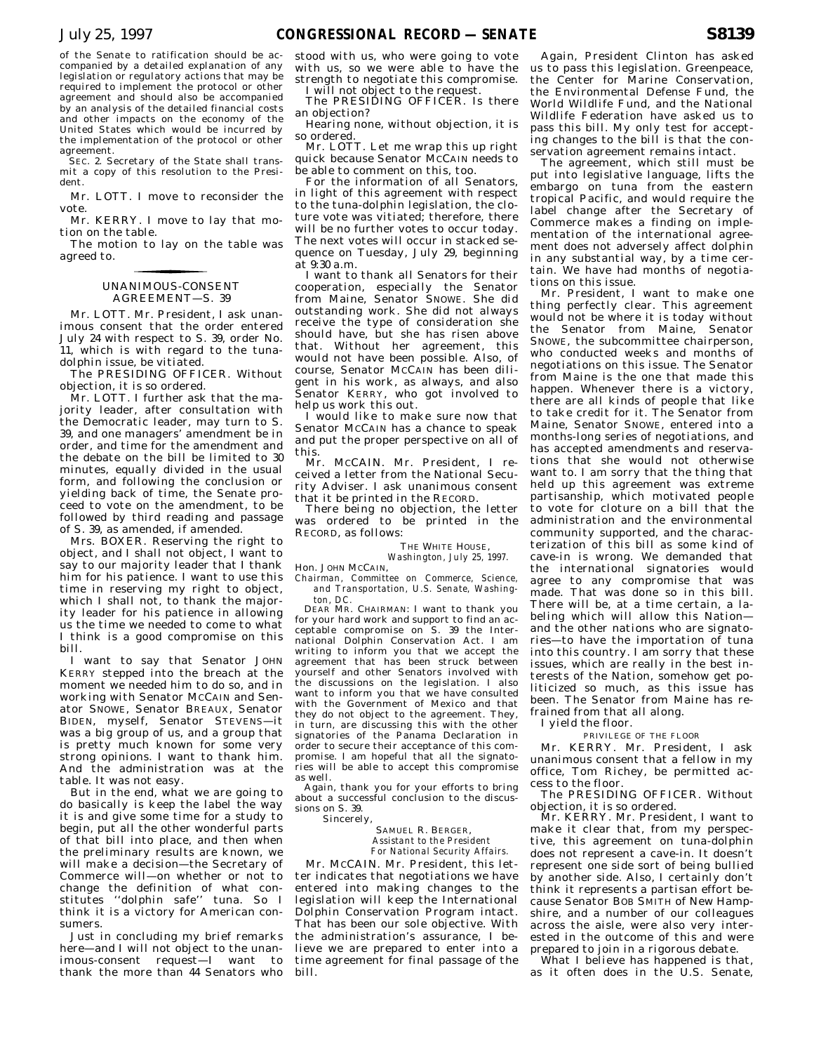of the Senate to ratification should be accompanied by a detailed explanation of any legislation or regulatory actions that may be required to implement the protocol or other agreement and should also be accompanied by an analysis of the detailed financial costs and other impacts on the economy of the United States which would be incurred by the implementation of the protocol or other agreement.

SEC. 2. Secretary of the State shall transmit a copy of this resolution to the President.

Mr. LOTT. I move to reconsider the vote.

Mr. KERRY. I move to lay that motion on the table.

The motion to lay on the table was agreed to.

## UNANIMOUS-CONSENT AGREEMENT—S. 39

Mr. LOTT. Mr. President, I ask unanimous consent that the order entered July 24 with respect to S. 39, order No. 11, which is with regard to the tuna-dolphin issue, be vitiated.

The PRESIDING OFFICER. Without objection, it is so ordered.

Mr. LOTT. I further ask that the majority leader, after consultation with the Democratic leader, may turn to S. 39, and one managers' amendment be in order, and time for the amendment and the debate on the bill be limited to 30 minutes, equally divided in the usual form, and following the conclusion or yielding back of time, the Senate proceed to vote on the amendment, to be followed by third reading and passage of S. 39, as amended, if amended.

Mrs. BOXER. Reserving the right to object, and I shall not object, I want to say to our majority leader that I thank him for his patience. I want to use this time in reserving my right to object, which I shall not, to thank the majority leader for his patience in allowing us the time we needed to come to what I think is a good compromise on this bill.

I want to say that Senator JOHN KERRY stepped into the breach at the moment we needed him to do so, and in working with Senator MCCAIN and Senator SNOWE, Senator BREAUX, Senator BIDEN, myself, Senator STEVENS—it was a big group of us, and a group that is pretty much known for some very strong opinions. I want to thank him. And the administration was at the table. It was not easy.

But in the end, what we are going to do basically is keep the label the way it is and give some time for a study to begin, put all the other wonderful parts of that bill into place, and then when the preliminary results are known, we will make a decision—the Secretary of Commerce will—on whether or not to change the definition of what constitutes ''dolphin safe'' tuna. So I think it is a victory for American consumers.

Just in concluding my brief remarks here—and I will not object to the unanimous-consent request—I want to thank the more than 44 Senators who stood with us, who were going to vote with us, so we were able to have the strength to negotiate this compromise.

I will not object to the request.

The PRESIDING OFFICER. Is there an objection?

Hearing none, without objection, it is so ordered.

Mr. LOTT. Let me wrap this up right quick because Senator MCCAIN needs to be able to comment on this, too.

For the information of all Senators, in light of this agreement with respect to the tuna-dolphin legislation, the cloture vote was vitiated; therefore, there will be no further votes to occur today. The next votes will occur in stacked sequence on Tuesday, July 29, beginning at 9:30 a.m.

I want to thank all Senators for their cooperation, especially the Senator from Maine, Senator SNOWE. She did outstanding work. She did not always receive the type of consideration she should have, but she has risen above that. Without her agreement, this would not have been possible. Also, of course, Senator MCCAIN has been diligent in his work, as always, and also Senator KERRY, who got involved to help us work this out.

I would like to make sure now that Senator MCCAIN has a chance to speak and put the proper perspective on all of this.

Mr. MCCAIN. Mr. President, I received a letter from the National Security Adviser. I ask unanimous consent that it be printed in the RECORD.

There being no objection, the letter was ordered to be printed in the RECORD, as follows:

THE WHITE HOUSE,
*Washington, July 25, 1997.*

Hon. JOHN MCCAIN,
*Chairman, Committee on Commerce, Science, and Transportation, U.S. Senate, Washington, DC.*

DEAR MR. CHAIRMAN: I want to thank you for your hard work and support to find an acceptable compromise on S. 39 the International Dolphin Conservation Act. I am writing to inform you that we accept the agreement that has been struck between yourself and other Senators involved with the discussions on the legislation. I also want to inform you that we have consulted with the Government of Mexico and that they do not object to the agreement. They, in turn, are discussing this with the other signatories of the Panama Declaration in order to secure their acceptance of this compromise. I am hopeful that all the signatories will be able to accept this compromise as well.

Again, thank you for your efforts to bring about a successful conclusion to the discussions on S. 39.

Sincerely,

SAMUEL R. BERGER,
*Assistant to the President For National Security Affairs.*

Mr. MCCAIN. Mr. President, this letter indicates that negotiations we have entered into making changes to the legislation will keep the International Dolphin Conservation Program intact. That has been our sole objective. With the administration's assurance, I believe we are prepared to enter into a time agreement for final passage of the bill.

Again, President Clinton has asked us to pass this legislation. Greenpeace, the Center for Marine Conservation, the Environmental Defense Fund, the World Wildlife Fund, and the National Wildlife Federation have asked us to pass this bill. My only test for accepting changes to the bill is that the conservation agreement remains intact.

The agreement, which still must be put into legislative language, lifts the embargo on tuna from the eastern tropical Pacific, and would require the label change after the Secretary of Commerce makes a finding on implementation of the international agreement does not adversely affect dolphin in any substantial way, by a time certain. We have had months of negotiations on this issue.

Mr. President, I want to make one thing perfectly clear. This agreement would not be where it is today without the Senator from Maine, Senator SNOWE, the subcommittee chairperson, who conducted weeks and months of negotiations on this issue. The Senator from Maine is the one that made this happen. Whenever there is a victory, there are all kinds of people that like to take credit for it. The Senator from Maine, Senator SNOWE, entered into a months-long series of negotiations, and has accepted amendments and reservations that she would not otherwise want to. I am sorry that the thing that held up this agreement was extreme partisanship, which motivated people to vote for cloture on a bill that the administration and the environmental community supported, and the characterization of this bill as some kind of cave-in is wrong. We demanded that the international signatories would agree to any compromise that was made. That was done so in this bill. There will be, at a time certain, a labeling which will allow this Nation—and the other nations who are signatories—to have the importation of tuna into this country. I am sorry that these issues, which are really in the best interests of the Nation, somehow get politicized so much, as this issue has been. The Senator from Maine has refrained from that all along.

I yield the floor.

### PRIVILEGE OF THE FLOOR

Mr. KERRY. Mr. President, I ask unanimous consent that a fellow in my office, Tom Richey, be permitted access to the floor.

The PRESIDING OFFICER. Without objection, it is so ordered.

Mr. KERRY. Mr. President, I want to make it clear that, from my perspective, this agreement on tuna-dolphin does not represent a cave-in. It doesn't represent one side sort of being bullied by another side. Also, I certainly don't think it represents a partisan effort because Senator BOB SMITH of New Hampshire, and a number of our colleagues across the aisle, were also very interested in the outcome of this and were prepared to join in a rigorous debate.

What I believe has happened is that, as it often does in the U.S. Senate,